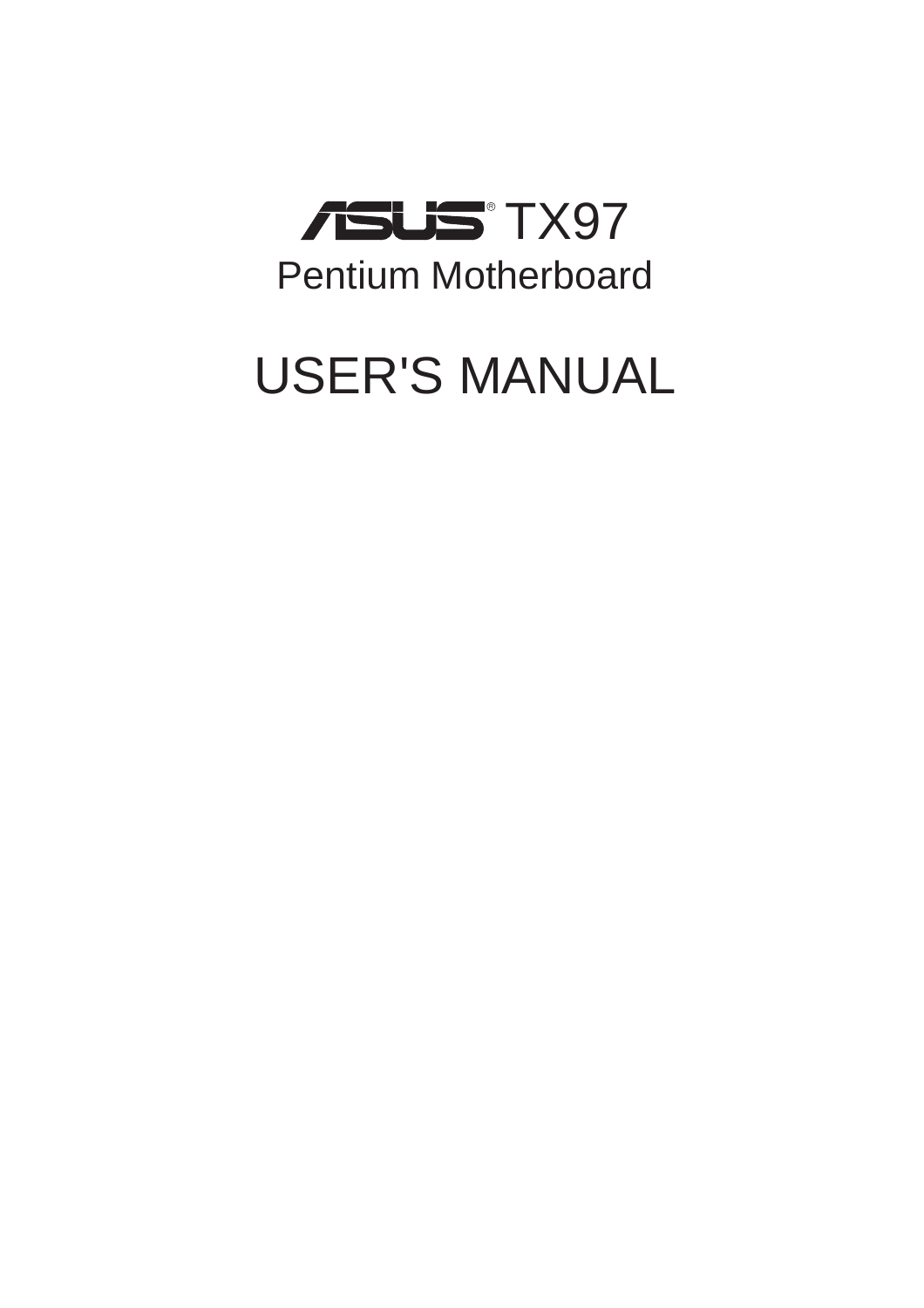# ASUS® TX97

## Pentium Motherboard

# USER'S MANUAL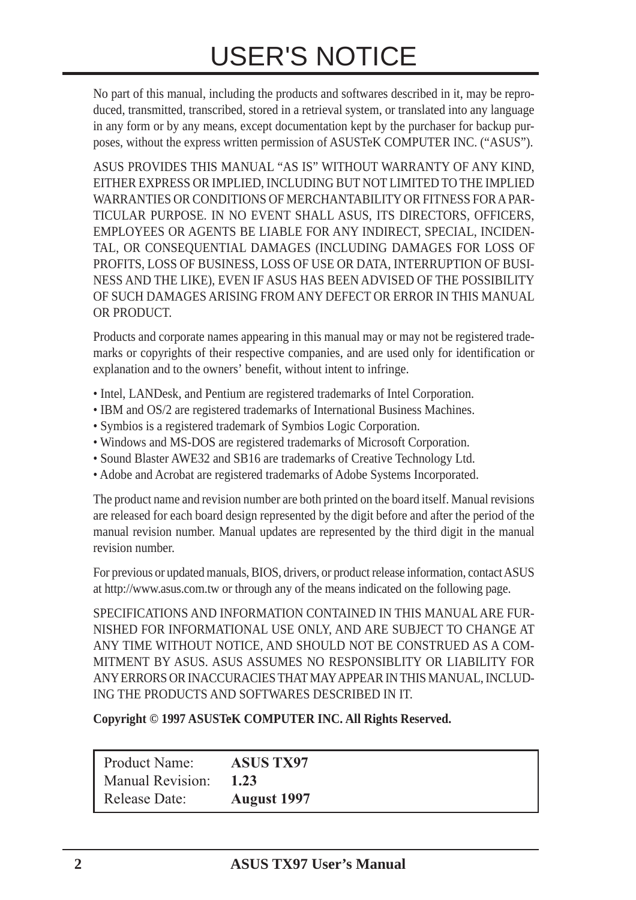# USER'S NOTICE

No part of this manual, including the products and softwares described in it, may be reproduced, transmitted, transcribed, stored in a retrieval system, or translated into any language in any form or by any means, except documentation kept by the purchaser for backup purposes, without the express written permission of ASUSTeK COMPUTER INC. ("ASUS").

ASUS PROVIDES THIS MANUAL "AS IS" WITHOUT WARRANTY OF ANY KIND, EITHER EXPRESS OR IMPLIED, INCLUDING BUT NOT LIMITED TO THE IMPLIED WARRANTIES OR CONDITIONS OF MERCHANTABILITY OR FITNESS FOR A PARTICULAR PURPOSE. IN NO EVENT SHALL ASUS, ITS DIRECTORS, OFFICERS, EMPLOYEES OR AGENTS BE LIABLE FOR ANY INDIRECT, SPECIAL, INCIDENTAL, OR CONSEQUENTIAL DAMAGES (INCLUDING DAMAGES FOR LOSS OF PROFITS, LOSS OF BUSINESS, LOSS OF USE OR DATA, INTERRUPTION OF BUSINESS AND THE LIKE), EVEN IF ASUS HAS BEEN ADVISED OF THE POSSIBILITY OF SUCH DAMAGES ARISING FROM ANY DEFECT OR ERROR IN THIS MANUAL OR PRODUCT.

Products and corporate names appearing in this manual may or may not be registered trademarks or copyrights of their respective companies, and are used only for identification or explanation and to the owners' benefit, without intent to infringe.

- Intel, LANDesk, and Pentium are registered trademarks of Intel Corporation.
- IBM and OS/2 are registered trademarks of International Business Machines.
- Symbios is a registered trademark of Symbios Logic Corporation.
- Windows and MS-DOS are registered trademarks of Microsoft Corporation.
- Sound Blaster AWE32 and SB16 are trademarks of Creative Technology Ltd.
- Adobe and Acrobat are registered trademarks of Adobe Systems Incorporated.

The product name and revision number are both printed on the board itself. Manual revisions are released for each board design represented by the digit before and after the period of the manual revision number. Manual updates are represented by the third digit in the manual revision number.

For previous or updated manuals, BIOS, drivers, or product release information, contact ASUS at http://www.asus.com.tw or through any of the means indicated on the following page.

SPECIFICATIONS AND INFORMATION CONTAINED IN THIS MANUAL ARE FURNISHED FOR INFORMATIONAL USE ONLY, AND ARE SUBJECT TO CHANGE AT ANY TIME WITHOUT NOTICE, AND SHOULD NOT BE CONSTRUED AS A COMMITMENT BY ASUS. ASUS ASSUMES NO RESPONSIBLITY OR LIABILITY FOR ANY ERRORS OR INACCURACIES THAT MAY APPEAR IN THIS MANUAL, INCLUDING THE PRODUCTS AND SOFTWARES DESCRIBED IN IT.

**Copyright © 1997 ASUSTeK COMPUTER INC. All Rights Reserved.**

| | |
|---|---|
| Product Name: | **ASUS TX97** |
| Manual Revision: | **1.23** |
| Release Date: | **August 1997** |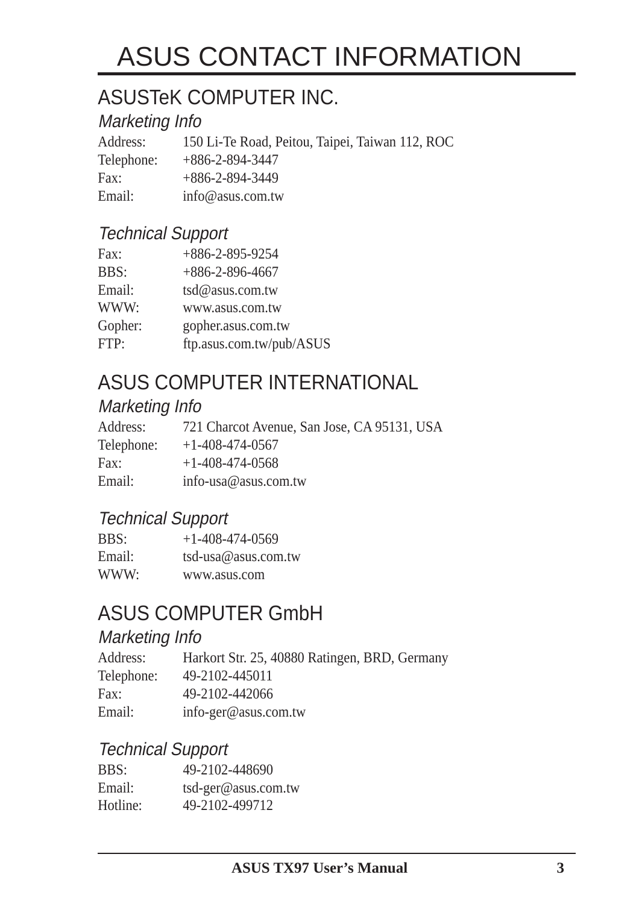# ASUS CONTACT INFORMATION

## ASUSTeK COMPUTER INC.

### *Marketing Info*

| | |
|---|---|
| Address: | 150 Li-Te Road, Peitou, Taipei, Taiwan 112, ROC |
| Telephone: | +886-2-894-3447 |
| Fax: | +886-2-894-3449 |
| Email: | info@asus.com.tw |

### *Technical Support*

| | |
|---|---|
| Fax: | +886-2-895-9254 |
| BBS: | +886-2-896-4667 |
| Email: | tsd@asus.com.tw |
| WWW: | www.asus.com.tw |
| Gopher: | gopher.asus.com.tw |
| FTP: | ftp.asus.com.tw/pub/ASUS |

## ASUS COMPUTER INTERNATIONAL

### *Marketing Info*

| | |
|---|---|
| Address: | 721 Charcot Avenue, San Jose, CA 95131, USA |
| Telephone: | +1-408-474-0567 |
| Fax: | +1-408-474-0568 |
| Email: | info-usa@asus.com.tw |

### *Technical Support*

| | |
|---|---|
| BBS: | +1-408-474-0569 |
| Email: | tsd-usa@asus.com.tw |
| WWW: | www.asus.com |

## ASUS COMPUTER GmbH

### *Marketing Info*

| | |
|---|---|
| Address: | Harkort Str. 25, 40880 Ratingen, BRD, Germany |
| Telephone: | 49-2102-445011 |
| Fax: | 49-2102-442066 |
| Email: | info-ger@asus.com.tw |

### *Technical Support*

| | |
|---|---|
| BBS: | 49-2102-448690 |
| Email: | tsd-ger@asus.com.tw |
| Hotline: | 49-2102-499712 |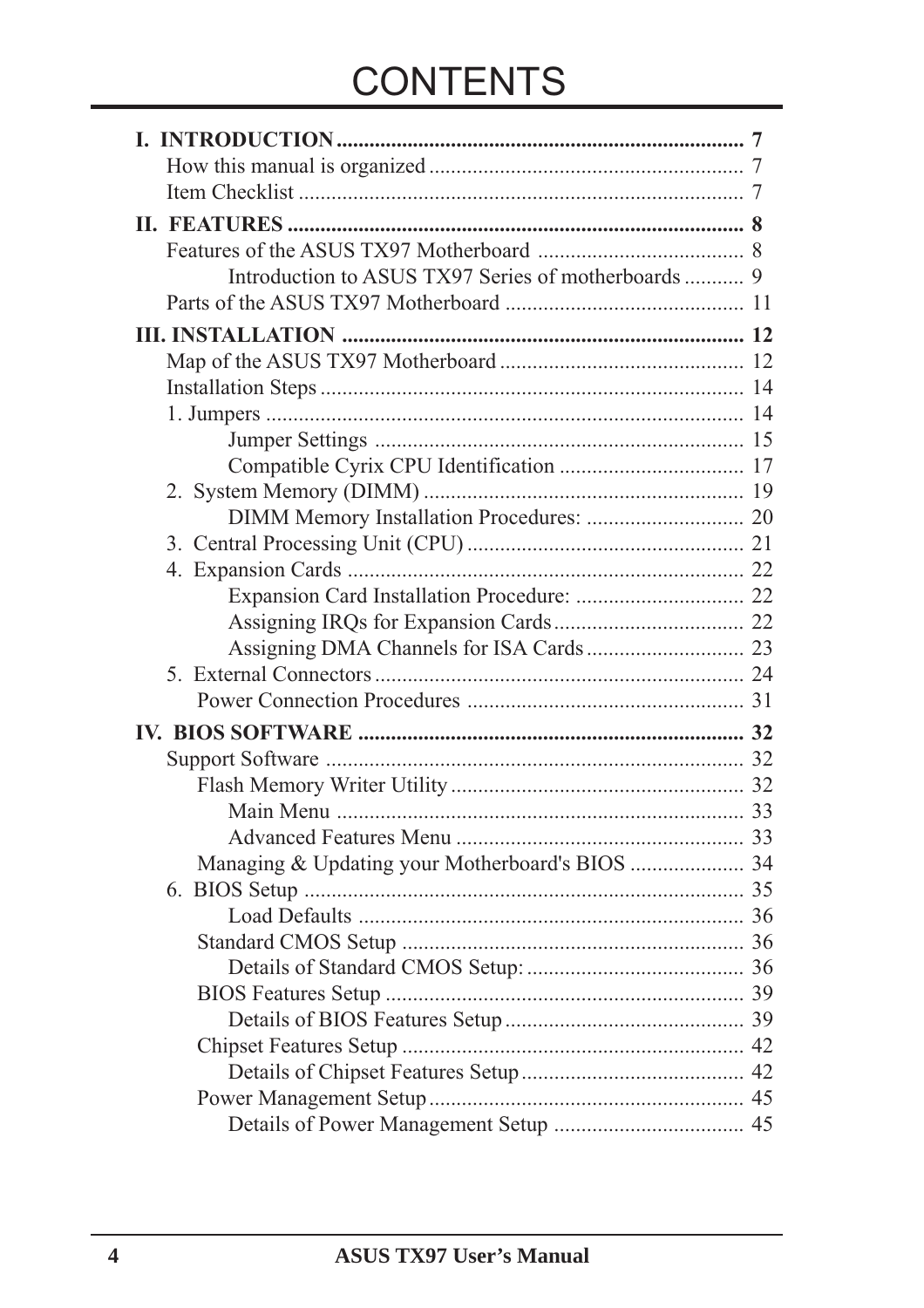# CONTENTS

**I. INTRODUCTION ........................................................................ 7**

How this manual is organized ......................................................... 7

Item Checklist ................................................................................. 7

**II. FEATURES ................................................................................ 8**

Features of the ASUS TX97 Motherboard ...................................... 8

Introduction to ASUS TX97 Series of motherboards ........... 9

Parts of the ASUS TX97 Motherboard ........................................... 11

**III. INSTALLATION ....................................................................... 12**

Map of the ASUS TX97 Motherboard ............................................ 12

Installation Steps ............................................................................ 14

1. Jumpers ...................................................................................... 14

Jumper Settings ................................................................... 15

Compatible Cyrix CPU Identification .................................. 17

2. System Memory (DIMM) .......................................................... 19

DIMM Memory Installation Procedures: ............................. 20

3. Central Processing Unit (CPU) .................................................. 21

4. Expansion Cards ........................................................................ 22

Expansion Card Installation Procedure: ............................... 22

Assigning IRQs for Expansion Cards .................................. 22

Assigning DMA Channels for ISA Cards ............................ 23

5. External Connectors ................................................................... 24

Power Connection Procedures .................................................. 31

**IV. BIOS SOFTWARE ................................................................... 32**

Support Software ............................................................................ 32

Flash Memory Writer Utility ..................................................... 32

Main Menu ........................................................................... 33

Advanced Features Menu ..................................................... 33

Managing & Updating your Motherboard's BIOS ..................... 34

6. BIOS Setup ................................................................................ 35

Load Defaults ...................................................................... 36

Standard CMOS Setup .............................................................. 36

Details of Standard CMOS Setup: ........................................ 36

BIOS Features Setup ................................................................. 39

Details of BIOS Features Setup ............................................ 39

Chipset Features Setup .............................................................. 42

Details of Chipset Features Setup ......................................... 42

Power Management Setup ......................................................... 45

Details of Power Management Setup ................................... 45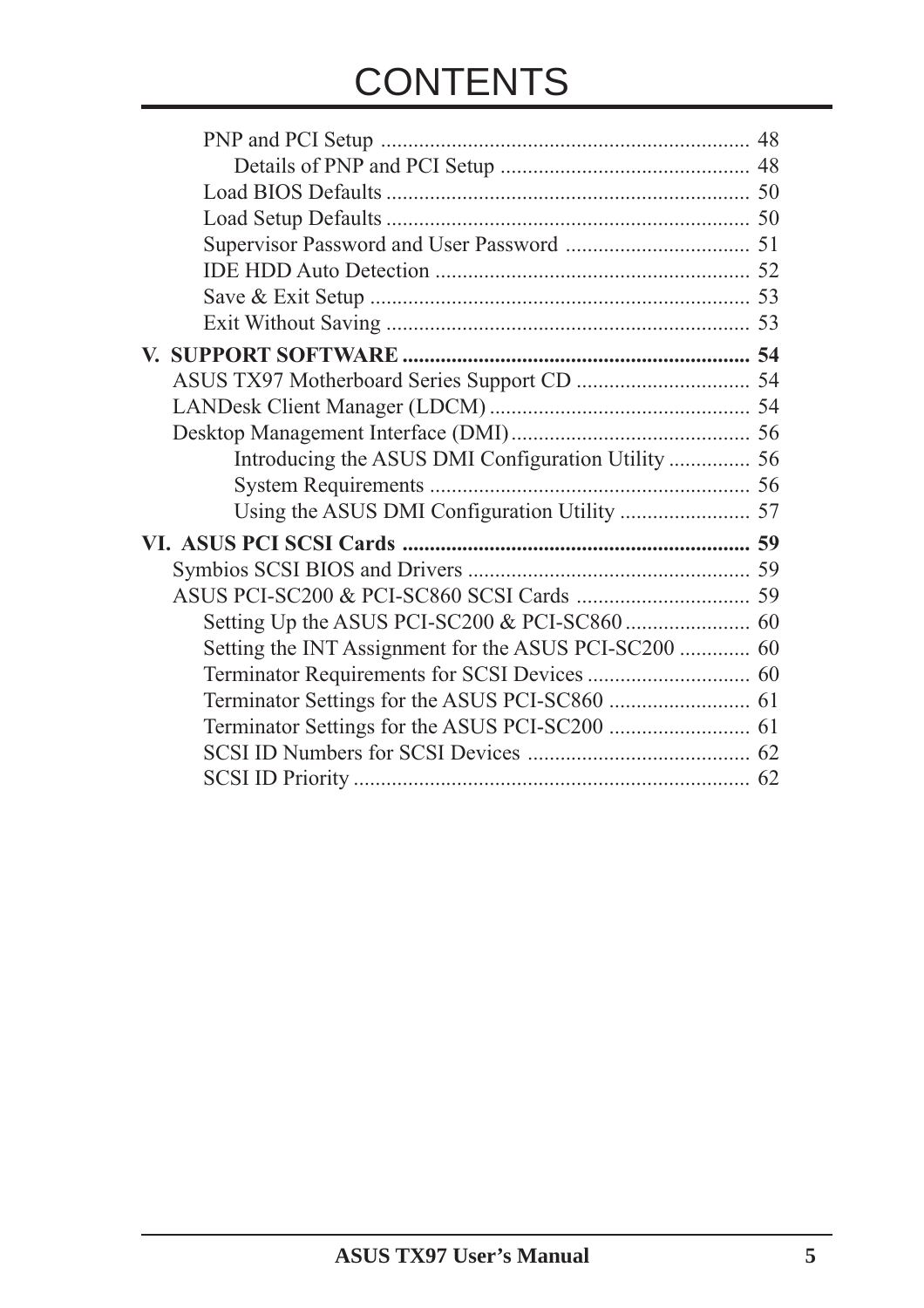# CONTENTS

- PNP and PCI Setup ... 48
  - Details of PNP and PCI Setup ... 48
- Load BIOS Defaults ... 50
- Load Setup Defaults ... 50
- Supervisor Password and User Password ... 51
- IDE HDD Auto Detection ... 52
- Save & Exit Setup ... 53
- Exit Without Saving ... 53

**V. SUPPORT SOFTWARE ... 54**

- ASUS TX97 Motherboard Series Support CD ... 54
- LANDesk Client Manager (LDCM) ... 54
- Desktop Management Interface (DMI) ... 56
  - Introducing the ASUS DMI Configuration Utility ... 56
  - System Requirements ... 56
  - Using the ASUS DMI Configuration Utility ... 57

**VI. ASUS PCI SCSI Cards ... 59**

- Symbios SCSI BIOS and Drivers ... 59
- ASUS PCI-SC200 & PCI-SC860 SCSI Cards ... 59
  - Setting Up the ASUS PCI-SC200 & PCI-SC860 ... 60
  - Setting the INT Assignment for the ASUS PCI-SC200 ... 60
  - Terminator Requirements for SCSI Devices ... 60
  - Terminator Settings for the ASUS PCI-SC860 ... 61
  - Terminator Settings for the ASUS PCI-SC200 ... 61
  - SCSI ID Numbers for SCSI Devices ... 62
  - SCSI ID Priority ... 62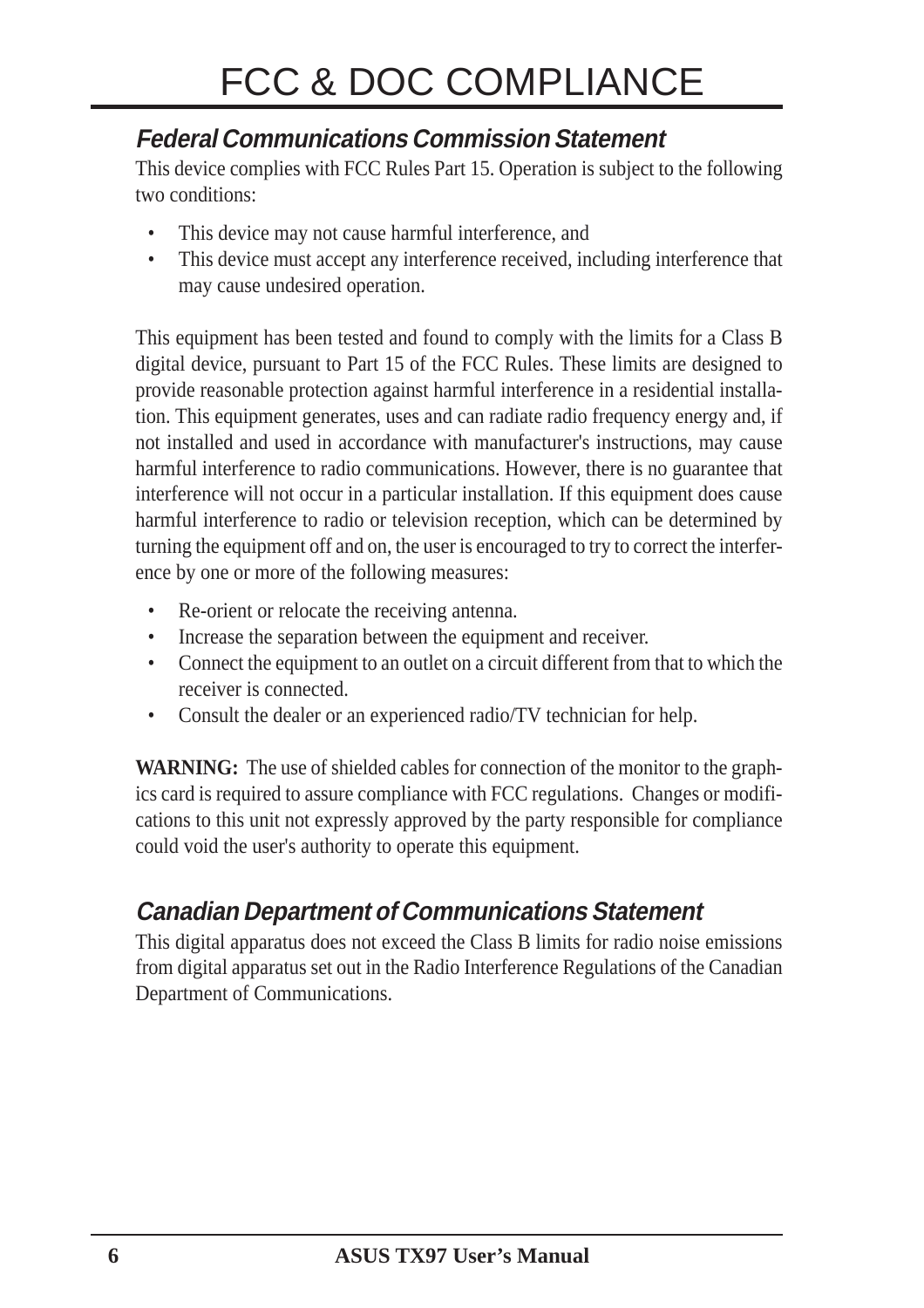# FCC & DOC COMPLIANCE

## *Federal Communications Commission Statement*

This device complies with FCC Rules Part 15. Operation is subject to the following two conditions:

- This device may not cause harmful interference, and
- This device must accept any interference received, including interference that may cause undesired operation.

This equipment has been tested and found to comply with the limits for a Class B digital device, pursuant to Part 15 of the FCC Rules. These limits are designed to provide reasonable protection against harmful interference in a residential installation. This equipment generates, uses and can radiate radio frequency energy and, if not installed and used in accordance with manufacturer's instructions, may cause harmful interference to radio communications. However, there is no guarantee that interference will not occur in a particular installation. If this equipment does cause harmful interference to radio or television reception, which can be determined by turning the equipment off and on, the user is encouraged to try to correct the interference by one or more of the following measures:

- Re-orient or relocate the receiving antenna.
- Increase the separation between the equipment and receiver.
- Connect the equipment to an outlet on a circuit different from that to which the receiver is connected.
- Consult the dealer or an experienced radio/TV technician for help.

**WARNING:** The use of shielded cables for connection of the monitor to the graphics card is required to assure compliance with FCC regulations. Changes or modifications to this unit not expressly approved by the party responsible for compliance could void the user's authority to operate this equipment.

## *Canadian Department of Communications Statement*

This digital apparatus does not exceed the Class B limits for radio noise emissions from digital apparatus set out in the Radio Interference Regulations of the Canadian Department of Communications.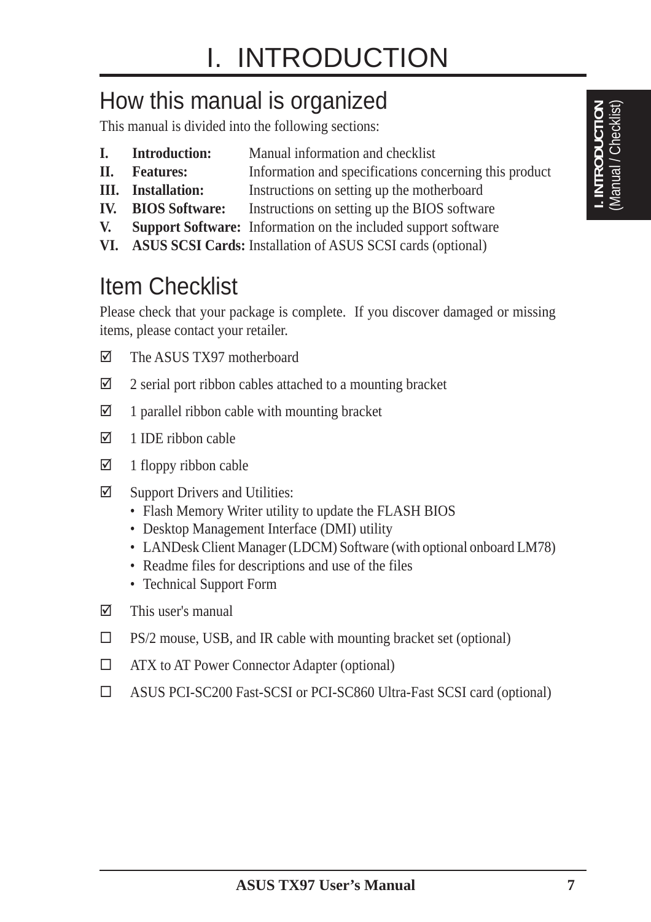# I. INTRODUCTION

## How this manual is organized

This manual is divided into the following sections:

| | | |
|---|---|---|
| **I.** | **Introduction:** | Manual information and checklist |
| **II.** | **Features:** | Information and specifications concerning this product |
| **III.** | **Installation:** | Instructions on setting up the motherboard |
| **IV.** | **BIOS Software:** | Instructions on setting up the BIOS software |
| **V.** | **Support Software:** | Information on the included support software |
| **VI.** | **ASUS SCSI Cards:** | Installation of ASUS SCSI cards (optional) |

## Item Checklist

Please check that your package is complete. If you discover damaged or missing items, please contact your retailer.

☑ The ASUS TX97 motherboard

☑ 2 serial port ribbon cables attached to a mounting bracket

☑ 1 parallel ribbon cable with mounting bracket

☑ 1 IDE ribbon cable

☑ 1 floppy ribbon cable

☑ Support Drivers and Utilities:
- Flash Memory Writer utility to update the FLASH BIOS
- Desktop Management Interface (DMI) utility
- LANDesk Client Manager (LDCM) Software (with optional onboard LM78)
- Readme files for descriptions and use of the files
- Technical Support Form

☑ This user's manual

☐ PS/2 mouse, USB, and IR cable with mounting bracket set (optional)

☐ ATX to AT Power Connector Adapter (optional)

☐ ASUS PCI-SC200 Fast-SCSI or PCI-SC860 Ultra-Fast SCSI card (optional)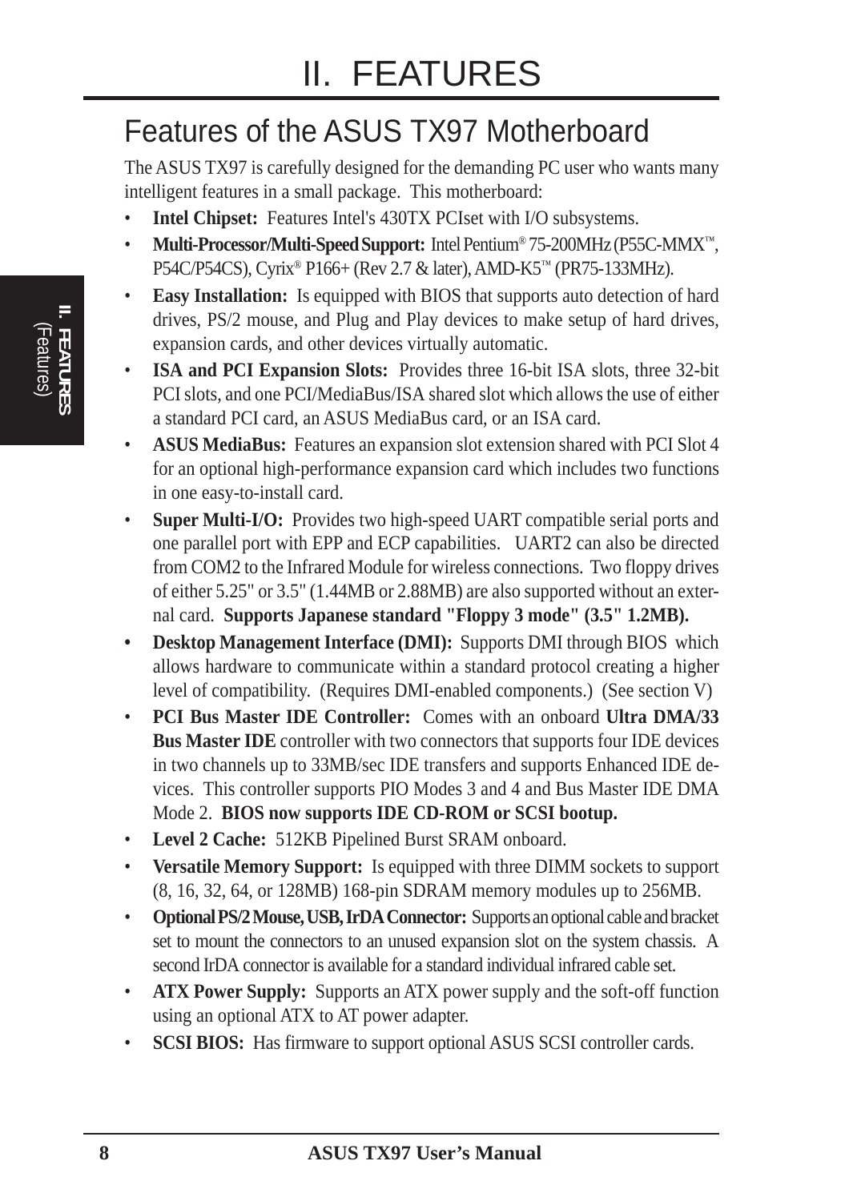# II. FEATURES

## Features of the ASUS TX97 Motherboard

The ASUS TX97 is carefully designed for the demanding PC user who wants many intelligent features in a small package. This motherboard:

- **Intel Chipset:** Features Intel's 430TX PCIset with I/O subsystems.
- **Multi-Processor/Multi-Speed Support:** Intel Pentium® 75-200MHz (P55C-MMX™, P54C/P54CS), Cyrix® P166+ (Rev 2.7 & later), AMD-K5™ (PR75-133MHz).
- **Easy Installation:** Is equipped with BIOS that supports auto detection of hard drives, PS/2 mouse, and Plug and Play devices to make setup of hard drives, expansion cards, and other devices virtually automatic.
- **ISA and PCI Expansion Slots:** Provides three 16-bit ISA slots, three 32-bit PCI slots, and one PCI/MediaBus/ISA shared slot which allows the use of either a standard PCI card, an ASUS MediaBus card, or an ISA card.
- **ASUS MediaBus:** Features an expansion slot extension shared with PCI Slot 4 for an optional high-performance expansion card which includes two functions in one easy-to-install card.
- **Super Multi-I/O:** Provides two high-speed UART compatible serial ports and one parallel port with EPP and ECP capabilities. UART2 can also be directed from COM2 to the Infrared Module for wireless connections. Two floppy drives of either 5.25" or 3.5" (1.44MB or 2.88MB) are also supported without an external card. **Supports Japanese standard "Floppy 3 mode" (3.5" 1.2MB).**
- **Desktop Management Interface (DMI):** Supports DMI through BIOS which allows hardware to communicate within a standard protocol creating a higher level of compatibility. (Requires DMI-enabled components.) (See section V)
- **PCI Bus Master IDE Controller:** Comes with an onboard **Ultra DMA/33 Bus Master IDE** controller with two connectors that supports four IDE devices in two channels up to 33MB/sec IDE transfers and supports Enhanced IDE devices. This controller supports PIO Modes 3 and 4 and Bus Master IDE DMA Mode 2. **BIOS now supports IDE CD-ROM or SCSI bootup.**
- **Level 2 Cache:** 512KB Pipelined Burst SRAM onboard.
- **Versatile Memory Support:** Is equipped with three DIMM sockets to support (8, 16, 32, 64, or 128MB) 168-pin SDRAM memory modules up to 256MB.
- **Optional PS/2 Mouse, USB, IrDA Connector:** Supports an optional cable and bracket set to mount the connectors to an unused expansion slot on the system chassis. A second IrDA connector is available for a standard individual infrared cable set.
- **ATX Power Supply:** Supports an ATX power supply and the soft-off function using an optional ATX to AT power adapter.
- **SCSI BIOS:** Has firmware to support optional ASUS SCSI controller cards.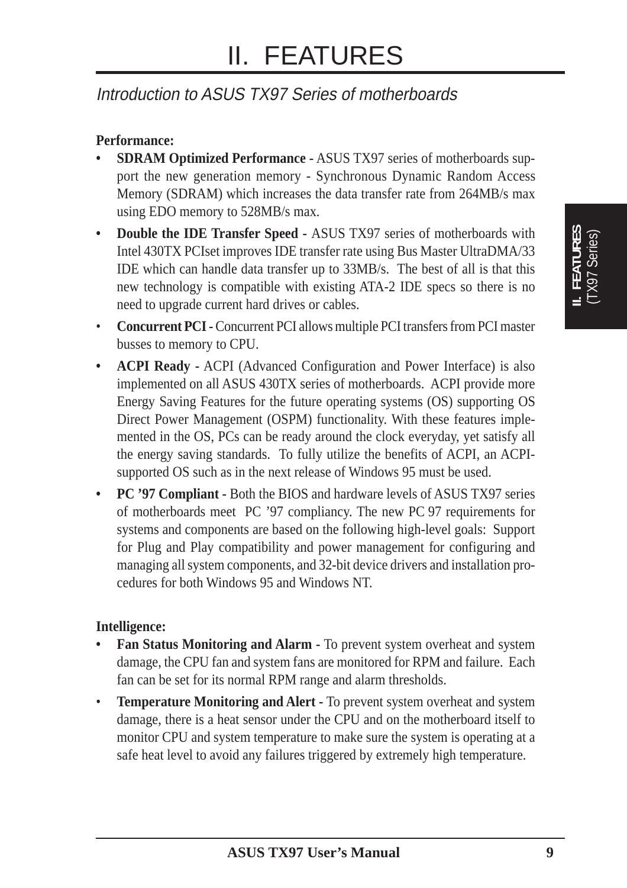# II. FEATURES

## *Introduction to ASUS TX97 Series of motherboards*

**Performance:**

- **SDRAM Optimized Performance -** ASUS TX97 series of motherboards support the new generation memory - Synchronous Dynamic Random Access Memory (SDRAM) which increases the data transfer rate from 264MB/s max using EDO memory to 528MB/s max.
- **Double the IDE Transfer Speed -** ASUS TX97 series of motherboards with Intel 430TX PCIset improves IDE transfer rate using Bus Master UltraDMA/33 IDE which can handle data transfer up to 33MB/s. The best of all is that this new technology is compatible with existing ATA-2 IDE specs so there is no need to upgrade current hard drives or cables.
- **Concurrent PCI -** Concurrent PCI allows multiple PCI transfers from PCI master busses to memory to CPU.
- **ACPI Ready -** ACPI (Advanced Configuration and Power Interface) is also implemented on all ASUS 430TX series of motherboards. ACPI provide more Energy Saving Features for the future operating systems (OS) supporting OS Direct Power Management (OSPM) functionality. With these features implemented in the OS, PCs can be ready around the clock everyday, yet satisfy all the energy saving standards. To fully utilize the benefits of ACPI, an ACPI-supported OS such as in the next release of Windows 95 must be used.
- **PC '97 Compliant -** Both the BIOS and hardware levels of ASUS TX97 series of motherboards meet PC '97 compliancy. The new PC 97 requirements for systems and components are based on the following high-level goals: Support for Plug and Play compatibility and power management for configuring and managing all system components, and 32-bit device drivers and installation procedures for both Windows 95 and Windows NT.

**Intelligence:**

- **Fan Status Monitoring and Alarm -** To prevent system overheat and system damage, the CPU fan and system fans are monitored for RPM and failure. Each fan can be set for its normal RPM range and alarm thresholds.
- **Temperature Monitoring and Alert -** To prevent system overheat and system damage, there is a heat sensor under the CPU and on the motherboard itself to monitor CPU and system temperature to make sure the system is operating at a safe heat level to avoid any failures triggered by extremely high temperature.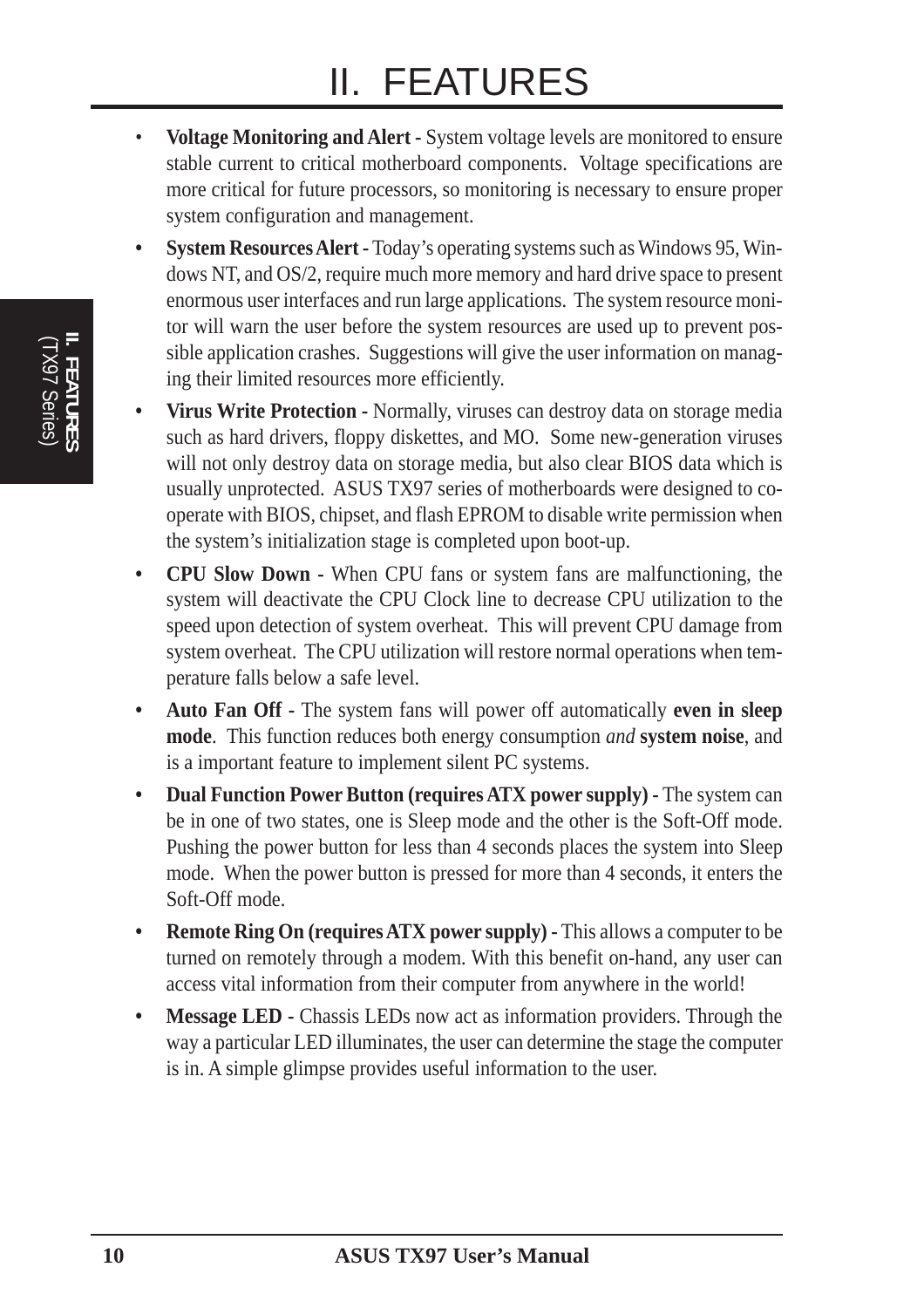# II. FEATURES

- **Voltage Monitoring and Alert -** System voltage levels are monitored to ensure stable current to critical motherboard components. Voltage specifications are more critical for future processors, so monitoring is necessary to ensure proper system configuration and management.
- **System Resources Alert -** Today's operating systems such as Windows 95, Windows NT, and OS/2, require much more memory and hard drive space to present enormous user interfaces and run large applications. The system resource monitor will warn the user before the system resources are used up to prevent possible application crashes. Suggestions will give the user information on managing their limited resources more efficiently.
- **Virus Write Protection -** Normally, viruses can destroy data on storage media such as hard drivers, floppy diskettes, and MO. Some new-generation viruses will not only destroy data on storage media, but also clear BIOS data which is usually unprotected. ASUS TX97 series of motherboards were designed to cooperate with BIOS, chipset, and flash EPROM to disable write permission when the system's initialization stage is completed upon boot-up.
- **CPU Slow Down -** When CPU fans or system fans are malfunctioning, the system will deactivate the CPU Clock line to decrease CPU utilization to the speed upon detection of system overheat. This will prevent CPU damage from system overheat. The CPU utilization will restore normal operations when temperature falls below a safe level.
- **Auto Fan Off -** The system fans will power off automatically **even in sleep mode**. This function reduces both energy consumption *and* **system noise**, and is a important feature to implement silent PC systems.
- **Dual Function Power Button (requires ATX power supply) -** The system can be in one of two states, one is Sleep mode and the other is the Soft-Off mode. Pushing the power button for less than 4 seconds places the system into Sleep mode. When the power button is pressed for more than 4 seconds, it enters the Soft-Off mode.
- **Remote Ring On (requires ATX power supply) -** This allows a computer to be turned on remotely through a modem. With this benefit on-hand, any user can access vital information from their computer from anywhere in the world!
- **Message LED -** Chassis LEDs now act as information providers. Through the way a particular LED illuminates, the user can determine the stage the computer is in. A simple glimpse provides useful information to the user.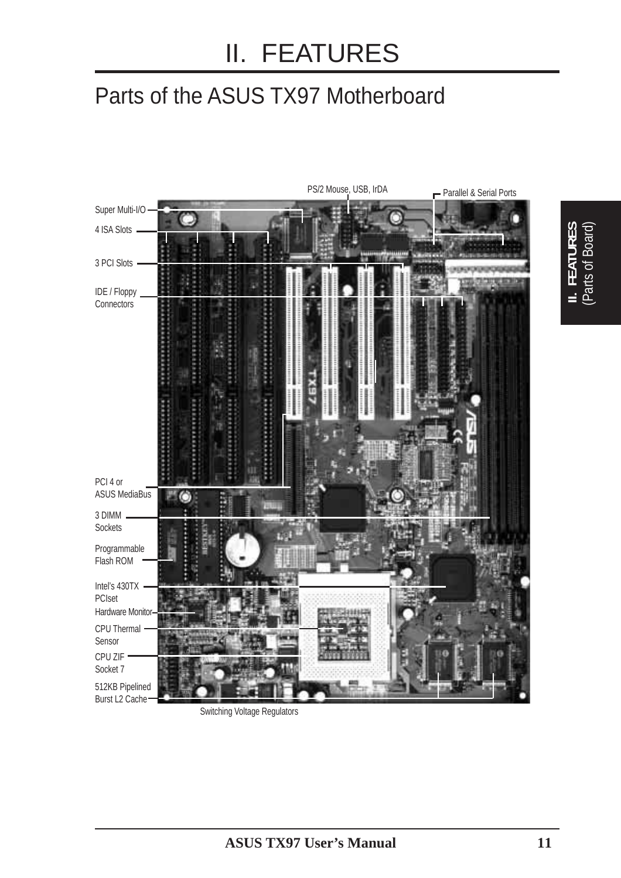# II. FEATURES

## Parts of the ASUS TX97 Motherboard

PS/2 Mouse, USB, IrDA

Parallel & Serial Ports

Super Multi-I/O

4 ISA Slots

3 PCI Slots

IDE / Floppy Connectors

PCI 4 or ASUS MediaBus

3 DIMM Sockets

Programmable Flash ROM

Intel's 430TX PCIset

Hardware Monitor

CPU Thermal Sensor

CPU ZIF Socket 7

512KB Pipelined Burst L2 Cache

Switching Voltage Regulators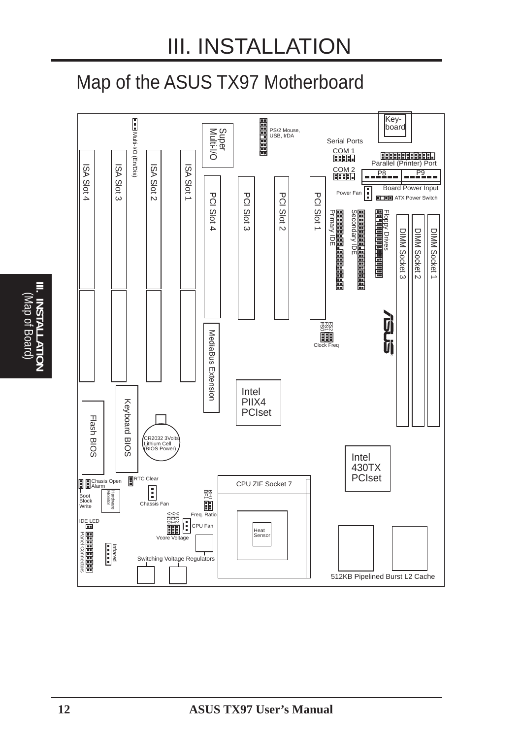# III. INSTALLATION

## Map of the ASUS TX97 Motherboard

Key-board

PS/2 Mouse, USB, IrDA

Super Multi-I/O

Multi-I/O (En/Dis)

Serial Ports

COM 1

COM 2

Parallel (Printer) Port

P8 P9

Board Power Input

Power Fan

ATX Power Switch

ISA Slot 4

ISA Slot 3

ISA Slot 2

ISA Slot 1

PCI Slot 4

PCI Slot 3

PCI Slot 2

PCI Slot 1

Primary IDE

Secondary IDE

Floppy Drives

DIMM Socket 3

DIMM Socket 2

DIMM Socket 1

FS2 FS1 FS0

Clock Freq

MediaBus Extension

Intel PIIX4 PCIset

Flash BIOS

Keyboard BIOS

CR2032 3Volts Lithium Cell (BIOS Power)

Intel 430TX PCIset

Chasis Open Alarm

RTC Clear

Boot Block Write

Hardware Monitor

Chassis Fan

BF0 BF1

CPU ZIF Socket 7

Freq. Ratio

VID2 VID1 VID0

CPU Fan

Vcore Voltage

IDE LED

Panel Connectors

Infrared

Heat Sensor

Switching Voltage Regulators

512KB Pipelined Burst L2 Cache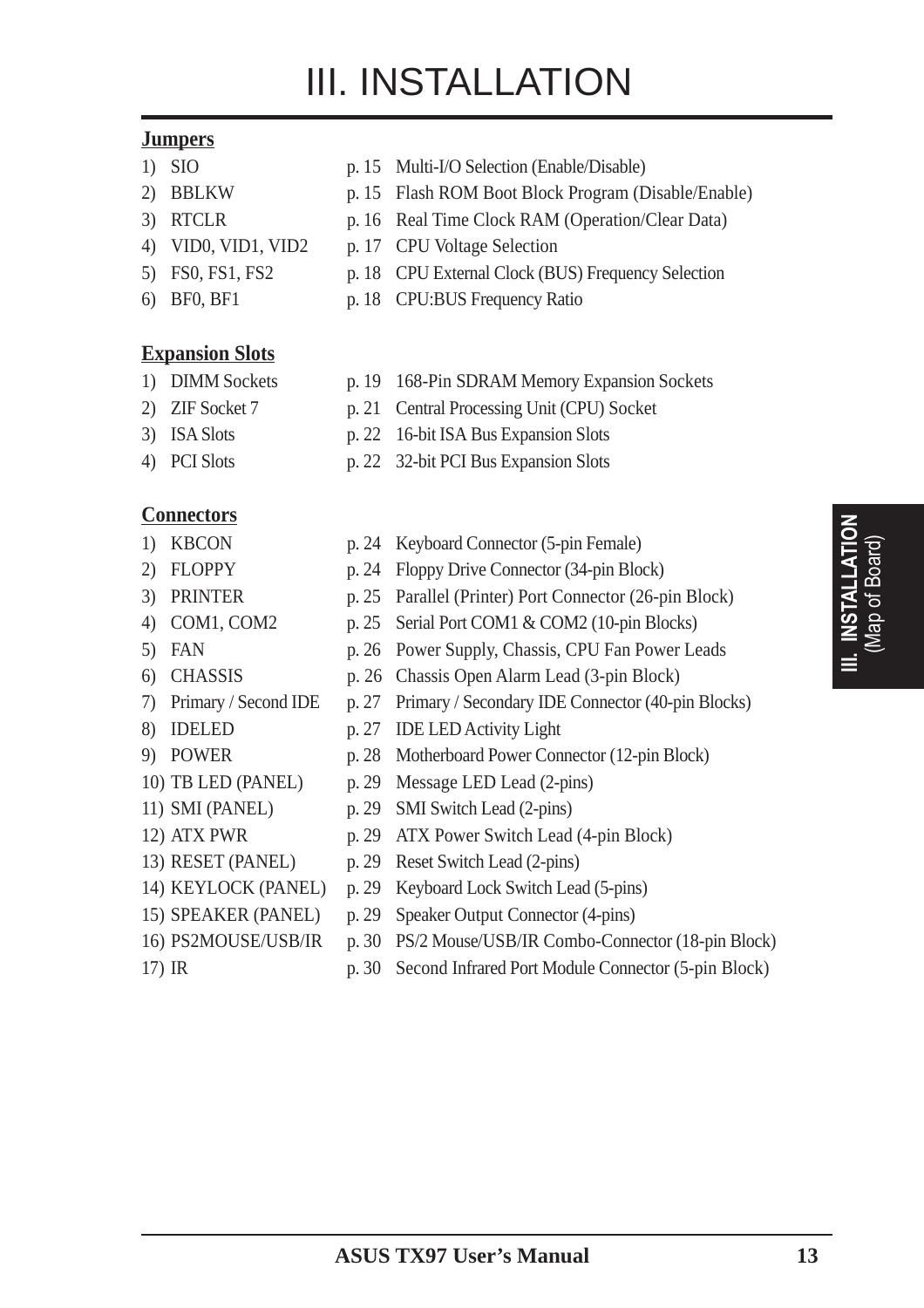# III. INSTALLATION

**Jumpers**

| | | |
|---|---|---|
| 1) SIO | p. 15 | Multi-I/O Selection (Enable/Disable) |
| 2) BBLKW | p. 15 | Flash ROM Boot Block Program (Disable/Enable) |
| 3) RTCLR | p. 16 | Real Time Clock RAM (Operation/Clear Data) |
| 4) VID0, VID1, VID2 | p. 17 | CPU Voltage Selection |
| 5) FS0, FS1, FS2 | p. 18 | CPU External Clock (BUS) Frequency Selection |
| 6) BF0, BF1 | p. 18 | CPU:BUS Frequency Ratio |

**Expansion Slots**

| | | |
|---|---|---|
| 1) DIMM Sockets | p. 19 | 168-Pin SDRAM Memory Expansion Sockets |
| 2) ZIF Socket 7 | p. 21 | Central Processing Unit (CPU) Socket |
| 3) ISA Slots | p. 22 | 16-bit ISA Bus Expansion Slots |
| 4) PCI Slots | p. 22 | 32-bit PCI Bus Expansion Slots |

**Connectors**

| | | |
|---|---|---|
| 1) KBCON | p. 24 | Keyboard Connector (5-pin Female) |
| 2) FLOPPY | p. 24 | Floppy Drive Connector (34-pin Block) |
| 3) PRINTER | p. 25 | Parallel (Printer) Port Connector (26-pin Block) |
| 4) COM1, COM2 | p. 25 | Serial Port COM1 & COM2 (10-pin Blocks) |
| 5) FAN | p. 26 | Power Supply, Chassis, CPU Fan Power Leads |
| 6) CHASSIS | p. 26 | Chassis Open Alarm Lead (3-pin Block) |
| 7) Primary / Second IDE | p. 27 | Primary / Secondary IDE Connector (40-pin Blocks) |
| 8) IDELED | p. 27 | IDE LED Activity Light |
| 9) POWER | p. 28 | Motherboard Power Connector (12-pin Block) |
| 10) TB LED (PANEL) | p. 29 | Message LED Lead (2-pins) |
| 11) SMI (PANEL) | p. 29 | SMI Switch Lead (2-pins) |
| 12) ATX PWR | p. 29 | ATX Power Switch Lead (4-pin Block) |
| 13) RESET (PANEL) | p. 29 | Reset Switch Lead (2-pins) |
| 14) KEYLOCK (PANEL) | p. 29 | Keyboard Lock Switch Lead (5-pins) |
| 15) SPEAKER (PANEL) | p. 29 | Speaker Output Connector (4-pins) |
| 16) PS2MOUSE/USB/IR | p. 30 | PS/2 Mouse/USB/IR Combo-Connector (18-pin Block) |
| 17) IR | p. 30 | Second Infrared Port Module Connector (5-pin Block) |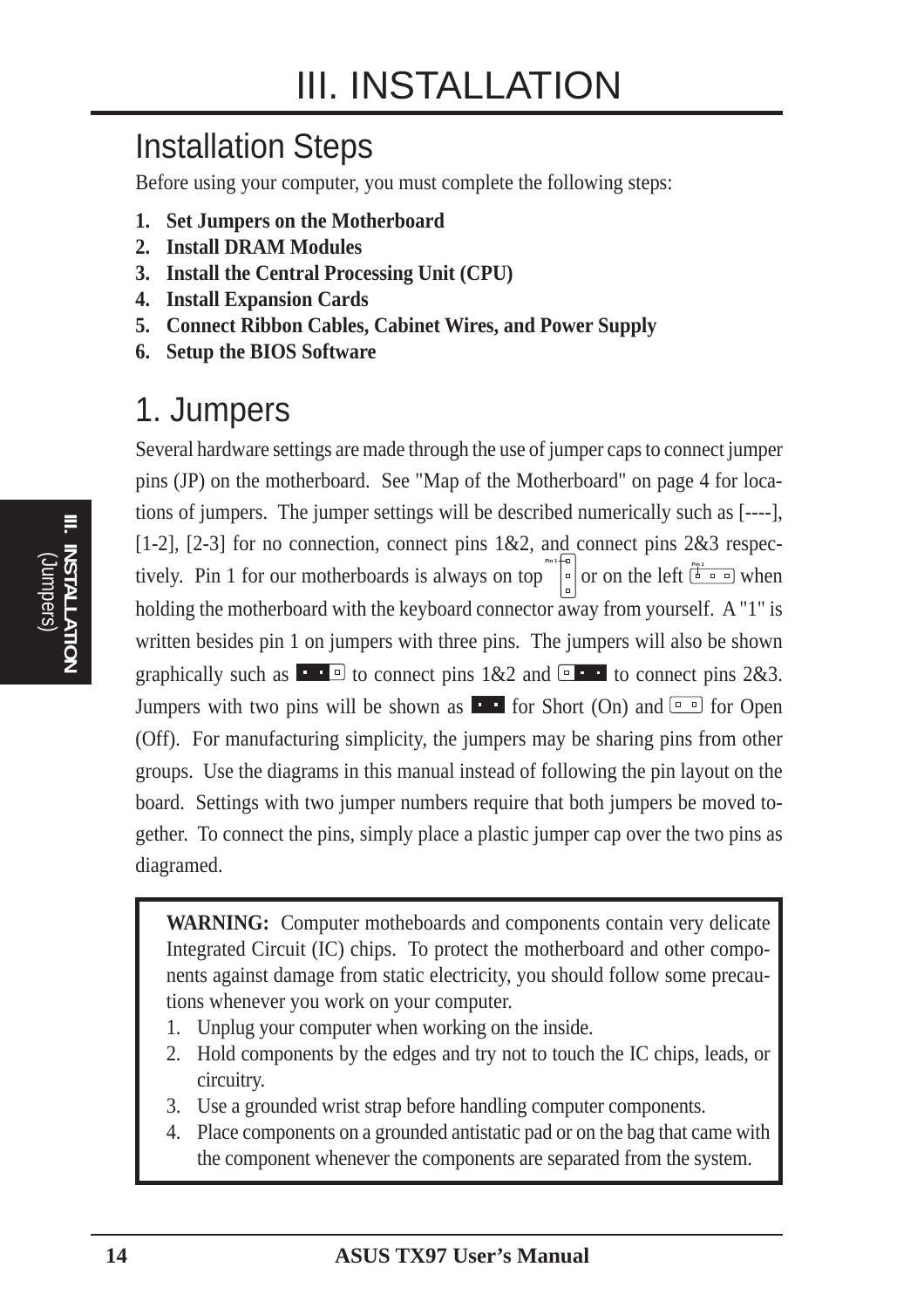# III. INSTALLATION

## Installation Steps

Before using your computer, you must complete the following steps:

1. **Set Jumpers on the Motherboard**
2. **Install DRAM Modules**
3. **Install the Central Processing Unit (CPU)**
4. **Install Expansion Cards**
5. **Connect Ribbon Cables, Cabinet Wires, and Power Supply**
6. **Setup the BIOS Software**

## 1. Jumpers

Several hardware settings are made through the use of jumper caps to connect jumper pins (JP) on the motherboard. See "Map of the Motherboard" on page 4 for locations of jumpers. The jumper settings will be described numerically such as [----], [1-2], [2-3] for no connection, connect pins 1&2, and connect pins 2&3 respectively. Pin 1 for our motherboards is always on top or on the left when holding the motherboard with the keyboard connector away from yourself. A "1" is written besides pin 1 on jumpers with three pins. The jumpers will also be shown graphically such as to connect pins 1&2 and to connect pins 2&3. Jumpers with two pins will be shown as for Short (On) and for Open (Off). For manufacturing simplicity, the jumpers may be sharing pins from other groups. Use the diagrams in this manual instead of following the pin layout on the board. Settings with two jumper numbers require that both jumpers be moved together. To connect the pins, simply place a plastic jumper cap over the two pins as diagramed.

**WARNING:** Computer motheboards and components contain very delicate Integrated Circuit (IC) chips. To protect the motherboard and other components against damage from static electricity, you should follow some precautions whenever you work on your computer.

1. Unplug your computer when working on the inside.
2. Hold components by the edges and try not to touch the IC chips, leads, or circuitry.
3. Use a grounded wrist strap before handling computer components.
4. Place components on a grounded antistatic pad or on the bag that came with the component whenever the components are separated from the system.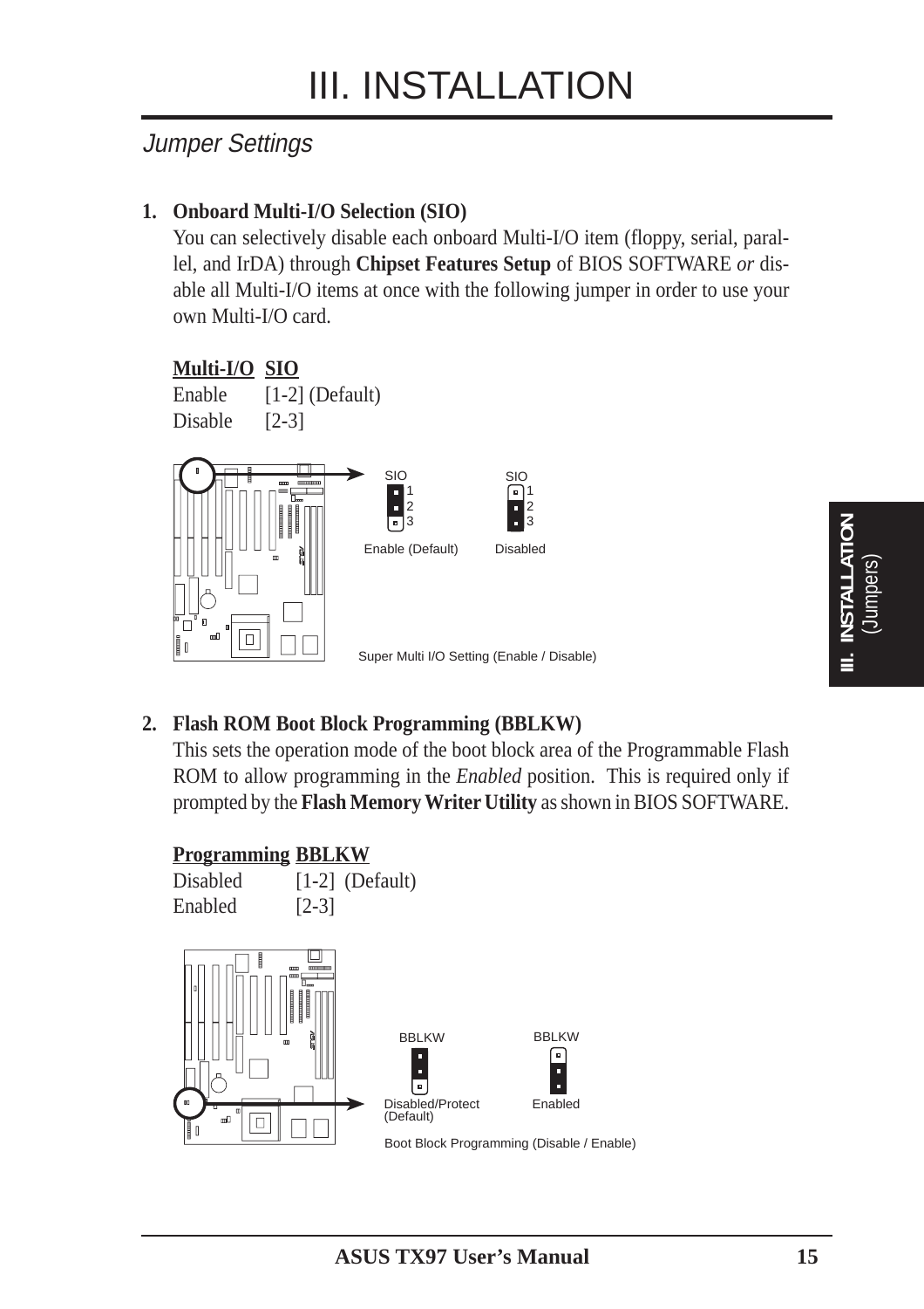# III. INSTALLATION

## Jumper Settings

**1. Onboard Multi-I/O Selection (SIO)**

You can selectively disable each onboard Multi-I/O item (floppy, serial, parallel, and IrDA) through **Chipset Features Setup** of BIOS SOFTWARE *or* disable all Multi-I/O items at once with the following jumper in order to use your own Multi-I/O card.

| Multi-I/O | SIO |
|---|---|
| Enable | [1-2] (Default) |
| Disable | [2-3] |

SIO 1 2 3 Enable (Default) — SIO 1 2 3 Disabled

Super Multi I/O Setting (Enable / Disable)

**2. Flash ROM Boot Block Programming (BBLKW)**

This sets the operation mode of the boot block area of the Programmable Flash ROM to allow programming in the *Enabled* position. This is required only if prompted by the **Flash Memory Writer Utility** as shown in BIOS SOFTWARE.

| Programming | BBLKW |
|---|---|
| Disabled | [1-2] (Default) |
| Enabled | [2-3] |

BBLKW Disabled/Protect (Default) — BBLKW Enabled

Boot Block Programming (Disable / Enable)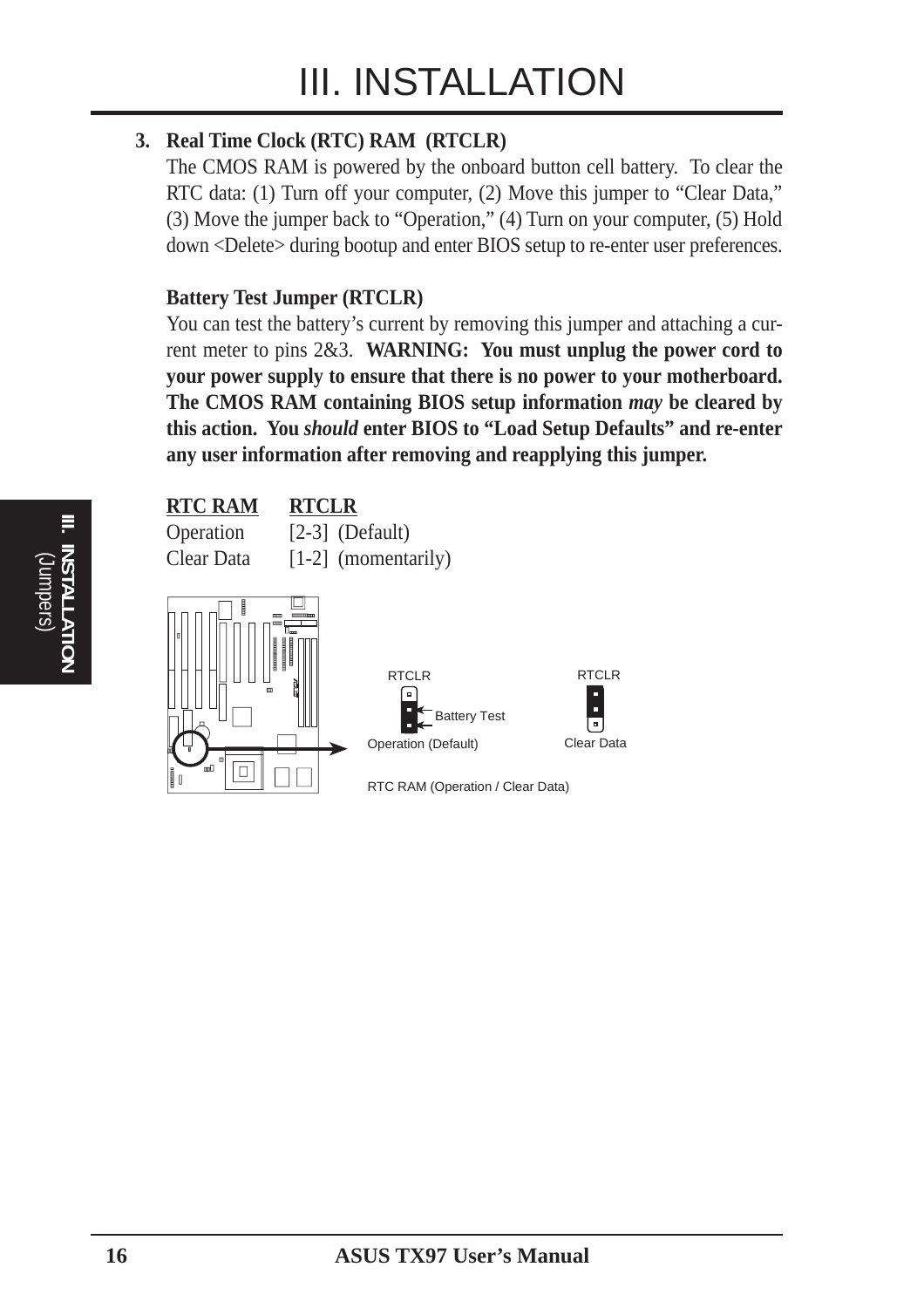**3. Real Time Clock (RTC) RAM (RTCLR)**

The CMOS RAM is powered by the onboard button cell battery. To clear the RTC data: (1) Turn off your computer, (2) Move this jumper to "Clear Data," (3) Move the jumper back to "Operation," (4) Turn on your computer, (5) Hold down <Delete> during bootup and enter BIOS setup to re-enter user preferences.

**Battery Test Jumper (RTCLR)**

You can test the battery's current by removing this jumper and attaching a current meter to pins 2&3. **WARNING: You must unplug the power cord to your power supply to ensure that there is no power to your motherboard. The CMOS RAM containing BIOS setup information *may* be cleared by this action. You *should* enter BIOS to "Load Setup Defaults" and re-enter any user information after removing and reapplying this jumper.**

| RTC RAM | RTCLR |
|---|---|
| Operation | [2-3] (Default) |
| Clear Data | [1-2] (momentarily) |

RTCLR — Battery Test — Operation (Default)

RTCLR — Clear Data

RTC RAM (Operation / Clear Data)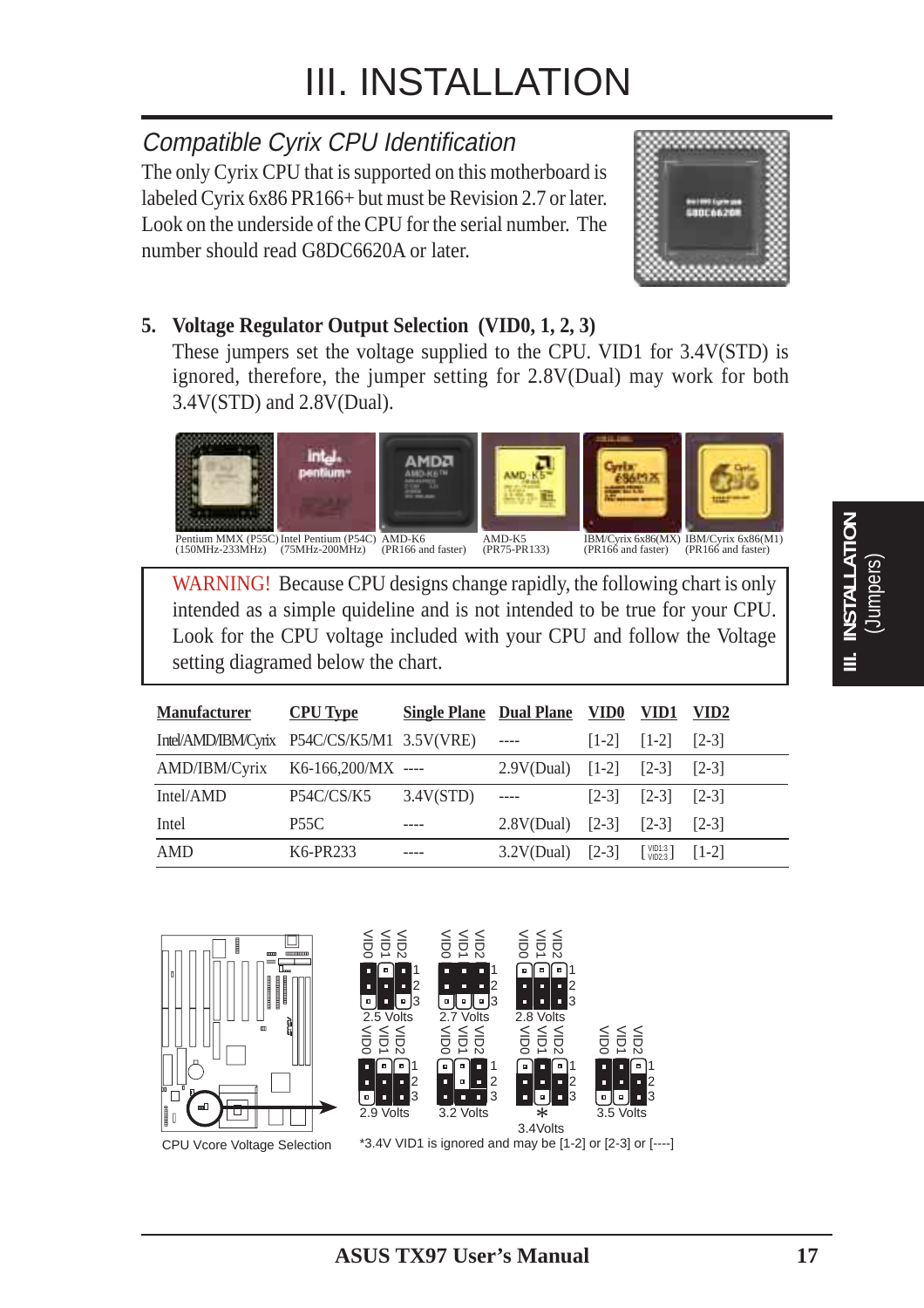# III. INSTALLATION

## *Compatible Cyrix CPU Identification*

The only Cyrix CPU that is supported on this motherboard is labeled Cyrix 6x86 PR166+ but must be Revision 2.7 or later. Look on the underside of the CPU for the serial number. The number should read G8DC6620A or later.

**5. Voltage Regulator Output Selection (VID0, 1, 2, 3)**

These jumpers set the voltage supplied to the CPU. VID1 for 3.4V(STD) is ignored, therefore, the jumper setting for 2.8V(Dual) may work for both 3.4V(STD) and 2.8V(Dual).

Pentium MMX (P55C) (150MHz-233MHz) | Intel Pentium (P54C) (75MHz-200MHz) | AMD-K6 (PR166 and faster) | AMD-K5 (PR75-PR133) | IBM/Cyrix 6x86(MX) (PR166 and faster) | IBM/Cyrix 6x86(M1) (PR166 and faster)

WARNING! Because CPU designs change rapidly, the following chart is only intended as a simple quideline and is not intended to be true for your CPU. Look for the CPU voltage included with your CPU and follow the Voltage setting diagramed below the chart.

| Manufacturer | CPU Type | Single Plane | Dual Plane | VID0 | VID1 | VID2 |
|---|---|---|---|---|---|---|
| Intel/AMD/IBM/Cyrix | P54C/CS/K5/M1 | 3.5V(VRE) | ---- | [1-2] | [1-2] | [2-3] |
| AMD/IBM/Cyrix | K6-166,200/MX | ---- | 2.9V(Dual) | [1-2] | [2-3] | [2-3] |
| Intel/AMD | P54C/CS/K5 | 3.4V(STD) | ---- | [2-3] | [2-3] | [2-3] |
| Intel | P55C | ---- | 2.8V(Dual) | [2-3] | [2-3] | [2-3] |
| AMD | K6-PR233 | ---- | 3.2V(Dual) | [2-3] | [VID1:3 VID2:3] | [1-2] |

2.5 Volts | 2.7 Volts | 2.8 Volts | 2.9 Volts | 3.2 Volts | * 3.4Volts | 3.5 Volts

CPU Vcore Voltage Selection

*3.4V VID1 is ignored and may be [1-2] or [2-3] or [----]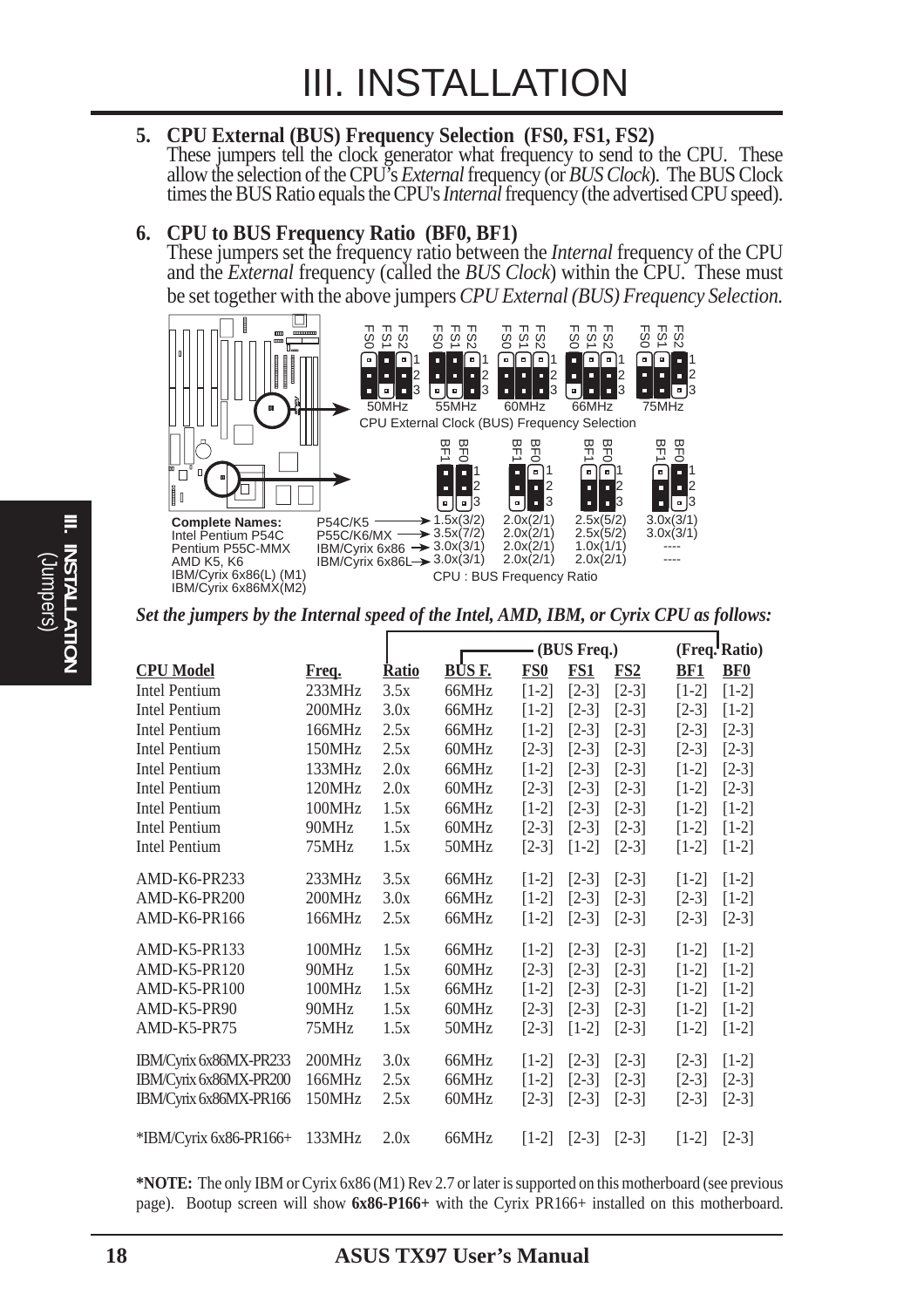# III. INSTALLATION

**5. CPU External (BUS) Frequency Selection (FS0, FS1, FS2)**
These jumpers tell the clock generator what frequency to send to the CPU. These allow the selection of the CPU's *External* frequency (or *BUS Clock*). The BUS Clock times the BUS Ratio equals the CPU's *Internal* frequency (the advertised CPU speed).

**6. CPU to BUS Frequency Ratio (BF0, BF1)**
These jumpers set the frequency ratio between the *Internal* frequency of the CPU and the *External* frequency (called the *BUS Clock*) within the CPU. These must be set together with the above jumpers *CPU External (BUS) Frequency Selection.*

CPU External Clock (BUS) Frequency Selection: 50MHz, 55MHz, 60MHz, 66MHz, 75MHz

CPU : BUS Frequency Ratio

| | | | | |
|---|---|---|---|---|
| P54C/K5 | 1.5x(3/2) | 2.0x(2/1) | 2.5x(5/2) | 3.0x(3/1) |
| P55C/K6/MX | 3.5x(7/2) | 2.0x(2/1) | 2.5x(5/2) | 3.0x(3/1) |
| IBM/Cyrix 6x86 | 3.0x(3/1) | 2.0x(2/1) | 1.0x(1/1) | ---- |
| IBM/Cyrix 6x86L | 3.0x(3/1) | 2.0x(2/1) | 2.0x(2/1) | ---- |

**Complete Names:**
Intel Pentium P54C
Pentium P55C-MMX
AMD K5, K6
IBM/Cyrix 6x86(L) (M1)
IBM/Cyrix 6x86MX(M2)

***Set the jumpers by the Internal speed of the Intel, AMD, IBM, or Cyrix CPU as follows:***

| | | | (BUS Freq.) | | | | (Freq. Ratio) | |
|---|---|---|---|---|---|---|---|---|
| **CPU Model** | **Freq.** | **Ratio** | **BUS F.** | **FS0** | **FS1** | **FS2** | **BF1** | **BF0** |
| Intel Pentium | 233MHz | 3.5x | 66MHz | [1-2] | [2-3] | [2-3] | [1-2] | [1-2] |
| Intel Pentium | 200MHz | 3.0x | 66MHz | [1-2] | [2-3] | [2-3] | [2-3] | [1-2] |
| Intel Pentium | 166MHz | 2.5x | 66MHz | [1-2] | [2-3] | [2-3] | [2-3] | [2-3] |
| Intel Pentium | 150MHz | 2.5x | 60MHz | [2-3] | [2-3] | [2-3] | [2-3] | [2-3] |
| Intel Pentium | 133MHz | 2.0x | 66MHz | [1-2] | [2-3] | [2-3] | [1-2] | [2-3] |
| Intel Pentium | 120MHz | 2.0x | 60MHz | [2-3] | [2-3] | [2-3] | [1-2] | [2-3] |
| Intel Pentium | 100MHz | 1.5x | 66MHz | [1-2] | [2-3] | [2-3] | [1-2] | [1-2] |
| Intel Pentium | 90MHz | 1.5x | 60MHz | [2-3] | [2-3] | [2-3] | [1-2] | [1-2] |
| Intel Pentium | 75MHz | 1.5x | 50MHz | [2-3] | [1-2] | [2-3] | [1-2] | [1-2] |
| AMD-K6-PR233 | 233MHz | 3.5x | 66MHz | [1-2] | [2-3] | [2-3] | [1-2] | [1-2] |
| AMD-K6-PR200 | 200MHz | 3.0x | 66MHz | [1-2] | [2-3] | [2-3] | [2-3] | [1-2] |
| AMD-K6-PR166 | 166MHz | 2.5x | 66MHz | [1-2] | [2-3] | [2-3] | [2-3] | [2-3] |
| AMD-K5-PR133 | 100MHz | 1.5x | 66MHz | [1-2] | [2-3] | [2-3] | [1-2] | [1-2] |
| AMD-K5-PR120 | 90MHz | 1.5x | 60MHz | [2-3] | [2-3] | [2-3] | [1-2] | [1-2] |
| AMD-K5-PR100 | 100MHz | 1.5x | 66MHz | [1-2] | [2-3] | [2-3] | [1-2] | [1-2] |
| AMD-K5-PR90 | 90MHz | 1.5x | 60MHz | [2-3] | [2-3] | [2-3] | [1-2] | [1-2] |
| AMD-K5-PR75 | 75MHz | 1.5x | 50MHz | [2-3] | [1-2] | [2-3] | [1-2] | [1-2] |
| IBM/Cyrix 6x86MX-PR233 | 200MHz | 3.0x | 66MHz | [1-2] | [2-3] | [2-3] | [2-3] | [1-2] |
| IBM/Cyrix 6x86MX-PR200 | 166MHz | 2.5x | 66MHz | [1-2] | [2-3] | [2-3] | [2-3] | [2-3] |
| IBM/Cyrix 6x86MX-PR166 | 150MHz | 2.5x | 60MHz | [2-3] | [2-3] | [2-3] | [2-3] | [2-3] |
| *IBM/Cyrix 6x86-PR166+ | 133MHz | 2.0x | 66MHz | [1-2] | [2-3] | [2-3] | [1-2] | [2-3] |

***NOTE:** The only IBM or Cyrix 6x86 (M1) Rev 2.7 or later is supported on this motherboard (see previous page). Bootup screen will show **6x86-P166+** with the Cyrix PR166+ installed on this motherboard.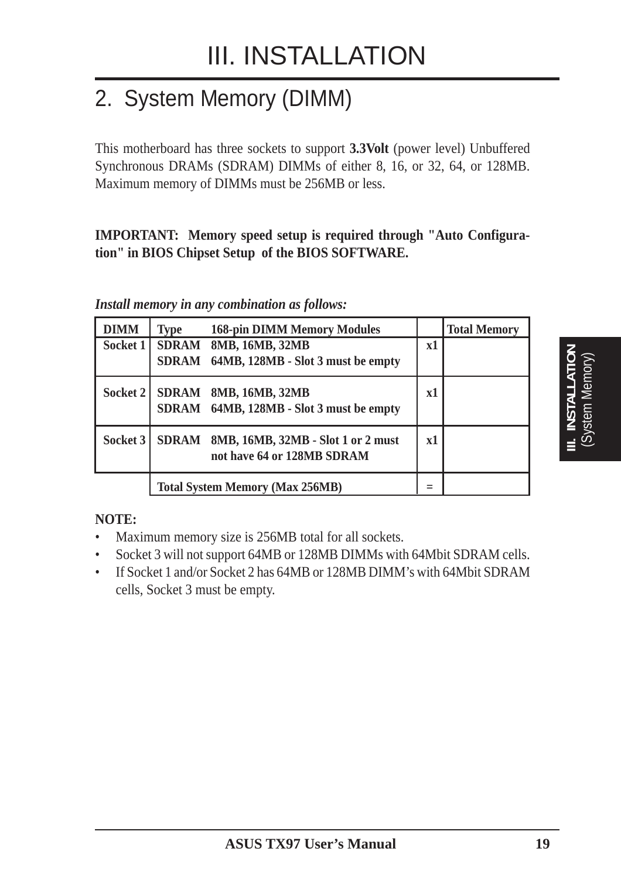# III. INSTALLATION

## 2. System Memory (DIMM)

This motherboard has three sockets to support **3.3Volt** (power level) Unbuffered Synchronous DRAMs (SDRAM) DIMMs of either 8, 16, or 32, 64, or 128MB. Maximum memory of DIMMs must be 256MB or less.

**IMPORTANT: Memory speed setup is required through "Auto Configuration" in BIOS Chipset Setup of the BIOS SOFTWARE.**

***Install memory in any combination as follows:***

| DIMM | Type | 168-pin DIMM Memory Modules | | Total Memory |
|---|---|---|---|---|
| Socket 1 | SDRAM<br>SDRAM | 8MB, 16MB, 32MB<br>64MB, 128MB - Slot 3 must be empty | x1 | |
| Socket 2 | SDRAM<br>SDRAM | 8MB, 16MB, 32MB<br>64MB, 128MB - Slot 3 must be empty | x1 | |
| Socket 3 | SDRAM | 8MB, 16MB, 32MB - Slot 1 or 2 must not have 64 or 128MB SDRAM | x1 | |
| | Total System Memory (Max 256MB) | | = | |

**NOTE:**

- Maximum memory size is 256MB total for all sockets.
- Socket 3 will not support 64MB or 128MB DIMMs with 64Mbit SDRAM cells.
- If Socket 1 and/or Socket 2 has 64MB or 128MB DIMM's with 64Mbit SDRAM cells, Socket 3 must be empty.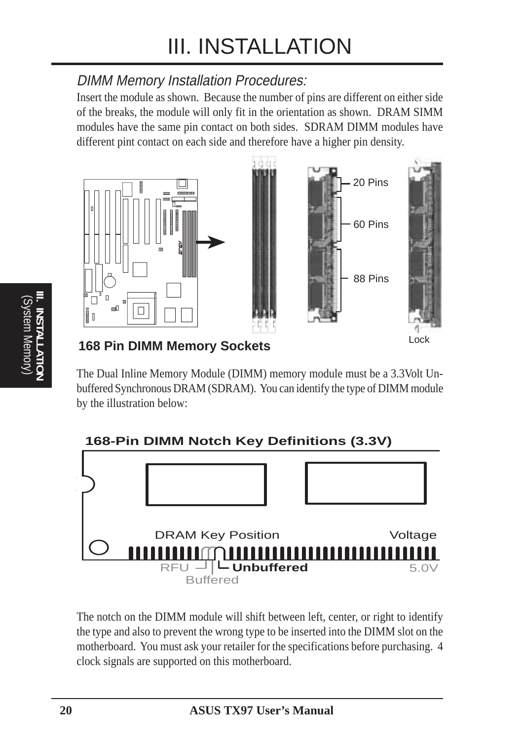### DIMM Memory Installation Procedures:

Insert the module as shown. Because the number of pins are different on either side of the breaks, the module will only fit in the orientation as shown. DRAM SIMM modules have the same pin contact on both sides. SDRAM DIMM modules have different pint contact on each side and therefore have a higher pin density.

20 Pins

60 Pins

88 Pins

Lock

**168 Pin DIMM Memory Sockets**

The Dual Inline Memory Module (DIMM) memory module must be a 3.3Volt Un-buffered Synchronous DRAM (SDRAM). You can identify the type of DIMM module by the illustration below:

**168-Pin DIMM Notch Key Definitions (3.3V)**

DRAM Key Position | Voltage

RFU | Buffered | **Unbuffered** | 5.0V

The notch on the DIMM module will shift between left, center, or right to identify the type and also to prevent the wrong type to be inserted into the DIMM slot on the motherboard. You must ask your retailer for the specifications before purchasing. 4 clock signals are supported on this motherboard.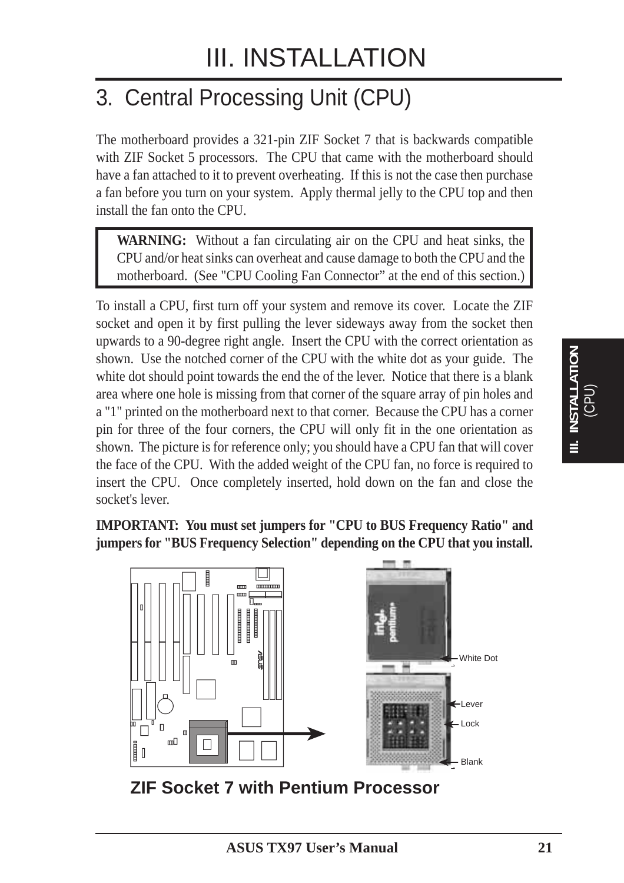# III. INSTALLATION

## 3. Central Processing Unit (CPU)

The motherboard provides a 321-pin ZIF Socket 7 that is backwards compatible with ZIF Socket 5 processors. The CPU that came with the motherboard should have a fan attached to it to prevent overheating. If this is not the case then purchase a fan before you turn on your system. Apply thermal jelly to the CPU top and then install the fan onto the CPU.

> **WARNING:** Without a fan circulating air on the CPU and heat sinks, the CPU and/or heat sinks can overheat and cause damage to both the CPU and the motherboard. (See "CPU Cooling Fan Connector" at the end of this section.)

To install a CPU, first turn off your system and remove its cover. Locate the ZIF socket and open it by first pulling the lever sideways away from the socket then upwards to a 90-degree right angle. Insert the CPU with the correct orientation as shown. Use the notched corner of the CPU with the white dot as your guide. The white dot should point towards the end the of the lever. Notice that there is a blank area where one hole is missing from that corner of the square array of pin holes and a "1" printed on the motherboard next to that corner. Because the CPU has a corner pin for three of the four corners, the CPU will only fit in the one orientation as shown. The picture is for reference only; you should have a CPU fan that will cover the face of the CPU. With the added weight of the CPU fan, no force is required to insert the CPU. Once completely inserted, hold down on the fan and close the socket's lever.

**IMPORTANT: You must set jumpers for "CPU to BUS Frequency Ratio" and jumpers for "BUS Frequency Selection" depending on the CPU that you install.**

White Dot
Lever
Lock
Blank

**ZIF Socket 7 with Pentium Processor**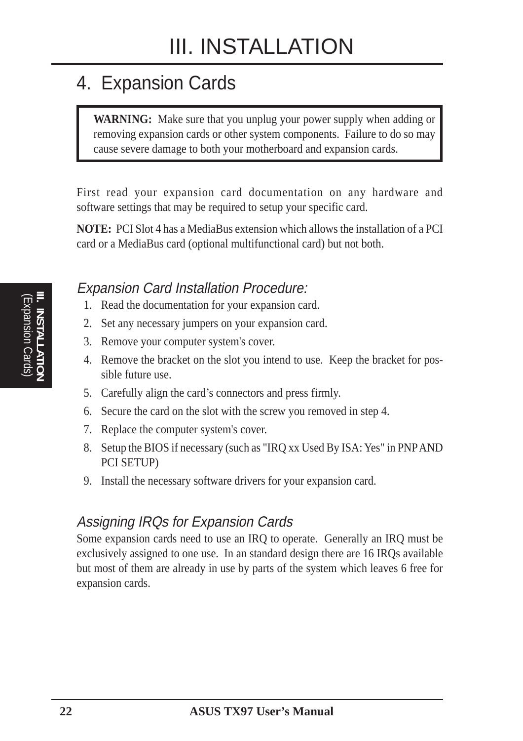# III. INSTALLATION

## 4. Expansion Cards

> **WARNING:** Make sure that you unplug your power supply when adding or removing expansion cards or other system components. Failure to do so may cause severe damage to both your motherboard and expansion cards.

First read your expansion card documentation on any hardware and software settings that may be required to setup your specific card.

**NOTE:** PCI Slot 4 has a MediaBus extension which allows the installation of a PCI card or a MediaBus card (optional multifunctional card) but not both.

### *Expansion Card Installation Procedure:*

1. Read the documentation for your expansion card.
2. Set any necessary jumpers on your expansion card.
3. Remove your computer system's cover.
4. Remove the bracket on the slot you intend to use. Keep the bracket for possible future use.
5. Carefully align the card's connectors and press firmly.
6. Secure the card on the slot with the screw you removed in step 4.
7. Replace the computer system's cover.
8. Setup the BIOS if necessary (such as "IRQ xx Used By ISA: Yes" in PNP AND PCI SETUP)
9. Install the necessary software drivers for your expansion card.

### *Assigning IRQs for Expansion Cards*

Some expansion cards need to use an IRQ to operate. Generally an IRQ must be exclusively assigned to one use. In an standard design there are 16 IRQs available but most of them are already in use by parts of the system which leaves 6 free for expansion cards.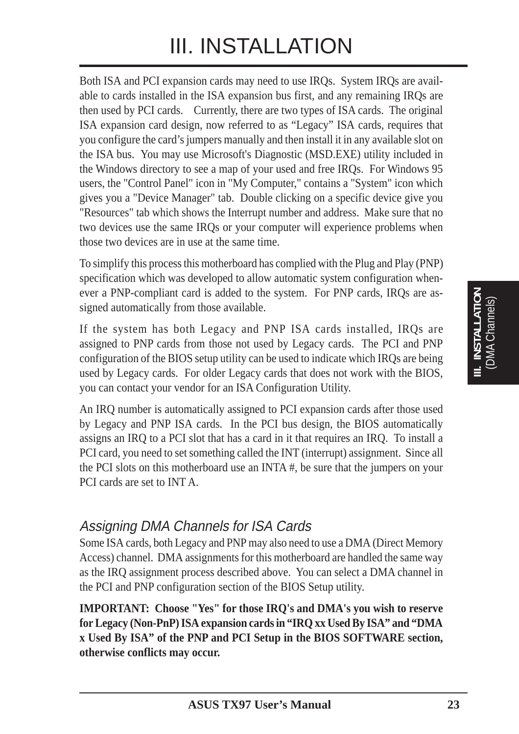# III. INSTALLATION

Both ISA and PCI expansion cards may need to use IRQs. System IRQs are available to cards installed in the ISA expansion bus first, and any remaining IRQs are then used by PCI cards. Currently, there are two types of ISA cards. The original ISA expansion card design, now referred to as "Legacy" ISA cards, requires that you configure the card's jumpers manually and then install it in any available slot on the ISA bus. You may use Microsoft's Diagnostic (MSD.EXE) utility included in the Windows directory to see a map of your used and free IRQs. For Windows 95 users, the "Control Panel" icon in "My Computer," contains a "System" icon which gives you a "Device Manager" tab. Double clicking on a specific device give you "Resources" tab which shows the Interrupt number and address. Make sure that no two devices use the same IRQs or your computer will experience problems when those two devices are in use at the same time.

To simplify this process this motherboard has complied with the Plug and Play (PNP) specification which was developed to allow automatic system configuration whenever a PNP-compliant card is added to the system. For PNP cards, IRQs are assigned automatically from those available.

If the system has both Legacy and PNP ISA cards installed, IRQs are assigned to PNP cards from those not used by Legacy cards. The PCI and PNP configuration of the BIOS setup utility can be used to indicate which IRQs are being used by Legacy cards. For older Legacy cards that does not work with the BIOS, you can contact your vendor for an ISA Configuration Utility.

An IRQ number is automatically assigned to PCI expansion cards after those used by Legacy and PNP ISA cards. In the PCI bus design, the BIOS automatically assigns an IRQ to a PCI slot that has a card in it that requires an IRQ. To install a PCI card, you need to set something called the INT (interrupt) assignment. Since all the PCI slots on this motherboard use an INTA #, be sure that the jumpers on your PCI cards are set to INT A.

### *Assigning DMA Channels for ISA Cards*

Some ISA cards, both Legacy and PNP may also need to use a DMA (Direct Memory Access) channel. DMA assignments for this motherboard are handled the same way as the IRQ assignment process described above. You can select a DMA channel in the PCI and PNP configuration section of the BIOS Setup utility.

**IMPORTANT: Choose "Yes" for those IRQ's and DMA's you wish to reserve for Legacy (Non-PnP) ISA expansion cards in "IRQ xx Used By ISA" and "DMA x Used By ISA" of the PNP and PCI Setup in the BIOS SOFTWARE section, otherwise conflicts may occur.**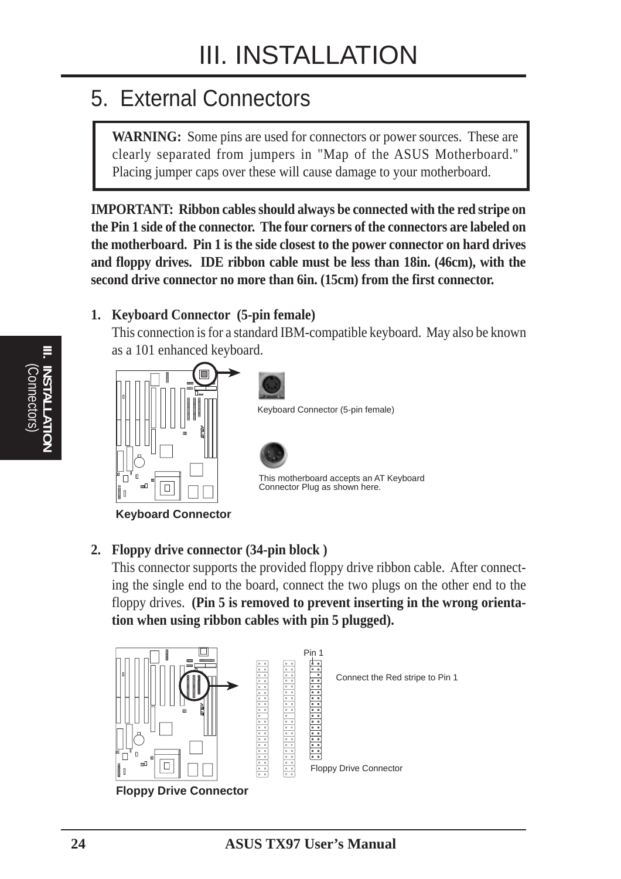# III. INSTALLATION

## 5. External Connectors

> **WARNING:** Some pins are used for connectors or power sources. These are clearly separated from jumpers in "Map of the ASUS Motherboard." Placing jumper caps over these will cause damage to your motherboard.

**IMPORTANT: Ribbon cables should always be connected with the red stripe on the Pin 1 side of the connector. The four corners of the connectors are labeled on the motherboard. Pin 1 is the side closest to the power connector on hard drives and floppy drives. IDE ribbon cable must be less than 18in. (46cm), with the second drive connector no more than 6in. (15cm) from the first connector.**

**1. Keyboard Connector (5-pin female)**

This connection is for a standard IBM-compatible keyboard. May also be known as a 101 enhanced keyboard.

Keyboard Connector (5-pin female)

This motherboard accepts an AT Keyboard Connector Plug as shown here.

**Keyboard Connector**

**2. Floppy drive connector (34-pin block )**

This connector supports the provided floppy drive ribbon cable. After connecting the single end to the board, connect the two plugs on the other end to the floppy drives. **(Pin 5 is removed to prevent inserting in the wrong orientation when using ribbon cables with pin 5 plugged).**

Pin 1

Connect the Red stripe to Pin 1

Floppy Drive Connector

**Floppy Drive Connector**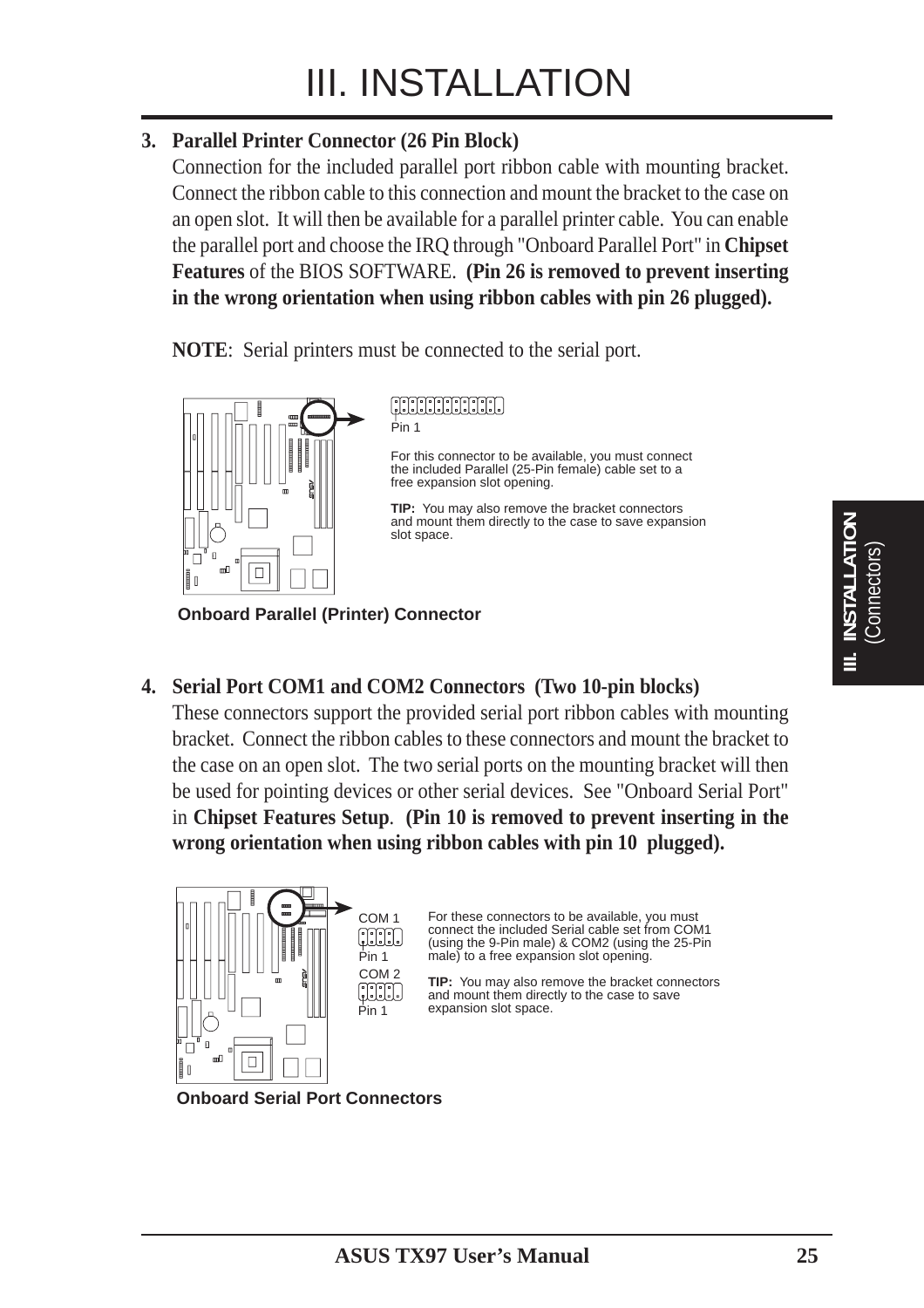# III. INSTALLATION

**3. Parallel Printer Connector (26 Pin Block)**

Connection for the included parallel port ribbon cable with mounting bracket. Connect the ribbon cable to this connection and mount the bracket to the case on an open slot. It will then be available for a parallel printer cable. You can enable the parallel port and choose the IRQ through "Onboard Parallel Port" in **Chipset Features** of the BIOS SOFTWARE. **(Pin 26 is removed to prevent inserting in the wrong orientation when using ribbon cables with pin 26 plugged).**

**NOTE**: Serial printers must be connected to the serial port.

Pin 1

For this connector to be available, you must connect the included Parallel (25-Pin female) cable set to a free expansion slot opening.

**TIP:** You may also remove the bracket connectors and mount them directly to the case to save expansion slot space.

**Onboard Parallel (Printer) Connector**

**4. Serial Port COM1 and COM2 Connectors (Two 10-pin blocks)**

These connectors support the provided serial port ribbon cables with mounting bracket. Connect the ribbon cables to these connectors and mount the bracket to the case on an open slot. The two serial ports on the mounting bracket will then be used for pointing devices or other serial devices. See "Onboard Serial Port" in **Chipset Features Setup**. **(Pin 10 is removed to prevent inserting in the wrong orientation when using ribbon cables with pin 10 plugged).**

COM 1
Pin 1
COM 2
Pin 1

For these connectors to be available, you must connect the included Serial cable set from COM1 (using the 9-Pin male) & COM2 (using the 25-Pin male) to a free expansion slot opening.

**TIP:** You may also remove the bracket connectors and mount them directly to the case to save expansion slot space.

**Onboard Serial Port Connectors**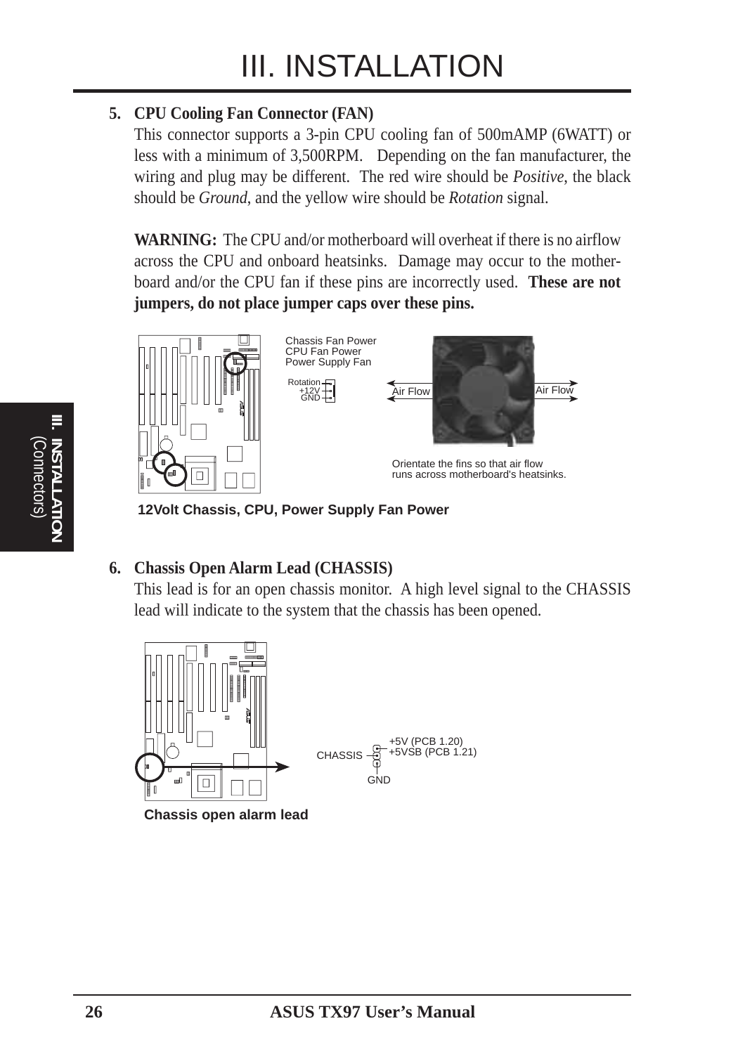5. **CPU Cooling Fan Connector (FAN)**
   This connector supports a 3-pin CPU cooling fan of 500mAMP (6WATT) or less with a minimum of 3,500RPM. Depending on the fan manufacturer, the wiring and plug may be different. The red wire should be *Positive*, the black should be *Ground*, and the yellow wire should be *Rotation* signal.

   **WARNING:** The CPU and/or motherboard will overheat if there is no airflow across the CPU and onboard heatsinks. Damage may occur to the motherboard and/or the CPU fan if these pins are incorrectly used. **These are not jumpers, do not place jumper caps over these pins.**

Chassis Fan Power
CPU Fan Power
Power Supply Fan

Rotation
+12V
GND

Air Flow    Air Flow

Orientate the fins so that air flow runs across motherboard's heatsinks.

**12Volt Chassis, CPU, Power Supply Fan Power**

6. **Chassis Open Alarm Lead (CHASSIS)**
   This lead is for an open chassis monitor. A high level signal to the CHASSIS lead will indicate to the system that the chassis has been opened.

CHASSIS
+5V (PCB 1.20)
+5VSB (PCB 1.21)
GND

**Chassis open alarm lead**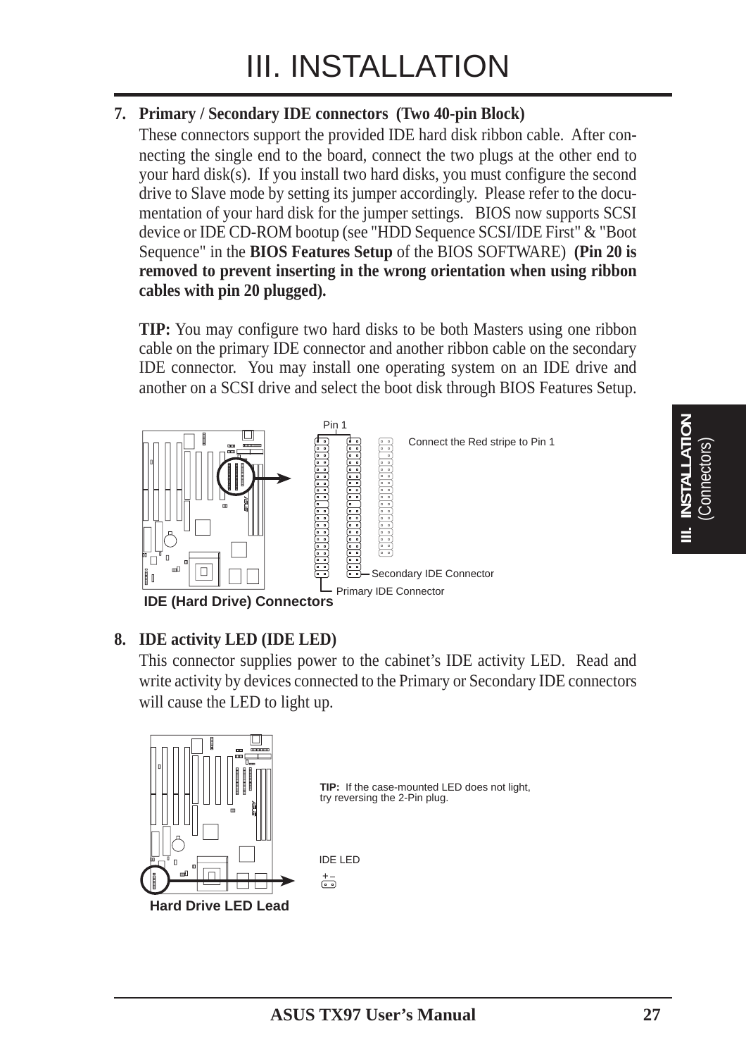# III. INSTALLATION

**7. Primary / Secondary IDE connectors (Two 40-pin Block)**

These connectors support the provided IDE hard disk ribbon cable. After connecting the single end to the board, connect the two plugs at the other end to your hard disk(s). If you install two hard disks, you must configure the second drive to Slave mode by setting its jumper accordingly. Please refer to the documentation of your hard disk for the jumper settings. BIOS now supports SCSI device or IDE CD-ROM bootup (see "HDD Sequence SCSI/IDE First" & "Boot Sequence" in the **BIOS Features Setup** of the BIOS SOFTWARE) **(Pin 20 is removed to prevent inserting in the wrong orientation when using ribbon cables with pin 20 plugged).**

**TIP:** You may configure two hard disks to be both Masters using one ribbon cable on the primary IDE connector and another ribbon cable on the secondary IDE connector. You may install one operating system on an IDE drive and another on a SCSI drive and select the boot disk through BIOS Features Setup.

Pin 1

Connect the Red stripe to Pin 1

Secondary IDE Connector

Primary IDE Connector

**IDE (Hard Drive) Connectors**

**8. IDE activity LED (IDE LED)**

This connector supplies power to the cabinet's IDE activity LED. Read and write activity by devices connected to the Primary or Secondary IDE connectors will cause the LED to light up.

**TIP:** If the case-mounted LED does not light, try reversing the 2-Pin plug.

IDE LED

\+ –

**Hard Drive LED Lead**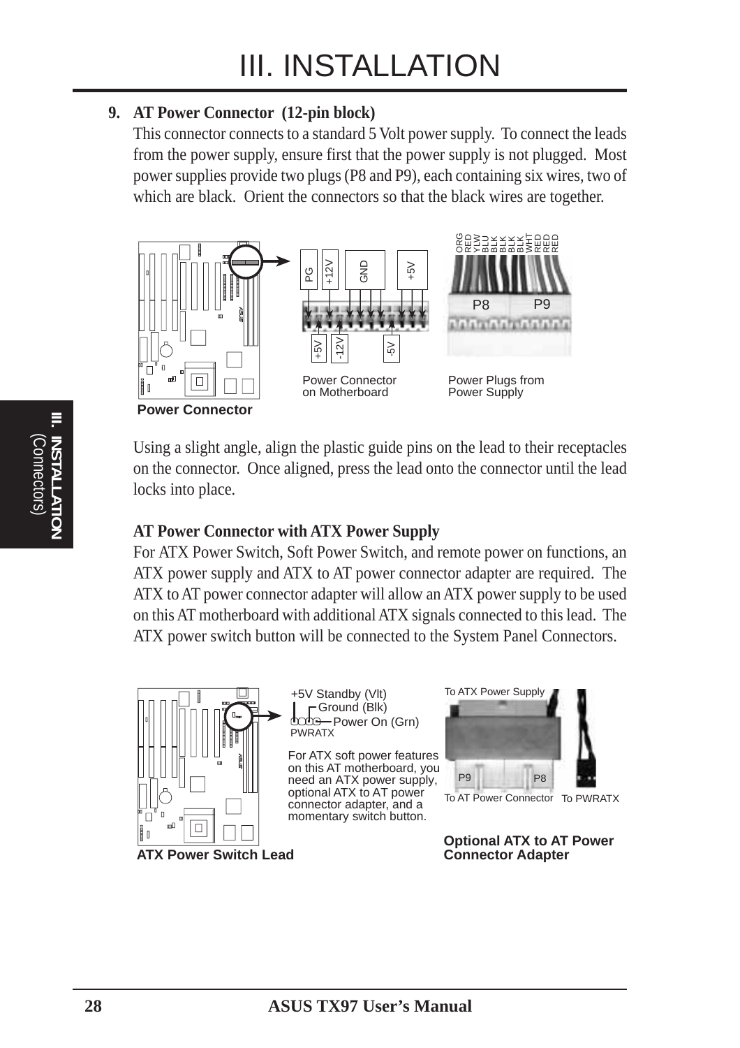# III. INSTALLATION

**9. AT Power Connector (12-pin block)**

This connector connects to a standard 5 Volt power supply. To connect the leads from the power supply, ensure first that the power supply is not plugged. Most power supplies provide two plugs (P8 and P9), each containing six wires, two of which are black. Orient the connectors so that the black wires are together.

ORG RED YLW BLU BLK BLK BLK BLK WHT RED RED RED

PG +12V GND +5V

P8 P9

+5V -12V -5V

Power Connector on Motherboard

Power Plugs from Power Supply

**Power Connector**

Using a slight angle, align the plastic guide pins on the lead to their receptacles on the connector. Once aligned, press the lead onto the connector until the lead locks into place.

**AT Power Connector with ATX Power Supply**

For ATX Power Switch, Soft Power Switch, and remote power on functions, an ATX power supply and ATX to AT power connector adapter are required. The ATX to AT power connector adapter will allow an ATX power supply to be used on this AT motherboard with additional ATX signals connected to this lead. The ATX power switch button will be connected to the System Panel Connectors.

+5V Standby (Vlt)
Ground (Blk)
Power On (Grn)
PWRATX

For ATX soft power features on this AT motherboard, you need an ATX power supply, optional ATX to AT power connector adapter, and a momentary switch button.

To ATX Power Supply

P9 P8

To AT Power Connector To PWRATX

**ATX Power Switch Lead**

**Optional ATX to AT Power Connector Adapter**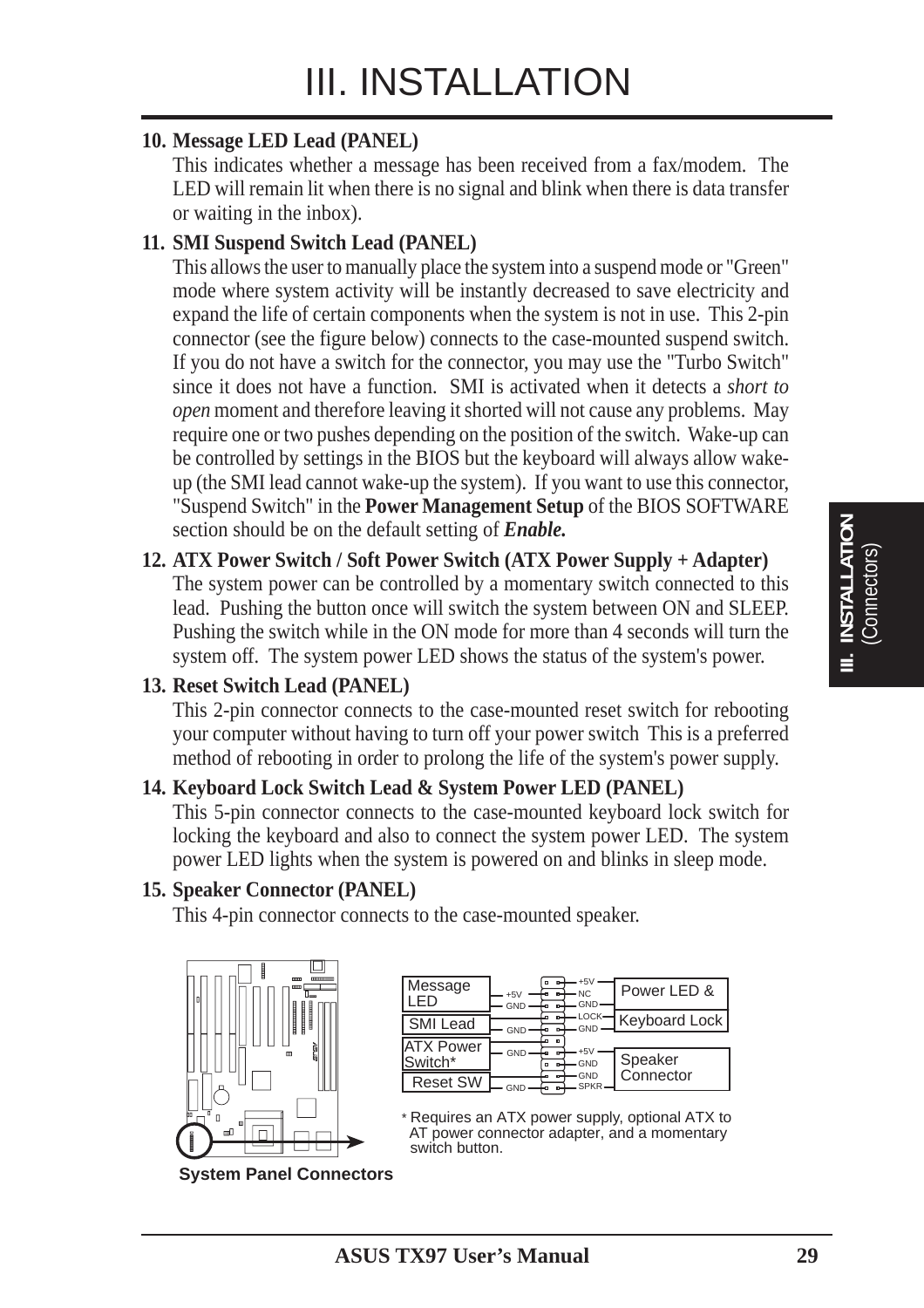# III. INSTALLATION

**10. Message LED Lead (PANEL)**

This indicates whether a message has been received from a fax/modem. The LED will remain lit when there is no signal and blink when there is data transfer or waiting in the inbox).

**11. SMI Suspend Switch Lead (PANEL)**

This allows the user to manually place the system into a suspend mode or "Green" mode where system activity will be instantly decreased to save electricity and expand the life of certain components when the system is not in use. This 2-pin connector (see the figure below) connects to the case-mounted suspend switch. If you do not have a switch for the connector, you may use the "Turbo Switch" since it does not have a function. SMI is activated when it detects a *short to open* moment and therefore leaving it shorted will not cause any problems. May require one or two pushes depending on the position of the switch. Wake-up can be controlled by settings in the BIOS but the keyboard will always allow wake-up (the SMI lead cannot wake-up the system). If you want to use this connector, "Suspend Switch" in the **Power Management Setup** of the BIOS SOFTWARE section should be on the default setting of ***Enable.***

**12. ATX Power Switch / Soft Power Switch (ATX Power Supply + Adapter)**

The system power can be controlled by a momentary switch connected to this lead. Pushing the button once will switch the system between ON and SLEEP. Pushing the switch while in the ON mode for more than 4 seconds will turn the system off. The system power LED shows the status of the system's power.

**13. Reset Switch Lead (PANEL)**

This 2-pin connector connects to the case-mounted reset switch for rebooting your computer without having to turn off your power switch This is a preferred method of rebooting in order to prolong the life of the system's power supply.

**14. Keyboard Lock Switch Lead & System Power LED (PANEL)**

This 5-pin connector connects to the case-mounted keyboard lock switch for locking the keyboard and also to connect the system power LED. The system power LED lights when the system is powered on and blinks in sleep mode.

**15. Speaker Connector (PANEL)**

This 4-pin connector connects to the case-mounted speaker.

Message LED: +5V, GND
SMI Lead: GND
ATX Power Switch*: GND
Reset SW: GND

Power LED & Keyboard Lock: +5V, NC, GND, LOCK, GND
Speaker Connector: +5V, GND, GND, SPKR

\* Requires an ATX power supply, optional ATX to AT power connector adapter, and a momentary switch button.

**System Panel Connectors**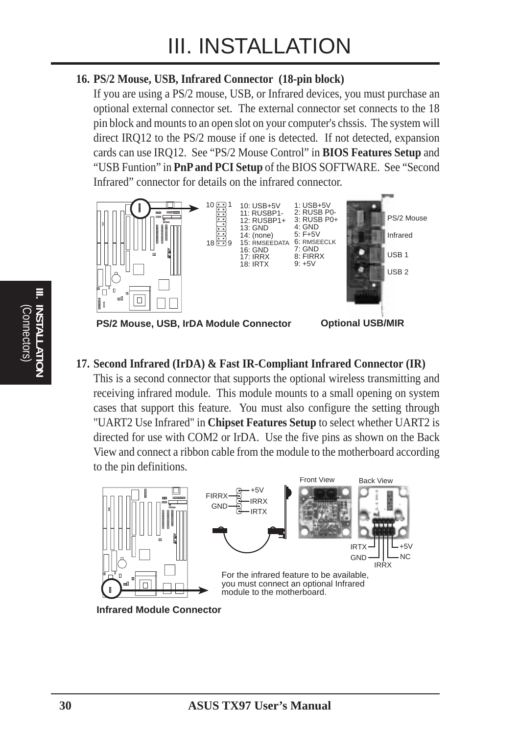# III. INSTALLATION

**16. PS/2 Mouse, USB, Infrared Connector (18-pin block)**

If you are using a PS/2 mouse, USB, or Infrared devices, you must purchase an optional external connector set. The external connector set connects to the 18 pin block and mounts to an open slot on your computer's chssis. The system will direct IRQ12 to the PS/2 mouse if one is detected. If not detected, expansion cards can use IRQ12. See "PS/2 Mouse Control" in **BIOS Features Setup** and "USB Funtion" in **PnP and PCI Setup** of the BIOS SOFTWARE. See "Second Infrared" connector for details on the infrared connector.

| Pin | Signal | Pin | Signal |
|---|---|---|---|
| 10 | USB+5V | 1 | USB+5V |
| 11 | RUSBP1- | 2 | RUSB P0- |
| 12 | RUSBP1+ | 3 | RUSB P0+ |
| 13 | GND | 4 | GND |
| 14 | (none) | 5 | F+5V |
| 15 | RMSEEDATA | 6 | RMSEECLK |
| 16 | GND | 7 | GND |
| 17 | IRRX | 8 | FIRRX |
| 18 | IRTX | 9 | +5V |

PS/2 Mouse, Infrared, USB 1, USB 2

**PS/2 Mouse, USB, IrDA Module Connector** **Optional USB/MIR**

**17. Second Infrared (IrDA) & Fast IR-Compliant Infrared Connector (IR)**

This is a second connector that supports the optional wireless transmitting and receiving infrared module. This module mounts to a small opening on system cases that support this feature. You must also configure the setting through "UART2 Use Infrared" in **Chipset Features Setup** to select whether UART2 is directed for use with COM2 or IrDA. Use the five pins as shown on the Back View and connect a ribbon cable from the module to the motherboard according to the pin definitions.

FIRRX, GND, +5V, IRRX, IRTX

Front View / Back View: IRTX, GND, IRRX, +5V, NC

For the infrared feature to be available, you must connect an optional Infrared module to the motherboard.

**Infrared Module Connector**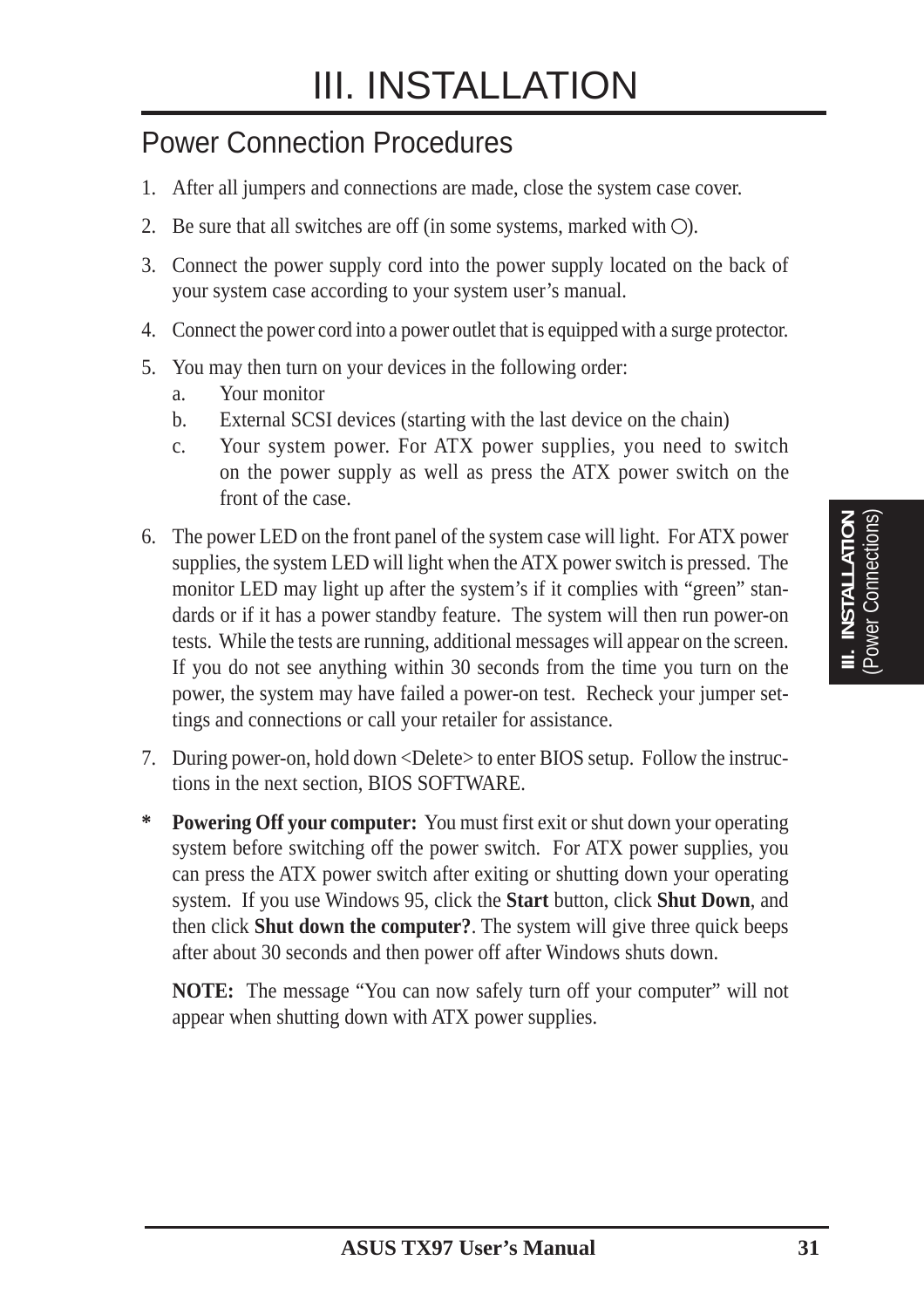# III. INSTALLATION

## Power Connection Procedures

1. After all jumpers and connections are made, close the system case cover.
2. Be sure that all switches are off (in some systems, marked with ○).
3. Connect the power supply cord into the power supply located on the back of your system case according to your system user's manual.
4. Connect the power cord into a power outlet that is equipped with a surge protector.
5. You may then turn on your devices in the following order:
   a. Your monitor
   b. External SCSI devices (starting with the last device on the chain)
   c. Your system power. For ATX power supplies, you need to switch on the power supply as well as press the ATX power switch on the front of the case.
6. The power LED on the front panel of the system case will light. For ATX power supplies, the system LED will light when the ATX power switch is pressed. The monitor LED may light up after the system's if it complies with "green" standards or if it has a power standby feature. The system will then run power-on tests. While the tests are running, additional messages will appear on the screen. If you do not see anything within 30 seconds from the time you turn on the power, the system may have failed a power-on test. Recheck your jumper settings and connections or call your retailer for assistance.
7. During power-on, hold down <Delete> to enter BIOS setup. Follow the instructions in the next section, BIOS SOFTWARE.

\* **Powering Off your computer:** You must first exit or shut down your operating system before switching off the power switch. For ATX power supplies, you can press the ATX power switch after exiting or shutting down your operating system. If you use Windows 95, click the **Start** button, click **Shut Down**, and then click **Shut down the computer?**. The system will give three quick beeps after about 30 seconds and then power off after Windows shuts down.

**NOTE:** The message "You can now safely turn off your computer" will not appear when shutting down with ATX power supplies.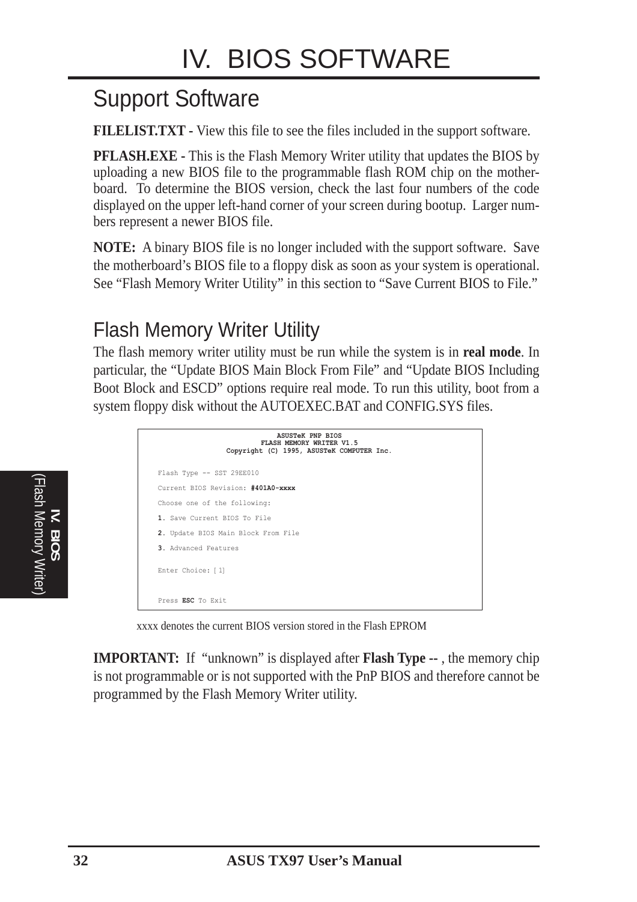# IV. BIOS SOFTWARE

## Support Software

**FILELIST.TXT -** View this file to see the files included in the support software.

**PFLASH.EXE -** This is the Flash Memory Writer utility that updates the BIOS by uploading a new BIOS file to the programmable flash ROM chip on the motherboard. To determine the BIOS version, check the last four numbers of the code displayed on the upper left-hand corner of your screen during bootup. Larger numbers represent a newer BIOS file.

**NOTE:** A binary BIOS file is no longer included with the support software. Save the motherboard's BIOS file to a floppy disk as soon as your system is operational. See "Flash Memory Writer Utility" in this section to "Save Current BIOS to File."

## Flash Memory Writer Utility

The flash memory writer utility must be run while the system is in **real mode**. In particular, the "Update BIOS Main Block From File" and "Update BIOS Including Boot Block and ESCD" options require real mode. To run this utility, boot from a system floppy disk without the AUTOEXEC.BAT and CONFIG.SYS files.

```
                    ASUSTeK PNP BIOS
                FLASH MEMORY WRITER V1.5
        Copyright (C) 1995, ASUSTeK COMPUTER Inc.

Flash Type -- SST 29EE010
Current BIOS Revision: #401A0-xxxx
Choose one of the following:
1. Save Current BIOS To File
2. Update BIOS Main Block From File
3. Advanced Features

Enter Choice: [1]


Press ESC To Exit
```

xxxx denotes the current BIOS version stored in the Flash EPROM

**IMPORTANT:** If "unknown" is displayed after **Flash Type --** , the memory chip is not programmable or is not supported with the PnP BIOS and therefore cannot be programmed by the Flash Memory Writer utility.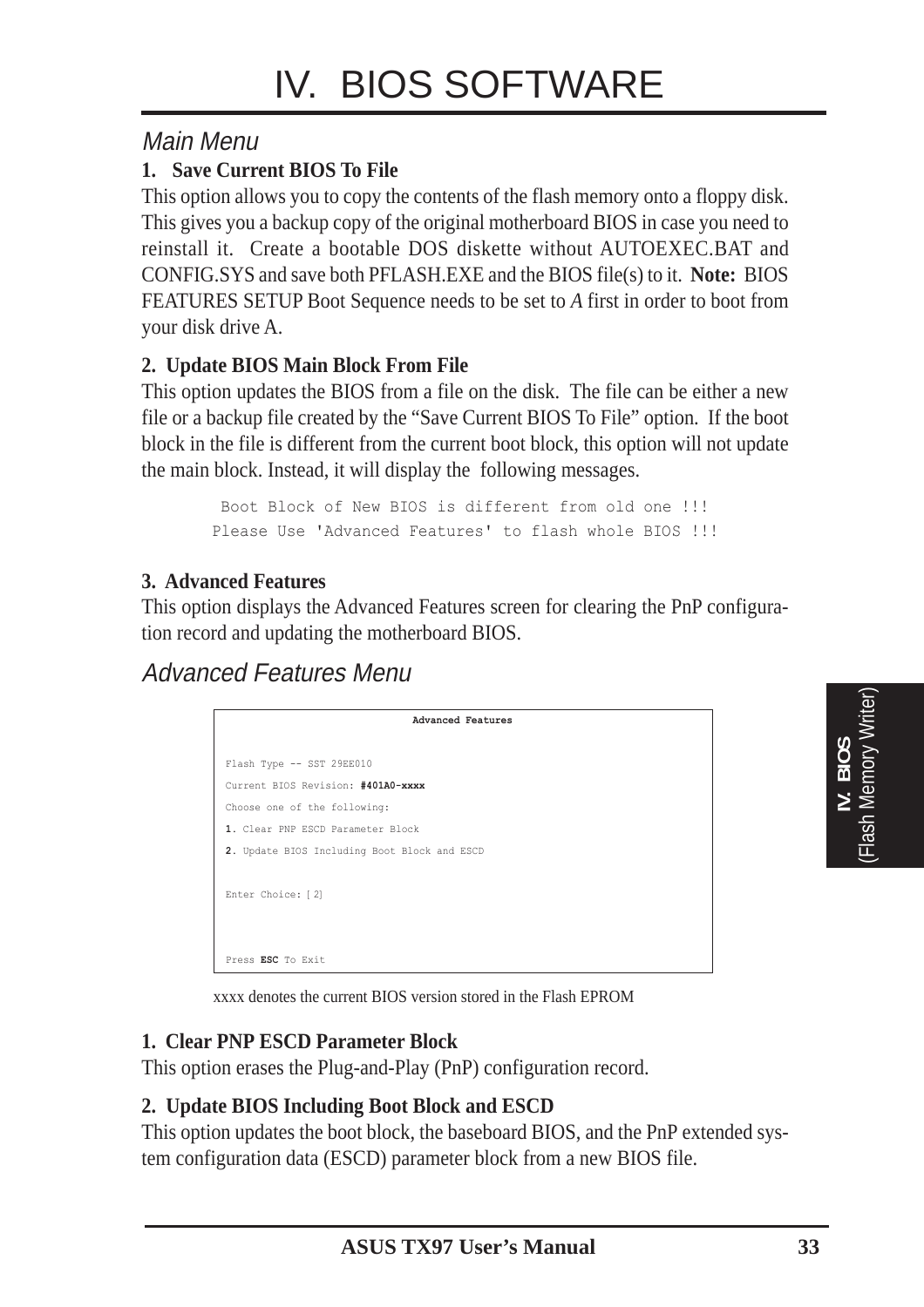# IV. BIOS SOFTWARE

## Main Menu

**1. Save Current BIOS To File**

This option allows you to copy the contents of the flash memory onto a floppy disk. This gives you a backup copy of the original motherboard BIOS in case you need to reinstall it. Create a bootable DOS diskette without AUTOEXEC.BAT and CONFIG.SYS and save both PFLASH.EXE and the BIOS file(s) to it. **Note:** BIOS FEATURES SETUP Boot Sequence needs to be set to *A* first in order to boot from your disk drive A.

**2. Update BIOS Main Block From File**

This option updates the BIOS from a file on the disk. The file can be either a new file or a backup file created by the "Save Current BIOS To File" option. If the boot block in the file is different from the current boot block, this option will not update the main block. Instead, it will display the following messages.

```
 Boot Block of New BIOS is different from old one !!!
Please Use 'Advanced Features' to flash whole BIOS !!!
```

**3. Advanced Features**

This option displays the Advanced Features screen for clearing the PnP configuration record and updating the motherboard BIOS.

## Advanced Features Menu

```
                    Advanced Features

Flash Type -- SST 29EE010
Current BIOS Revision: #401A0-xxxx
Choose one of the following:
1. Clear PNP ESCD Parameter Block
2. Update BIOS Including Boot Block and ESCD

Enter Choice: [ 2]



Press ESC To Exit
```

xxxx denotes the current BIOS version stored in the Flash EPROM

**1. Clear PNP ESCD Parameter Block**

This option erases the Plug-and-Play (PnP) configuration record.

**2. Update BIOS Including Boot Block and ESCD**

This option updates the boot block, the baseboard BIOS, and the PnP extended system configuration data (ESCD) parameter block from a new BIOS file.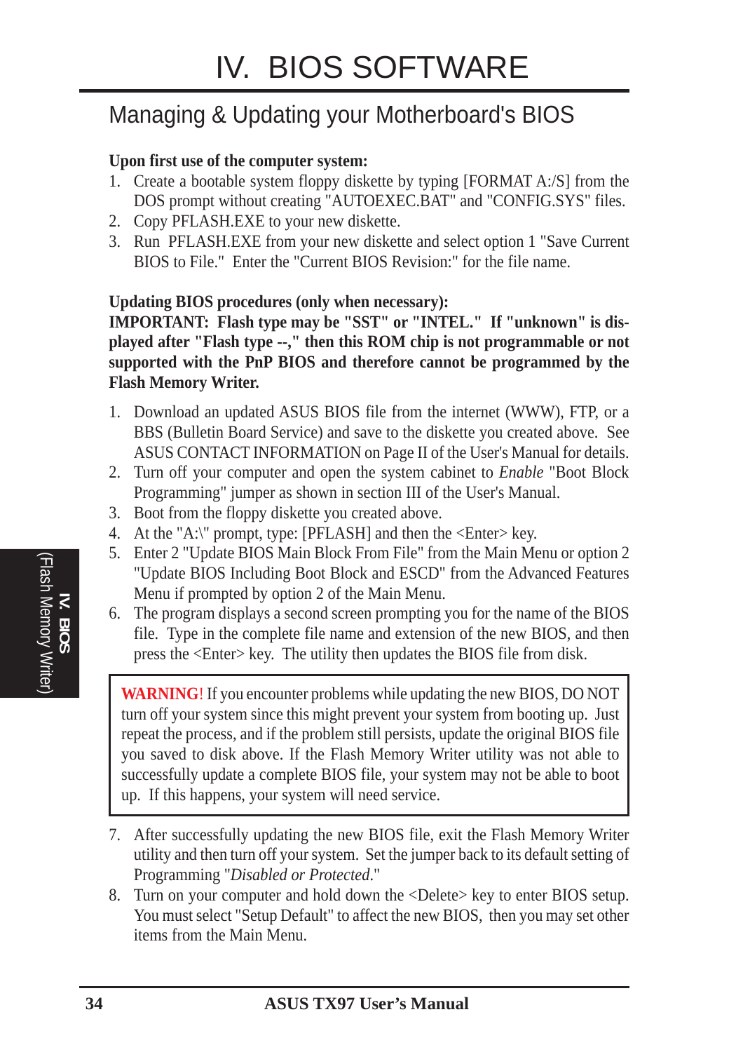# IV. BIOS SOFTWARE

## Managing & Updating your Motherboard's BIOS

**Upon first use of the computer system:**

1. Create a bootable system floppy diskette by typing [FORMAT A:/S] from the DOS prompt without creating "AUTOEXEC.BAT" and "CONFIG.SYS" files.
2. Copy PFLASH.EXE to your new diskette.
3. Run PFLASH.EXE from your new diskette and select option 1 "Save Current BIOS to File." Enter the "Current BIOS Revision:" for the file name.

**Updating BIOS procedures (only when necessary):**

**IMPORTANT: Flash type may be "SST" or "INTEL." If "unknown" is displayed after "Flash type --," then this ROM chip is not programmable or not supported with the PnP BIOS and therefore cannot be programmed by the Flash Memory Writer.**

1. Download an updated ASUS BIOS file from the internet (WWW), FTP, or a BBS (Bulletin Board Service) and save to the diskette you created above. See ASUS CONTACT INFORMATION on Page II of the User's Manual for details.
2. Turn off your computer and open the system cabinet to *Enable* "Boot Block Programming" jumper as shown in section III of the User's Manual.
3. Boot from the floppy diskette you created above.
4. At the "A:\" prompt, type: [PFLASH] and then the <Enter> key.
5. Enter 2 "Update BIOS Main Block From File" from the Main Menu or option 2 "Update BIOS Including Boot Block and ESCD" from the Advanced Features Menu if prompted by option 2 of the Main Menu.
6. The program displays a second screen prompting you for the name of the BIOS file. Type in the complete file name and extension of the new BIOS, and then press the <Enter> key. The utility then updates the BIOS file from disk.

> **WARNING!** If you encounter problems while updating the new BIOS, DO NOT turn off your system since this might prevent your system from booting up. Just repeat the process, and if the problem still persists, update the original BIOS file you saved to disk above. If the Flash Memory Writer utility was not able to successfully update a complete BIOS file, your system may not be able to boot up. If this happens, your system will need service.

7. After successfully updating the new BIOS file, exit the Flash Memory Writer utility and then turn off your system. Set the jumper back to its default setting of Programming "*Disabled or Protected*."
8. Turn on your computer and hold down the <Delete> key to enter BIOS setup. You must select "Setup Default" to affect the new BIOS, then you may set other items from the Main Menu.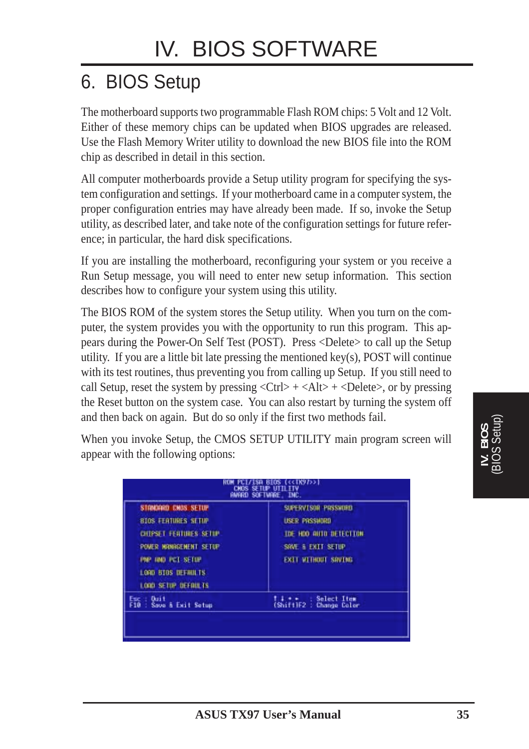# IV. BIOS SOFTWARE

## 6. BIOS Setup

The motherboard supports two programmable Flash ROM chips: 5 Volt and 12 Volt. Either of these memory chips can be updated when BIOS upgrades are released. Use the Flash Memory Writer utility to download the new BIOS file into the ROM chip as described in detail in this section.

All computer motherboards provide a Setup utility program for specifying the system configuration and settings. If your motherboard came in a computer system, the proper configuration entries may have already been made. If so, invoke the Setup utility, as described later, and take note of the configuration settings for future reference; in particular, the hard disk specifications.

If you are installing the motherboard, reconfiguring your system or you receive a Run Setup message, you will need to enter new setup information. This section describes how to configure your system using this utility.

The BIOS ROM of the system stores the Setup utility. When you turn on the computer, the system provides you with the opportunity to run this program. This appears during the Power-On Self Test (POST). Press <Delete> to call up the Setup utility. If you are a little bit late pressing the mentioned key(s), POST will continue with its test routines, thus preventing you from calling up Setup. If you still need to call Setup, reset the system by pressing <Ctrl> + <Alt> + <Delete>, or by pressing the Reset button on the system case. You can also restart by turning the system off and then back on again. But do so only if the first two methods fail.

When you invoke Setup, the CMOS SETUP UTILITY main program screen will appear with the following options:

```
                    ROM PCI/ISA BIOS (<<TX97>>)
                       CMOS SETUP UTILITY
                      AWARD SOFTWARE, INC.

  STANDARD CMOS SETUP              SUPERVISOR PASSWORD
  BIOS FEATURES SETUP              USER PASSWORD
  CHIPSET FEATURES SETUP           IDE HDD AUTO DETECTION
  POWER MANAGEMENT SETUP           SAVE & EXIT SETUP
  PNP AND PCI SETUP                EXIT WITHOUT SAVING
  LOAD BIOS DEFAULTS
  LOAD SETUP DEFAULTS

  Esc : Quit                       ↑ ↓ → ←    : Select Item
  F10 : Save & Exit Setup          (Shift)F2  : Change Color
```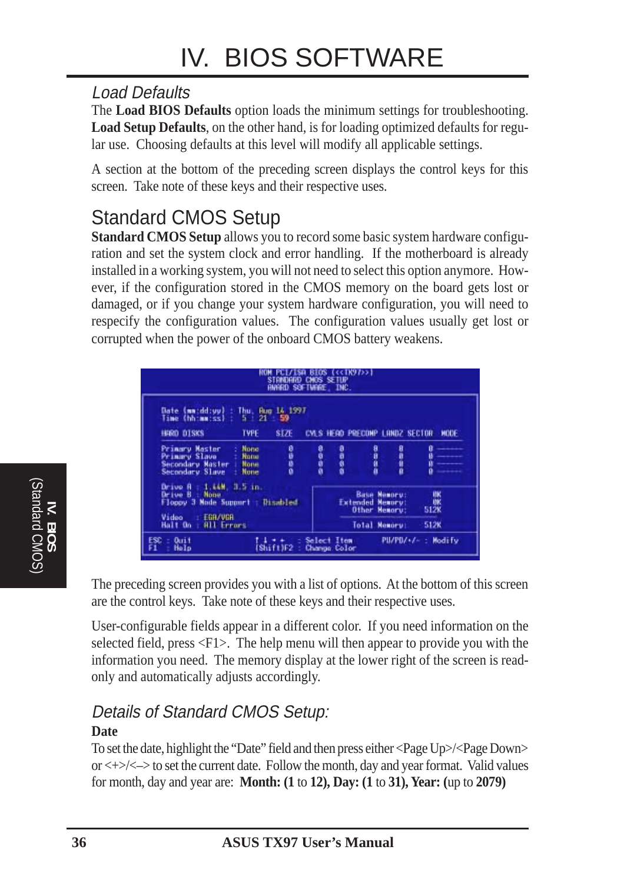# IV. BIOS SOFTWARE

### Load Defaults

The **Load BIOS Defaults** option loads the minimum settings for troubleshooting. **Load Setup Defaults**, on the other hand, is for loading optimized defaults for regular use. Choosing defaults at this level will modify all applicable settings.

A section at the bottom of the preceding screen displays the control keys for this screen. Take note of these keys and their respective uses.

## Standard CMOS Setup

**Standard CMOS Setup** allows you to record some basic system hardware configuration and set the system clock and error handling. If the motherboard is already installed in a working system, you will not need to select this option anymore. However, if the configuration stored in the CMOS memory on the board gets lost or damaged, or if you change your system hardware configuration, you will need to respecify the configuration values. The configuration values usually get lost or corrupted when the power of the onboard CMOS battery weakens.

```
                    ROM PCI/ISA BIOS (<<TX97>>)
                       STANDARD CMOS SETUP
                       AWARD SOFTWARE, INC.

 Date (mm:dd:yy) : Thu, Aug 14 1997
 Time (hh:mm:ss) :  5 : 21 : 59

 HARD DISKS         TYPE   SIZE   CYLS HEAD PRECOMP LANDZ SECTOR  MODE

 Primary Master   : None    0      0    0      0      0      0   -------
 Primary Slave    : None    0      0    0      0      0      0   -------
 Secondary Master : None    0      0    0      0      0      0   -------
 Secondary Slave  : None    0      0    0      0      0      0   -------

 Drive A : 1.44M, 3.5 in.
 Drive B : None                             Base Memory:      0K
 Floppy 3 Mode Support : Disabled       Extended Memory:      0K
                                           Other Memory:    512K
 Video   : EGA/VGA
 Halt On : All Errors                      Total Memory:    512K

 ESC : Quit          ↑ ↓ → ←   : Select Item       PU/PD/+/- : Modify
 F1  : Help          (Shift)F2 : Change Color
```

The preceding screen provides you with a list of options. At the bottom of this screen are the control keys. Take note of these keys and their respective uses.

User-configurable fields appear in a different color. If you need information on the selected field, press <F1>. The help menu will then appear to provide you with the information you need. The memory display at the lower right of the screen is read-only and automatically adjusts accordingly.

### Details of Standard CMOS Setup:

**Date**

To set the date, highlight the "Date" field and then press either <Page Up>/<Page Down> or <+>/<–> to set the current date. Follow the month, day and year format. Valid values for month, day and year are: **Month: (1** to **12), Day: (1** to **31), Year: (**up to **2079)**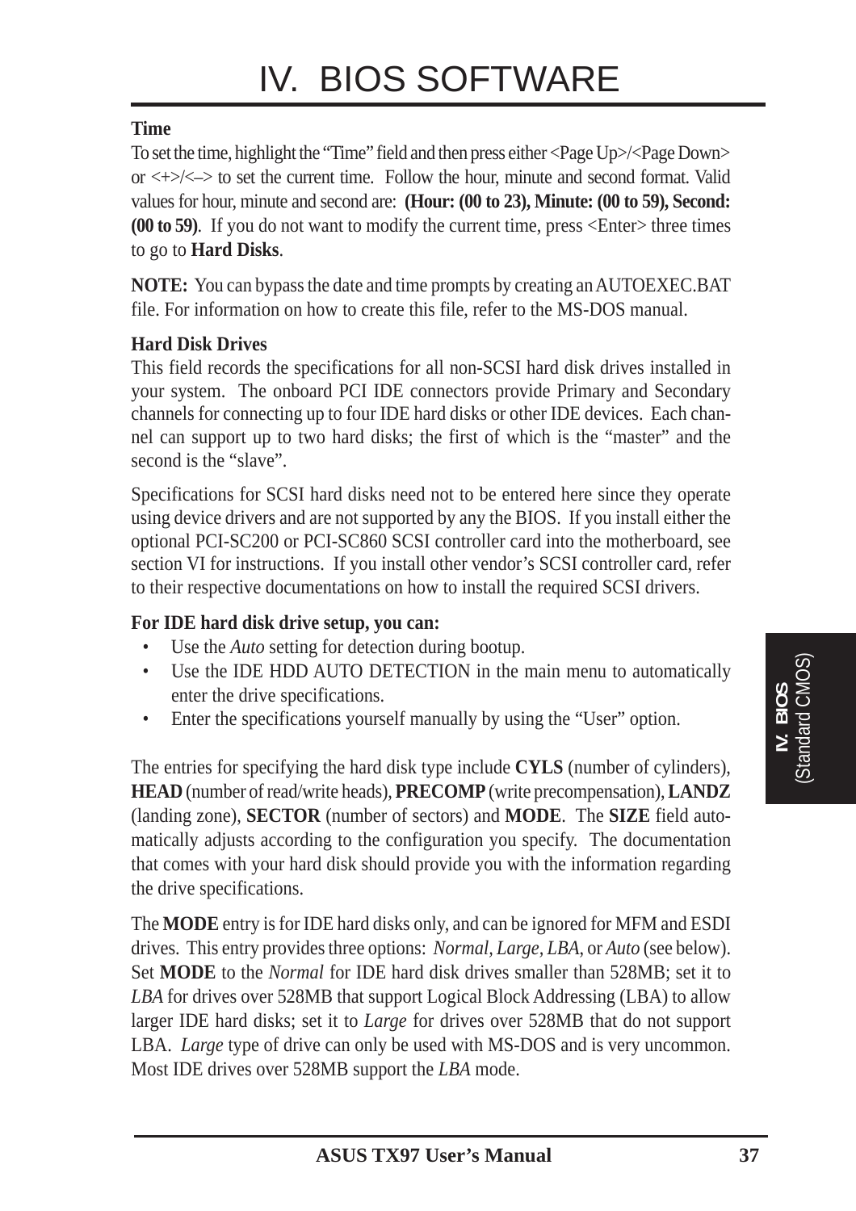# IV. BIOS SOFTWARE

**Time**

To set the time, highlight the "Time" field and then press either <Page Up>/<Page Down> or <+>/<–> to set the current time. Follow the hour, minute and second format. Valid values for hour, minute and second are: **(Hour: (00 to 23), Minute: (00 to 59), Second: (00 to 59)**. If you do not want to modify the current time, press <Enter> three times to go to **Hard Disks**.

**NOTE:** You can bypass the date and time prompts by creating an AUTOEXEC.BAT file. For information on how to create this file, refer to the MS-DOS manual.

**Hard Disk Drives**

This field records the specifications for all non-SCSI hard disk drives installed in your system. The onboard PCI IDE connectors provide Primary and Secondary channels for connecting up to four IDE hard disks or other IDE devices. Each channel can support up to two hard disks; the first of which is the "master" and the second is the "slave".

Specifications for SCSI hard disks need not to be entered here since they operate using device drivers and are not supported by any the BIOS. If you install either the optional PCI-SC200 or PCI-SC860 SCSI controller card into the motherboard, see section VI for instructions. If you install other vendor's SCSI controller card, refer to their respective documentations on how to install the required SCSI drivers.

**For IDE hard disk drive setup, you can:**

- Use the *Auto* setting for detection during bootup.
- Use the IDE HDD AUTO DETECTION in the main menu to automatically enter the drive specifications.
- Enter the specifications yourself manually by using the "User" option.

The entries for specifying the hard disk type include **CYLS** (number of cylinders), **HEAD** (number of read/write heads), **PRECOMP** (write precompensation), **LANDZ** (landing zone), **SECTOR** (number of sectors) and **MODE**. The **SIZE** field automatically adjusts according to the configuration you specify. The documentation that comes with your hard disk should provide you with the information regarding the drive specifications.

The **MODE** entry is for IDE hard disks only, and can be ignored for MFM and ESDI drives. This entry provides three options: *Normal*, *Large*, *LBA*, or *Auto* (see below). Set **MODE** to the *Normal* for IDE hard disk drives smaller than 528MB; set it to *LBA* for drives over 528MB that support Logical Block Addressing (LBA) to allow larger IDE hard disks; set it to *Large* for drives over 528MB that do not support LBA. *Large* type of drive can only be used with MS-DOS and is very uncommon. Most IDE drives over 528MB support the *LBA* mode.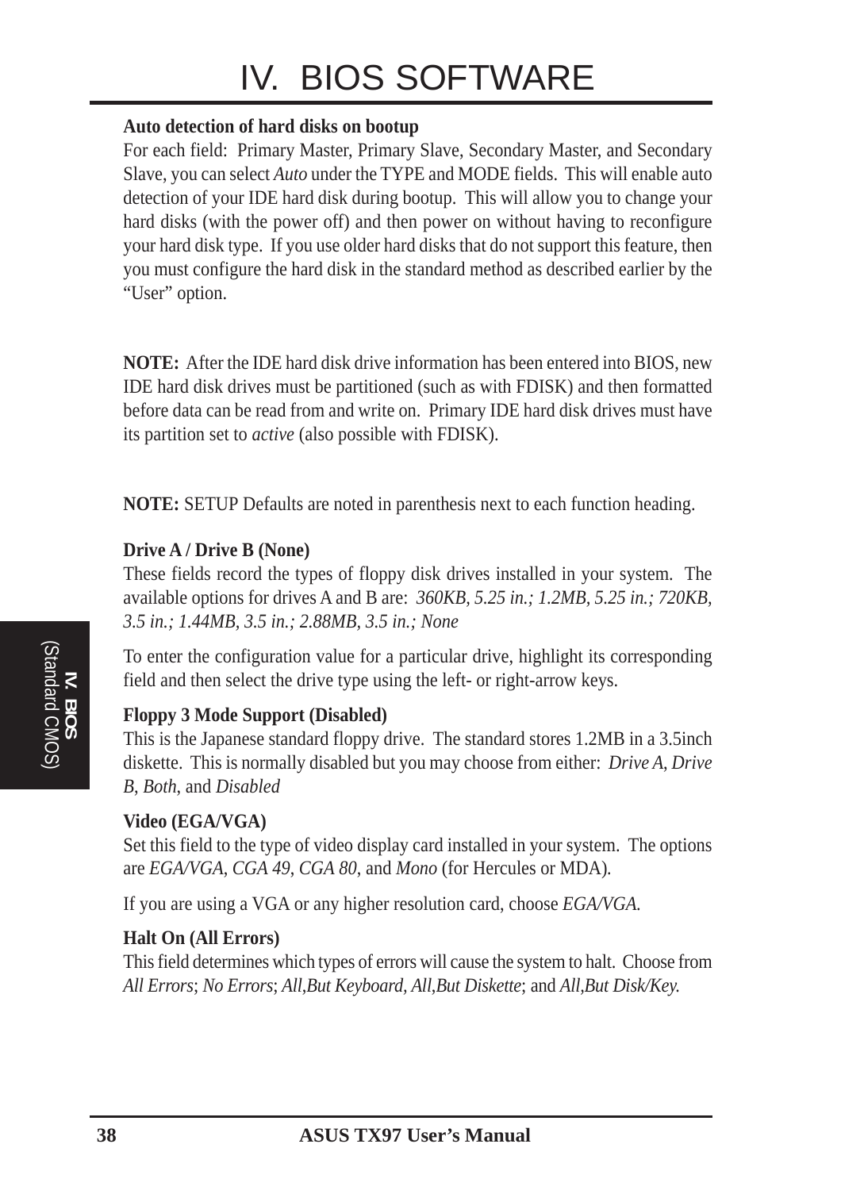# IV. BIOS SOFTWARE

**Auto detection of hard disks on bootup**

For each field: Primary Master, Primary Slave, Secondary Master, and Secondary Slave, you can select *Auto* under the TYPE and MODE fields. This will enable auto detection of your IDE hard disk during bootup. This will allow you to change your hard disks (with the power off) and then power on without having to reconfigure your hard disk type. If you use older hard disks that do not support this feature, then you must configure the hard disk in the standard method as described earlier by the "User" option.

**NOTE:** After the IDE hard disk drive information has been entered into BIOS, new IDE hard disk drives must be partitioned (such as with FDISK) and then formatted before data can be read from and write on. Primary IDE hard disk drives must have its partition set to *active* (also possible with FDISK).

**NOTE:** SETUP Defaults are noted in parenthesis next to each function heading.

**Drive A / Drive B (None)**

These fields record the types of floppy disk drives installed in your system. The available options for drives A and B are: *360KB, 5.25 in.; 1.2MB, 5.25 in.; 720KB, 3.5 in.; 1.44MB, 3.5 in.; 2.88MB, 3.5 in.; None*

To enter the configuration value for a particular drive, highlight its corresponding field and then select the drive type using the left- or right-arrow keys.

**Floppy 3 Mode Support (Disabled)**

This is the Japanese standard floppy drive. The standard stores 1.2MB in a 3.5inch diskette. This is normally disabled but you may choose from either: *Drive A*, *Drive B*, *Both*, and *Disabled*

**Video (EGA/VGA)**

Set this field to the type of video display card installed in your system. The options are *EGA/VGA*, *CGA 49*, *CGA 80*, and *Mono* (for Hercules or MDA).

If you are using a VGA or any higher resolution card, choose *EGA/VGA.*

**Halt On (All Errors)**

This field determines which types of errors will cause the system to halt. Choose from *All Errors*; *No Errors*; *All,But Keyboard, All,But Diskette*; and *All,But Disk/Key.*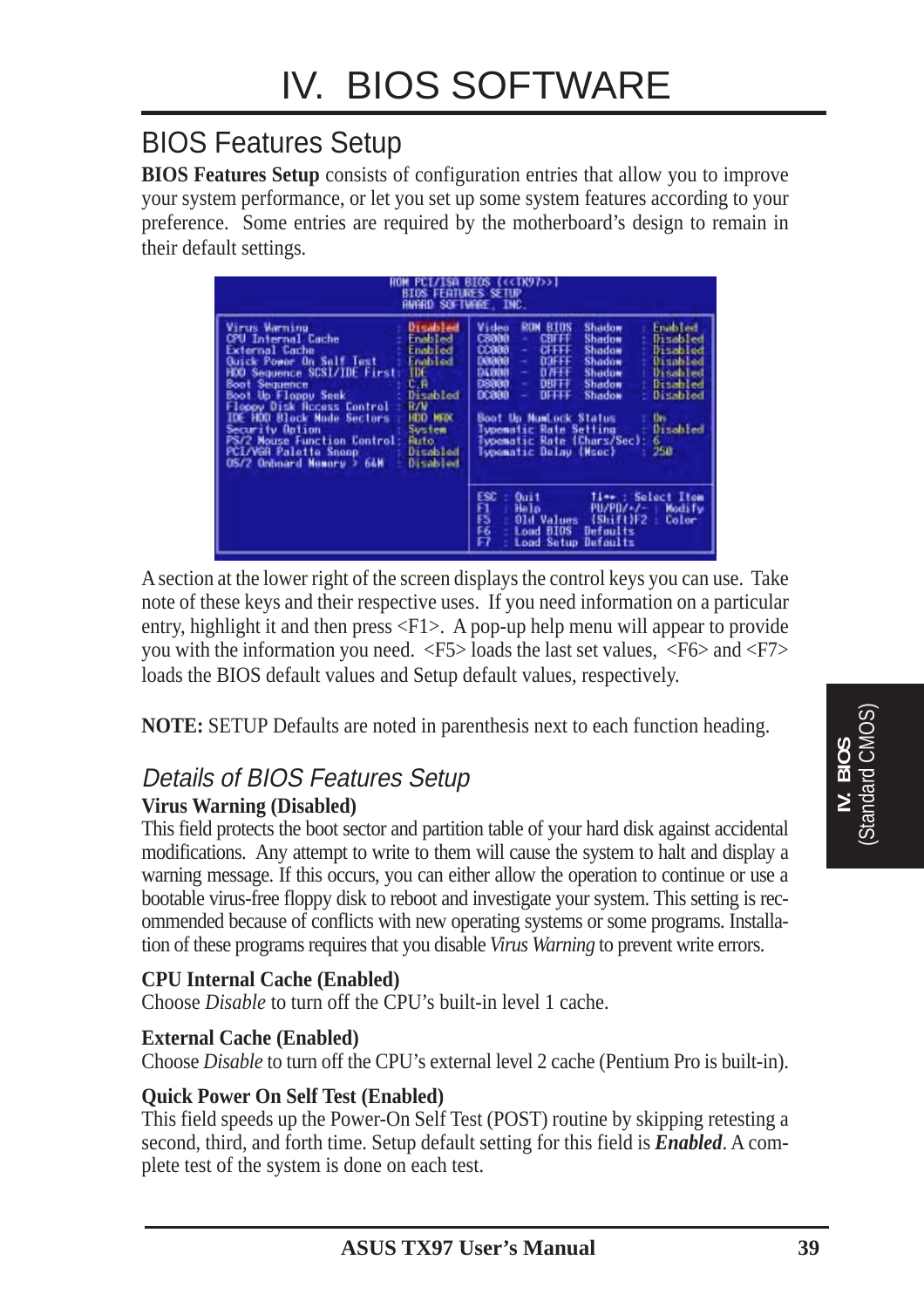# IV. BIOS SOFTWARE

## BIOS Features Setup

**BIOS Features Setup** consists of configuration entries that allow you to improve your system performance, or let you set up some system features according to your preference. Some entries are required by the motherboard's design to remain in their default settings.

```
ROM PCI/ISA BIOS (<<TX97>>)
BIOS FEATURES SETUP
AWARD SOFTWARE, INC.

Virus Warning              : Disabled     Video    ROM BIOS  Shadow   : Enabled
CPU Internal Cache         : Enabled      C8000  -  CBFFF  Shadow     : Disabled
External Cache             : Enabled      CC000  -  CFFFF  Shadow     : Disabled
Quick Power On Self Test   : Enabled      D0000  -  D3FFF  Shadow     : Disabled
HDD Sequence SCSI/IDE First: IDE          D4000  -  D7FFF  Shadow     : Disabled
Boot Sequence              : C,A          D8000  -  DBFFF  Shadow     : Disabled
Boot Up Floppy Seek        : Disabled     DC000  -  DFFFF  Shadow     : Disabled
Floppy Disk Access Control : R/W
IDE HDD Block Mode Sectors : HDD MAX      Boot Up NumLock Status      : On
Security Option            : System       Typematic Rate Setting      : Disabled
PS/2 Mouse Function Control: Auto         Typematic Rate (Chars/Sec): 6
PCI/VGA Palette Snoop      : Disabled     Typematic Delay (Msec)      : 250
OS/2 Onboard Memory > 64M  : Disabled

                                          ESC : Quit        ↑↓→← : Select Item
                                          F1  : Help        PU/PD/+/- : Modify
                                          F5  : Old Values  (Shift)F2 : Color
                                          F6  : Load BIOS  Defaults
                                          F7  : Load Setup Defaults
```

A section at the lower right of the screen displays the control keys you can use. Take note of these keys and their respective uses. If you need information on a particular entry, highlight it and then press <F1>. A pop-up help menu will appear to provide you with the information you need. <F5> loads the last set values, <F6> and <F7> loads the BIOS default values and Setup default values, respectively.

**NOTE:** SETUP Defaults are noted in parenthesis next to each function heading.

### *Details of BIOS Features Setup*

**Virus Warning (Disabled)**

This field protects the boot sector and partition table of your hard disk against accidental modifications. Any attempt to write to them will cause the system to halt and display a warning message. If this occurs, you can either allow the operation to continue or use a bootable virus-free floppy disk to reboot and investigate your system. This setting is recommended because of conflicts with new operating systems or some programs. Installation of these programs requires that you disable *Virus Warning* to prevent write errors.

**CPU Internal Cache (Enabled)**

Choose *Disable* to turn off the CPU's built-in level 1 cache.

**External Cache (Enabled)**

Choose *Disable* to turn off the CPU's external level 2 cache (Pentium Pro is built-in).

**Quick Power On Self Test (Enabled)**

This field speeds up the Power-On Self Test (POST) routine by skipping retesting a second, third, and forth time. Setup default setting for this field is ***Enabled***. A complete test of the system is done on each test.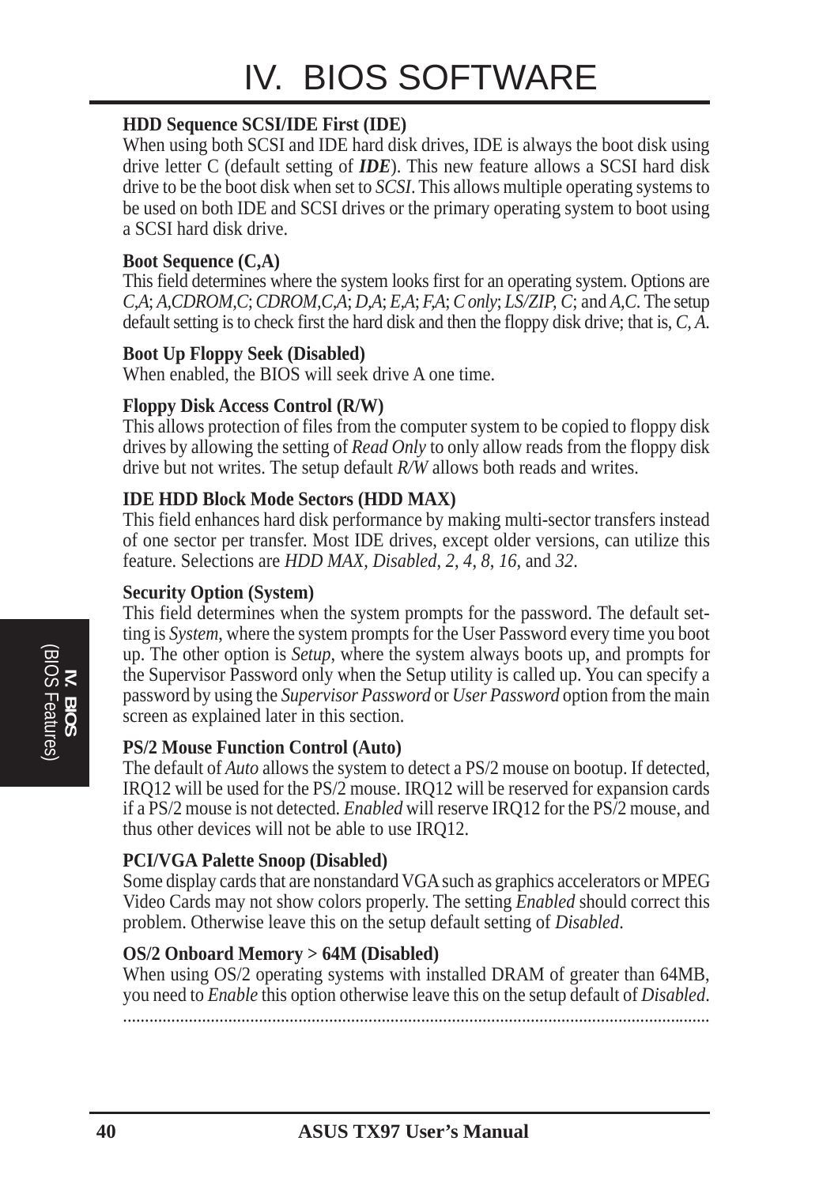#### HDD Sequence SCSI/IDE First (IDE)

When using both SCSI and IDE hard disk drives, IDE is always the boot disk using drive letter C (default setting of ***IDE***). This new feature allows a SCSI hard disk drive to be the boot disk when set to *SCSI*. This allows multiple operating systems to be used on both IDE and SCSI drives or the primary operating system to boot using a SCSI hard disk drive.

#### Boot Sequence (C,A)

This field determines where the system looks first for an operating system. Options are *C,A*; *A,CDROM,C*; *CDROM,C,A*; *D,A*; *E,A*; *F,A*; *C only*; *LS/ZIP, C*; and *A,C*. The setup default setting is to check first the hard disk and then the floppy disk drive; that is, *C, A*.

#### Boot Up Floppy Seek (Disabled)

When enabled, the BIOS will seek drive A one time.

#### Floppy Disk Access Control (R/W)

This allows protection of files from the computer system to be copied to floppy disk drives by allowing the setting of *Read Only* to only allow reads from the floppy disk drive but not writes. The setup default *R/W* allows both reads and writes.

#### IDE HDD Block Mode Sectors (HDD MAX)

This field enhances hard disk performance by making multi-sector transfers instead of one sector per transfer. Most IDE drives, except older versions, can utilize this feature. Selections are *HDD MAX*, *Disabled*, *2*, *4*, *8*, *16*, and *32*.

#### Security Option (System)

This field determines when the system prompts for the password. The default setting is *System*, where the system prompts for the User Password every time you boot up. The other option is *Setup*, where the system always boots up, and prompts for the Supervisor Password only when the Setup utility is called up. You can specify a password by using the *Supervisor Password* or *User Password* option from the main screen as explained later in this section.

#### PS/2 Mouse Function Control (Auto)

The default of *Auto* allows the system to detect a PS/2 mouse on bootup. If detected, IRQ12 will be used for the PS/2 mouse. IRQ12 will be reserved for expansion cards if a PS/2 mouse is not detected. *Enabled* will reserve IRQ12 for the PS/2 mouse, and thus other devices will not be able to use IRQ12.

#### PCI/VGA Palette Snoop (Disabled)

Some display cards that are nonstandard VGA such as graphics accelerators or MPEG Video Cards may not show colors properly. The setting *Enabled* should correct this problem. Otherwise leave this on the setup default setting of *Disabled*.

#### OS/2 Onboard Memory > 64M (Disabled)

When using OS/2 operating systems with installed DRAM of greater than 64MB, you need to *Enable* this option otherwise leave this on the setup default of *Disabled*.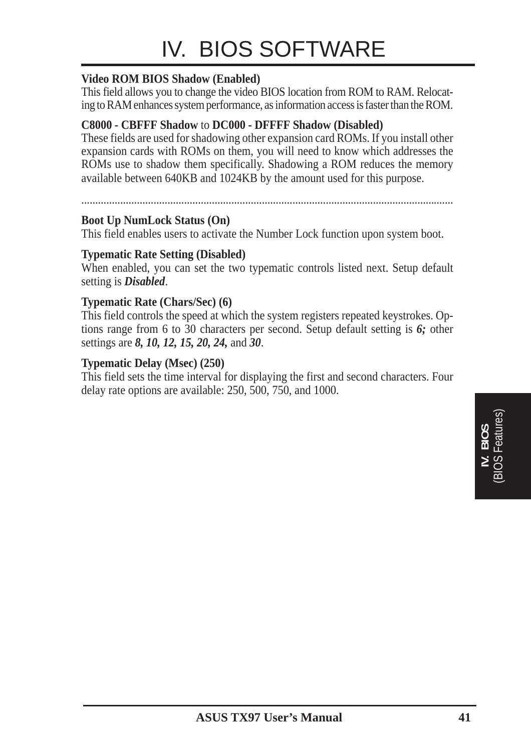**Video ROM BIOS Shadow (Enabled)**
This field allows you to change the video BIOS location from ROM to RAM. Relocating to RAM enhances system performance, as information access is faster than the ROM.

**C8000 - CBFFF Shadow** to **DC000 - DFFFF Shadow (Disabled)**
These fields are used for shadowing other expansion card ROMs. If you install other expansion cards with ROMs on them, you will need to know which addresses the ROMs use to shadow them specifically. Shadowing a ROM reduces the memory available between 640KB and 1024KB by the amount used for this purpose.

......................................................................................................................................

**Boot Up NumLock Status (On)**
This field enables users to activate the Number Lock function upon system boot.

**Typematic Rate Setting (Disabled)**
When enabled, you can set the two typematic controls listed next. Setup default setting is ***Disabled***.

**Typematic Rate (Chars/Sec) (6)**
This field controls the speed at which the system registers repeated keystrokes. Options range from 6 to 30 characters per second. Setup default setting is ***6;*** other settings are ***8, 10, 12, 15, 20, 24,*** and ***30***.

**Typematic Delay (Msec) (250)**
This field sets the time interval for displaying the first and second characters. Four delay rate options are available: 250, 500, 750, and 1000.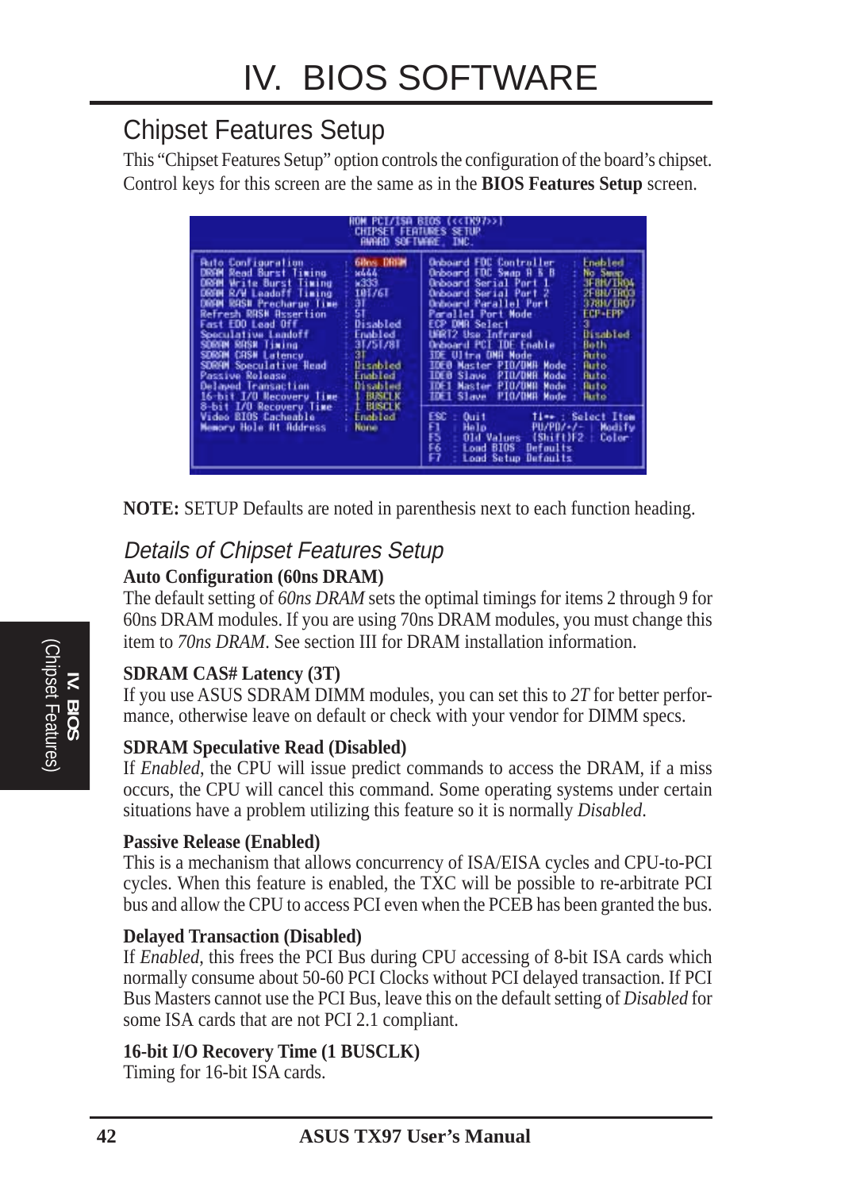# IV. BIOS SOFTWARE

## Chipset Features Setup

This “Chipset Features Setup” option controls the configuration of the board’s chipset. Control keys for this screen are the same as in the **BIOS Features Setup** screen.

```
ROM PCI/ISA BIOS (<<TX97>>)
CHIPSET FEATURES SETUP
AWARD SOFTWARE, INC.

Auto Configuration        : 60ns DRAM     Onboard FDC Controller    : Enabled
DRAM Read Burst Timing    : x444          Onboard FDC Swap A & B    : No Swap
DRAM Write Burst Timing   : x333          Onboard Serial Port 1     : 3F8H/IRQ4
DRAM R/W Leadoff Timing   : 10T/6T        Onboard Serial Port 2     : 2F8H/IRQ3
DRAM RAS# Precharge Time  : 3T            Onboard Parallel Port     : 378H/IRQ7
Refresh RAS# Assertion    : 5T            Parallel Port Mode        : ECP+EPP
Fast EDO Lead Off         : Disabled      ECP DMA Select            : 3
Speculative Leadoff       : Enabled       UART2 Use Infrared        : Disabled
SDRAM RAS# Timing         : 3T/5T/8T      Onboard PCI IDE Enable    : Both
SDRAM CAS# Latency        : 3T            IDE Ultra DMA Mode        : Auto
SDRAM Speculative Read    : Disabled      IDE0 Master PIO/DMA Mode  : Auto
Passive Release           : Enabled       IDE0 Slave  PIO/DMA Mode  : Auto
Delayed Transaction       : Disabled      IDE1 Master PIO/DMA Mode  : Auto
16-bit I/O Recovery Time  : 1 BUSCLK      IDE1 Slave  PIO/DMA Mode  : Auto
8-bit I/O Recovery Time   : 1 BUSCLK
Video BIOS Cacheable      : Enabled       ESC : Quit       ↑↓→← : Select Item
Memory Hole At Address    : None          F1  : Help       PU/PD/+/- : Modify
                                          F5  : Old Values (Shift)F2 : Color
                                          F6  : Load BIOS  Defaults
                                          F7  : Load Setup Defaults
```

**NOTE:** SETUP Defaults are noted in parenthesis next to each function heading.

### *Details of Chipset Features Setup*

**Auto Configuration (60ns DRAM)**

The default setting of *60ns DRAM* sets the optimal timings for items 2 through 9 for 60ns DRAM modules. If you are using 70ns DRAM modules, you must change this item to *70ns DRAM*. See section III for DRAM installation information.

**SDRAM CAS# Latency (3T)**

If you use ASUS SDRAM DIMM modules, you can set this to *2T* for better performance, otherwise leave on default or check with your vendor for DIMM specs.

**SDRAM Speculative Read (Disabled)**

If *Enabled*, the CPU will issue predict commands to access the DRAM, if a miss occurs, the CPU will cancel this command. Some operating systems under certain situations have a problem utilizing this feature so it is normally *Disabled*.

**Passive Release (Enabled)**

This is a mechanism that allows concurrency of ISA/EISA cycles and CPU-to-PCI cycles. When this feature is enabled, the TXC will be possible to re-arbitrate PCI bus and allow the CPU to access PCI even when the PCEB has been granted the bus.

**Delayed Transaction (Disabled)**

If *Enabled*, this frees the PCI Bus during CPU accessing of 8-bit ISA cards which normally consume about 50-60 PCI Clocks without PCI delayed transaction. If PCI Bus Masters cannot use the PCI Bus, leave this on the default setting of *Disabled* for some ISA cards that are not PCI 2.1 compliant.

**16-bit I/O Recovery Time (1 BUSCLK)**

Timing for 16-bit ISA cards.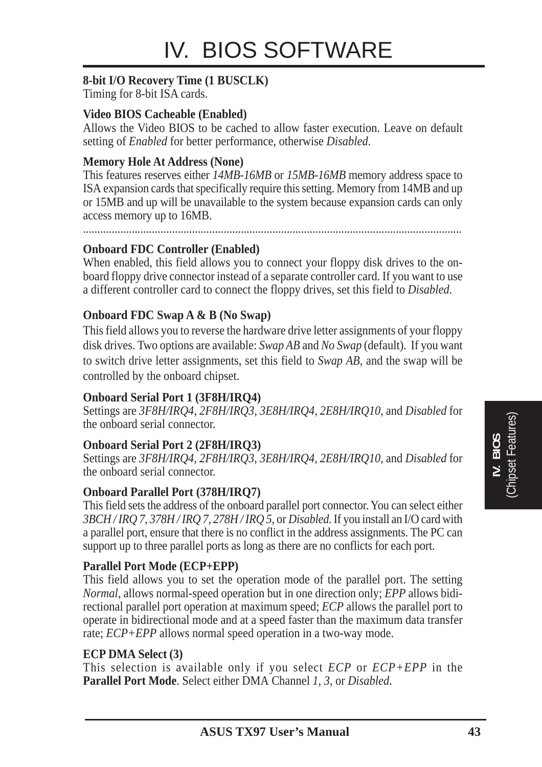**8-bit I/O Recovery Time (1 BUSCLK)**
Timing for 8-bit ISA cards.

**Video BIOS Cacheable (Enabled)**
Allows the Video BIOS to be cached to allow faster execution. Leave on default setting of *Enabled* for better performance, otherwise *Disabled*.

**Memory Hole At Address (None)**
This features reserves either *14MB-16MB* or *15MB-16MB* memory address space to ISA expansion cards that specifically require this setting. Memory from 14MB and up or 15MB and up will be unavailable to the system because expansion cards can only access memory up to 16MB.

.................................................................................................................................

**Onboard FDC Controller (Enabled)**
When enabled, this field allows you to connect your floppy disk drives to the onboard floppy drive connector instead of a separate controller card. If you want to use a different controller card to connect the floppy drives, set this field to *Disabled*.

**Onboard FDC Swap A & B (No Swap)**
This field allows you to reverse the hardware drive letter assignments of your floppy disk drives. Two options are available: *Swap AB* and *No Swap* (default). If you want to switch drive letter assignments, set this field to *Swap AB*, and the swap will be controlled by the onboard chipset.

**Onboard Serial Port 1 (3F8H/IRQ4)**
Settings are *3F8H/IRQ4*, *2F8H/IRQ3, 3E8H/IRQ4, 2E8H/IRQ10,* and *Disabled* for the onboard serial connector.

**Onboard Serial Port 2 (2F8H/IRQ3)**
Settings are *3F8H/IRQ4, 2F8H/IRQ3*, *3E8H/IRQ4, 2E8H/IRQ10,* and *Disabled* for the onboard serial connector.

**Onboard Parallel Port (378H/IRQ7)**
This field sets the address of the onboard parallel port connector. You can select either *3BCH / IRQ 7, 378H / IRQ 7, 278H / IRQ 5,* or *Disabled.* If you install an I/O card with a parallel port, ensure that there is no conflict in the address assignments. The PC can support up to three parallel ports as long as there are no conflicts for each port.

**Parallel Port Mode (ECP+EPP)**
This field allows you to set the operation mode of the parallel port. The setting *Normal*, allows normal-speed operation but in one direction only; *EPP* allows bidirectional parallel port operation at maximum speed; *ECP* allows the parallel port to operate in bidirectional mode and at a speed faster than the maximum data transfer rate; *ECP+EPP* allows normal speed operation in a two-way mode.

**ECP DMA Select (3)**
This selection is available only if you select *ECP* or *ECP+EPP* in the **Parallel Port Mode**. Select either DMA Channel *1, 3*, or *Disabled*.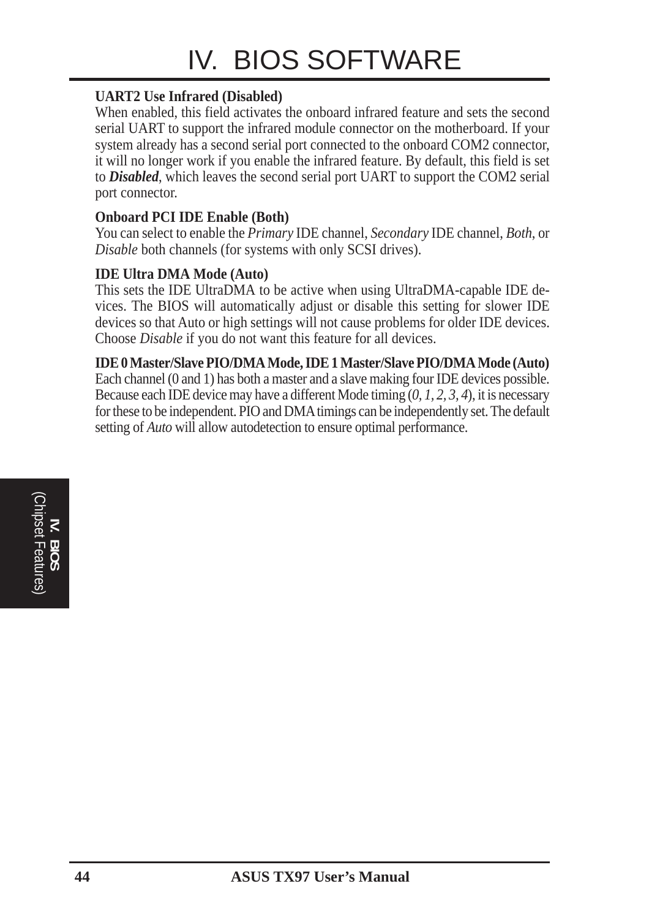**UART2 Use Infrared (Disabled)**
When enabled, this field activates the onboard infrared feature and sets the second serial UART to support the infrared module connector on the motherboard. If your system already has a second serial port connected to the onboard COM2 connector, it will no longer work if you enable the infrared feature. By default, this field is set to ***Disabled***, which leaves the second serial port UART to support the COM2 serial port connector.

**Onboard PCI IDE Enable (Both)**
You can select to enable the *Primary* IDE channel, *Secondary* IDE channel, *Both*, or *Disable* both channels (for systems with only SCSI drives).

**IDE Ultra DMA Mode (Auto)**
This sets the IDE UltraDMA to be active when using UltraDMA-capable IDE devices. The BIOS will automatically adjust or disable this setting for slower IDE devices so that Auto or high settings will not cause problems for older IDE devices. Choose *Disable* if you do not want this feature for all devices.

**IDE 0 Master/Slave PIO/DMA Mode, IDE 1 Master/Slave PIO/DMA Mode (Auto)**
Each channel (0 and 1) has both a master and a slave making four IDE devices possible. Because each IDE device may have a different Mode timing (*0, 1, 2, 3, 4*), it is necessary for these to be independent. PIO and DMA timings can be independently set. The default setting of *Auto* will allow autodetection to ensure optimal performance.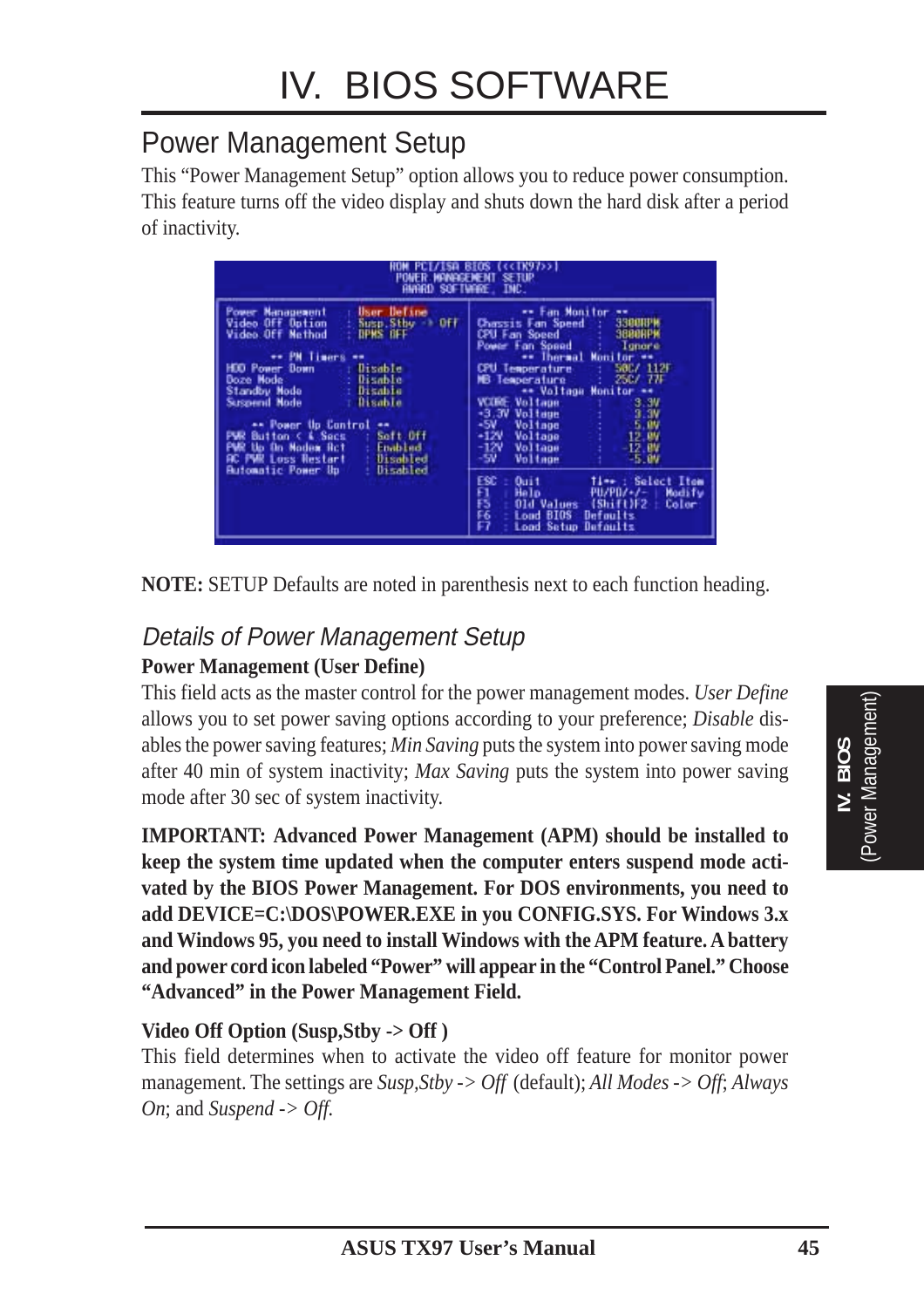# IV. BIOS SOFTWARE

## Power Management Setup

This "Power Management Setup" option allows you to reduce power consumption. This feature turns off the video display and shuts down the hard disk after a period of inactivity.

```
                    ROM PCI/ISA BIOS (<<TX97>>)
                     POWER MANAGEMENT SETUP
                      AWARD SOFTWARE, INC.

Power Management    : User Define      |      ** Fan Monitor **
Video Off Option    : Susp,Stby -> Off | Chassis Fan Speed   :  3300RPM
Video Off Method    : DPMS OFF         | CPU Fan Speed       :  3800RPM
                                       | Power Fan Speed     :   Ignore
      ** PM Timers **                  |    ** Thermal Monitor **
HDD Power Down      : Disable          | CPU Temperature     : 50C/ 112F
Doze Mode           : Disable          | MB Temperature      : 25C/ 77F
Standby Mode        : Disable          |    ** Voltage Monitor **
Suspend Mode        : Disable          | VCORE Voltage       :    3.3V
                                       | +3.3V Voltage       :    3.3V
      ** Power Up Control **           | +5V   Voltage       :    5.0V
PWR Button < 4 Secs : Soft Off         | +12V  Voltage       :   12.0V
PWR Up On Modem Act : Enabled          | -12V  Voltage       :  -12.0V
AC PWR Loss Restart : Disabled         | -5V   Voltage       :   -5.0V
Automatic Power Up  : Disabled         |
                                       | ESC : Quit       ↑↓→← : Select Item
                                       | F1  : Help       PU/PD/+/- : Modify
                                       | F5  : Old Values (Shift)F2 : Color
                                       | F6  : Load BIOS  Defaults
                                       | F7  : Load Setup Defaults
```

**NOTE:** SETUP Defaults are noted in parenthesis next to each function heading.

### *Details of Power Management Setup*

**Power Management (User Define)**

This field acts as the master control for the power management modes. *User Define* allows you to set power saving options according to your preference; *Disable* disables the power saving features; *Min Saving* puts the system into power saving mode after 40 min of system inactivity; *Max Saving* puts the system into power saving mode after 30 sec of system inactivity.

**IMPORTANT: Advanced Power Management (APM) should be installed to keep the system time updated when the computer enters suspend mode activated by the BIOS Power Management. For DOS environments, you need to add DEVICE=C:\DOS\POWER.EXE in you CONFIG.SYS. For Windows 3.x and Windows 95, you need to install Windows with the APM feature. A battery and power cord icon labeled "Power" will appear in the "Control Panel." Choose "Advanced" in the Power Management Field.**

**Video Off Option (Susp,Stby -> Off )**

This field determines when to activate the video off feature for monitor power management. The settings are *Susp,Stby -> Off* (default); *All Modes -> Off*; *Always On*; and *Suspend -> Off.*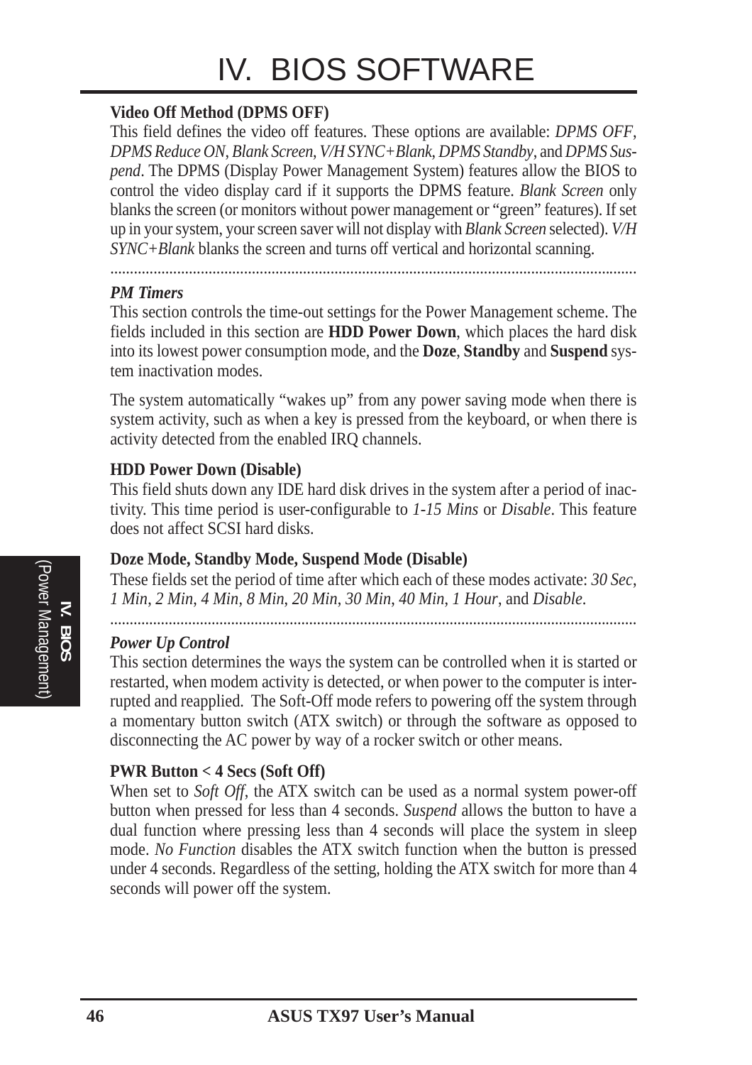**Video Off Method (DPMS OFF)**

This field defines the video off features. These options are available: *DPMS OFF*, *DPMS Reduce ON*, *Blank Screen*, *V/H SYNC+Blank*, *DPMS Standby*, and *DPMS Suspend*. The DPMS (Display Power Management System) features allow the BIOS to control the video display card if it supports the DPMS feature. *Blank Screen* only blanks the screen (or monitors without power management or "green" features). If set up in your system, your screen saver will not display with *Blank Screen* selected). *V/H SYNC+Blank* blanks the screen and turns off vertical and horizontal scanning.

---

***PM Timers***

This section controls the time-out settings for the Power Management scheme. The fields included in this section are **HDD Power Down**, which places the hard disk into its lowest power consumption mode, and the **Doze**, **Standby** and **Suspend** system inactivation modes.

The system automatically "wakes up" from any power saving mode when there is system activity, such as when a key is pressed from the keyboard, or when there is activity detected from the enabled IRQ channels.

**HDD Power Down (Disable)**

This field shuts down any IDE hard disk drives in the system after a period of inactivity. This time period is user-configurable to *1-15 Mins* or *Disable*. This feature does not affect SCSI hard disks.

**Doze Mode, Standby Mode, Suspend Mode (Disable)**

These fields set the period of time after which each of these modes activate: *30 Sec*, *1 Min*, *2 Min*, *4 Min*, *8 Min*, *20 Min*, *30 Min*, *40 Min*, *1 Hour*, and *Disable*.

---

***Power Up Control***

This section determines the ways the system can be controlled when it is started or restarted, when modem activity is detected, or when power to the computer is interrupted and reapplied. The Soft-Off mode refers to powering off the system through a momentary button switch (ATX switch) or through the software as opposed to disconnecting the AC power by way of a rocker switch or other means.

**PWR Button < 4 Secs (Soft Off)**

When set to *Soft Off*, the ATX switch can be used as a normal system power-off button when pressed for less than 4 seconds. *Suspend* allows the button to have a dual function where pressing less than 4 seconds will place the system in sleep mode. *No Function* disables the ATX switch function when the button is pressed under 4 seconds. Regardless of the setting, holding the ATX switch for more than 4 seconds will power off the system.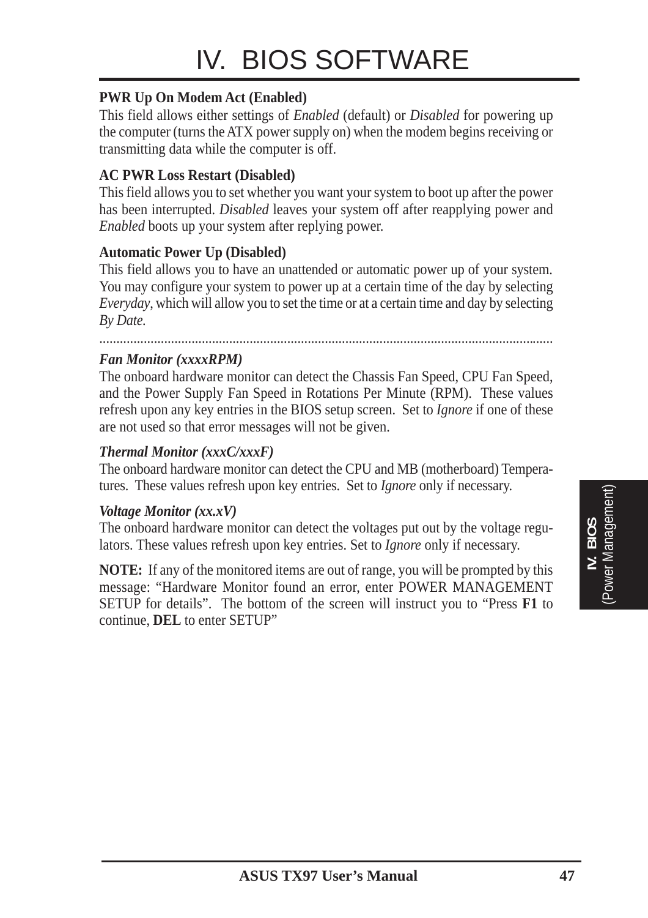**PWR Up On Modem Act (Enabled)**

This field allows either settings of *Enabled* (default) or *Disabled* for powering up the computer (turns the ATX power supply on) when the modem begins receiving or transmitting data while the computer is off.

**AC PWR Loss Restart (Disabled)**

This field allows you to set whether you want your system to boot up after the power has been interrupted. *Disabled* leaves your system off after reapplying power and *Enabled* boots up your system after replying power.

**Automatic Power Up (Disabled)**

This field allows you to have an unattended or automatic power up of your system. You may configure your system to power up at a certain time of the day by selecting *Everyday*, which will allow you to set the time or at a certain time and day by selecting *By Date.*

..........................................................................................................................................

***Fan Monitor (xxxxRPM)***

The onboard hardware monitor can detect the Chassis Fan Speed, CPU Fan Speed, and the Power Supply Fan Speed in Rotations Per Minute (RPM). These values refresh upon any key entries in the BIOS setup screen. Set to *Ignore* if one of these are not used so that error messages will not be given.

***Thermal Monitor (xxxC/xxxF)***

The onboard hardware monitor can detect the CPU and MB (motherboard) Temperatures. These values refresh upon key entries. Set to *Ignore* only if necessary.

***Voltage Monitor (xx.xV)***

The onboard hardware monitor can detect the voltages put out by the voltage regulators. These values refresh upon key entries. Set to *Ignore* only if necessary.

**NOTE:** If any of the monitored items are out of range, you will be prompted by this message: "Hardware Monitor found an error, enter POWER MANAGEMENT SETUP for details". The bottom of the screen will instruct you to "Press **F1** to continue, **DEL** to enter SETUP"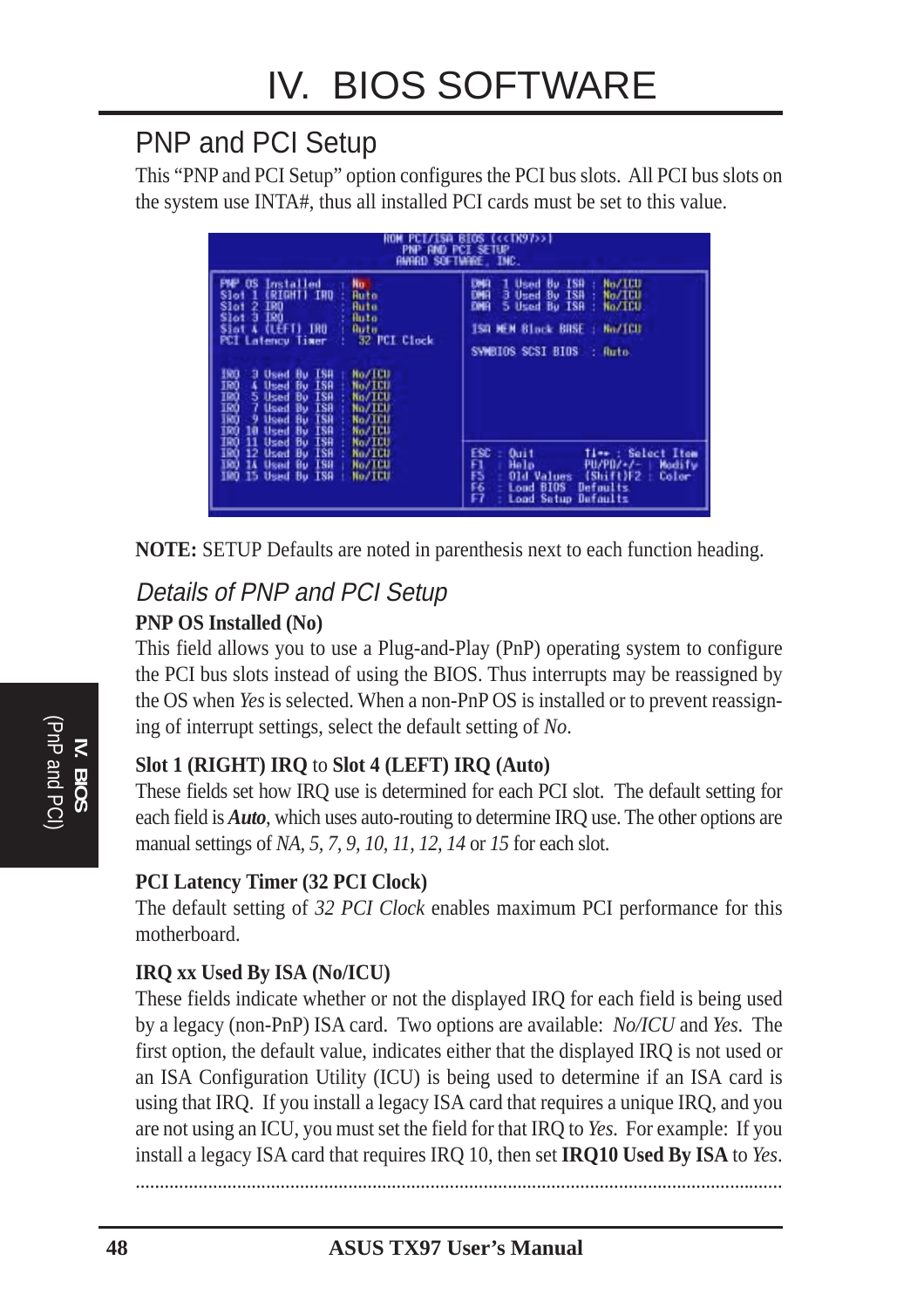## PNP and PCI Setup

This "PNP and PCI Setup" option configures the PCI bus slots. All PCI bus slots on the system use INTA#, thus all installed PCI cards must be set to this value.

```
                    ROM PCI/ISA BIOS (<<TX97>>)
                         PNP AND PCI SETUP
                        AWARD SOFTWARE, INC.

PNP OS Installed        : No         DMA  1 Used By ISA : No/ICU
Slot 1 (RIGHT) IRQ      : Auto       DMA  3 Used By ISA : No/ICU
Slot 2 IRQ              : Auto       DMA  5 Used By ISA : No/ICU
Slot 3 IRQ              : Auto
Slot 4 (LEFT) IRQ       : Auto       ISA MEM Block BASE : No/ICU
PCI Latency Timer       : 32 PCI Clock
                                     SYMBIOS SCSI BIOS  : Auto
IRQ  3 Used By ISA : No/ICU
IRQ  4 Used By ISA : No/ICU
IRQ  5 Used By ISA : No/ICU
IRQ  7 Used By ISA : No/ICU
IRQ  9 Used By ISA : No/ICU
IRQ 10 Used By ISA : No/ICU
IRQ 11 Used By ISA : No/ICU
IRQ 12 Used By ISA : No/ICU          ESC : Quit       ↑↓→← : Select Item
IRQ 14 Used By ISA : No/ICU          F1  : Help       PU/PD/+/- : Modify
IRQ 15 Used By ISA : No/ICU          F5  : Old Values (Shift)F2 : Color
                                     F6  : Load BIOS  Defaults
                                     F7  : Load Setup Defaults
```

**NOTE:** SETUP Defaults are noted in parenthesis next to each function heading.

### *Details of PNP and PCI Setup*

**PNP OS Installed (No)**

This field allows you to use a Plug-and-Play (PnP) operating system to configure the PCI bus slots instead of using the BIOS. Thus interrupts may be reassigned by the OS when *Yes* is selected. When a non-PnP OS is installed or to prevent reassigning of interrupt settings, select the default setting of *No*.

**Slot 1 (RIGHT) IRQ** to **Slot 4 (LEFT) IRQ (Auto)**

These fields set how IRQ use is determined for each PCI slot. The default setting for each field is ***Auto***, which uses auto-routing to determine IRQ use. The other options are manual settings of *NA*, *5*, *7*, *9*, *10*, *11*, *12*, *14* or *15* for each slot.

**PCI Latency Timer (32 PCI Clock)**

The default setting of *32 PCI Clock* enables maximum PCI performance for this motherboard.

**IRQ xx Used By ISA (No/ICU)**

These fields indicate whether or not the displayed IRQ for each field is being used by a legacy (non-PnP) ISA card. Two options are available: *No/ICU* and *Yes*. The first option, the default value, indicates either that the displayed IRQ is not used or an ISA Configuration Utility (ICU) is being used to determine if an ISA card is using that IRQ. If you install a legacy ISA card that requires a unique IRQ, and you are not using an ICU, you must set the field for that IRQ to *Yes*. For example: If you install a legacy ISA card that requires IRQ 10, then set **IRQ10 Used By ISA** to *Yes*.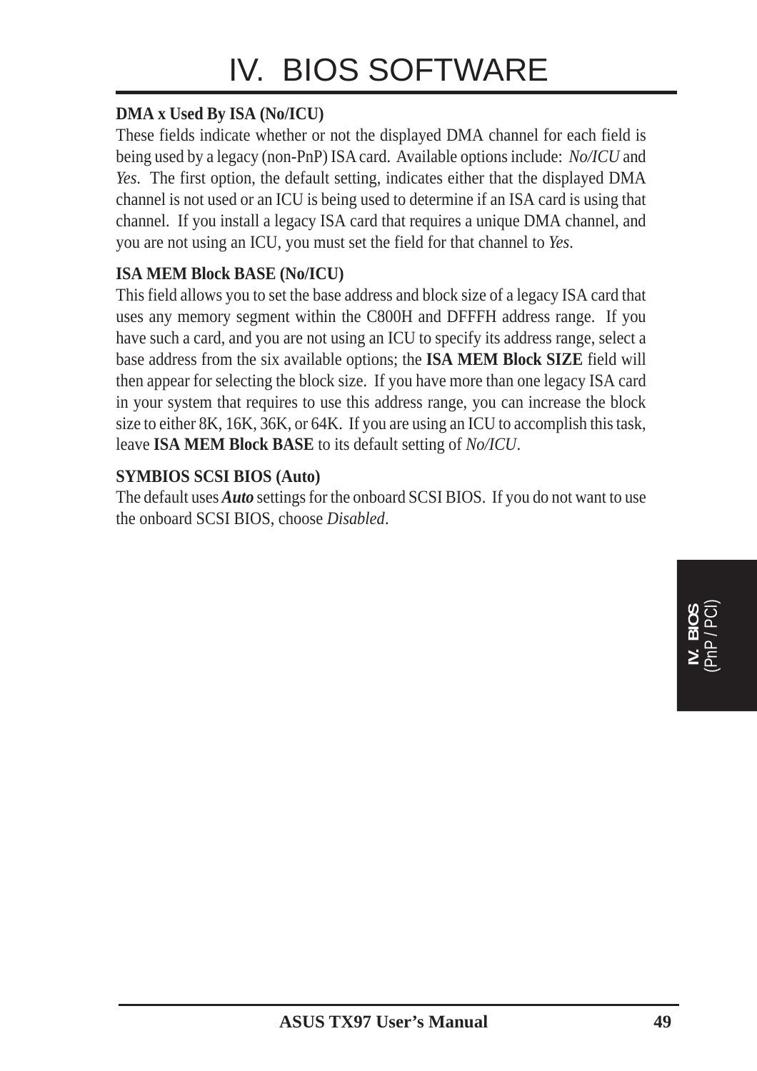**DMA x Used By ISA (No/ICU)**

These fields indicate whether or not the displayed DMA channel for each field is being used by a legacy (non-PnP) ISA card. Available options include: *No/ICU* and *Yes*. The first option, the default setting, indicates either that the displayed DMA channel is not used or an ICU is being used to determine if an ISA card is using that channel. If you install a legacy ISA card that requires a unique DMA channel, and you are not using an ICU, you must set the field for that channel to *Yes*.

**ISA MEM Block BASE (No/ICU)**

This field allows you to set the base address and block size of a legacy ISA card that uses any memory segment within the C800H and DFFFH address range. If you have such a card, and you are not using an ICU to specify its address range, select a base address from the six available options; the **ISA MEM Block SIZE** field will then appear for selecting the block size. If you have more than one legacy ISA card in your system that requires to use this address range, you can increase the block size to either 8K, 16K, 36K, or 64K. If you are using an ICU to accomplish this task, leave **ISA MEM Block BASE** to its default setting of *No/ICU*.

**SYMBIOS SCSI BIOS (Auto)**

The default uses ***Auto*** settings for the onboard SCSI BIOS. If you do not want to use the onboard SCSI BIOS, choose *Disabled*.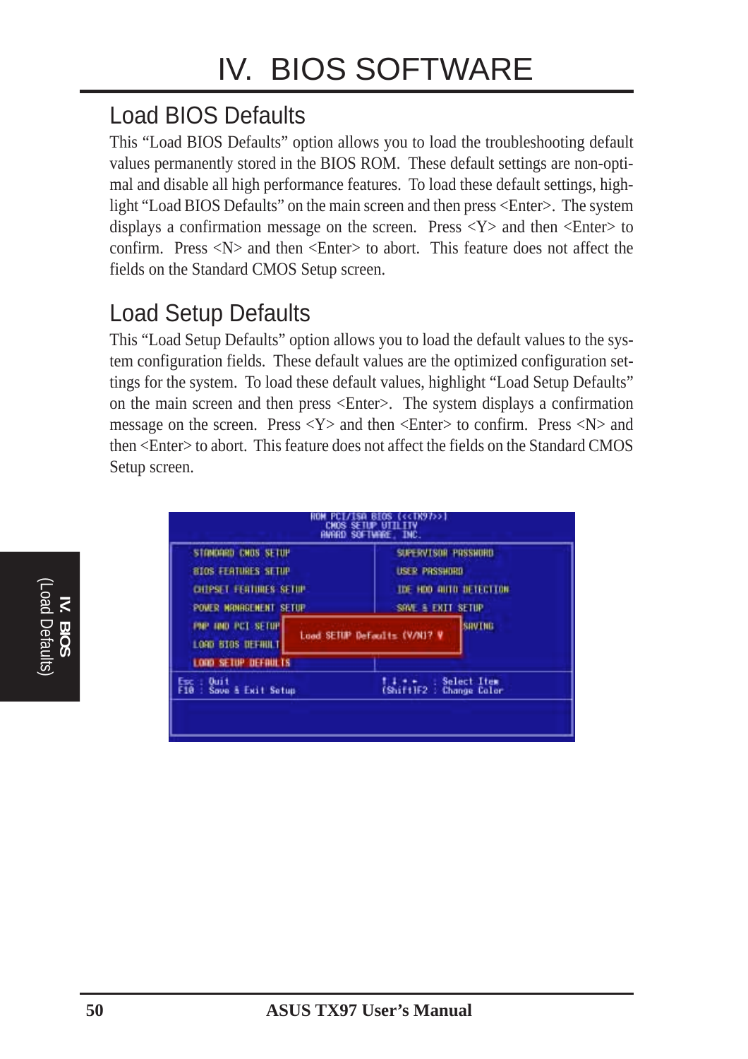# IV. BIOS SOFTWARE

## Load BIOS Defaults

This "Load BIOS Defaults" option allows you to load the troubleshooting default values permanently stored in the BIOS ROM. These default settings are non-optimal and disable all high performance features. To load these default settings, highlight "Load BIOS Defaults" on the main screen and then press <Enter>. The system displays a confirmation message on the screen. Press <Y> and then <Enter> to confirm. Press <N> and then <Enter> to abort. This feature does not affect the fields on the Standard CMOS Setup screen.

## Load Setup Defaults

This "Load Setup Defaults" option allows you to load the default values to the system configuration fields. These default values are the optimized configuration settings for the system. To load these default values, highlight "Load Setup Defaults" on the main screen and then press <Enter>. The system displays a confirmation message on the screen. Press <Y> and then <Enter> to confirm. Press <N> and then <Enter> to abort. This feature does not affect the fields on the Standard CMOS Setup screen.

```
ROM PCI/ISA BIOS (<<TX97>>)
CMOS SETUP UTILITY
AWARD SOFTWARE, INC.

STANDARD CMOS SETUP          SUPERVISOR PASSWORD
BIOS FEATURES SETUP          USER PASSWORD
CHIPSET FEATURES SETUP       IDE HDD AUTO DETECTION
POWER MANAGEMENT SETUP       SAVE & EXIT SETUP
PNP AND PCI SETUP            SAVING
LOAD BIOS DEFAULT     Load SETUP Defaults (Y/N)? Y
LOAD SETUP DEFAULTS

Esc : Quit                   ↑ ↓ → ←   : Select Item
F10 : Save & Exit Setup      (Shift)F2 : Change Color
```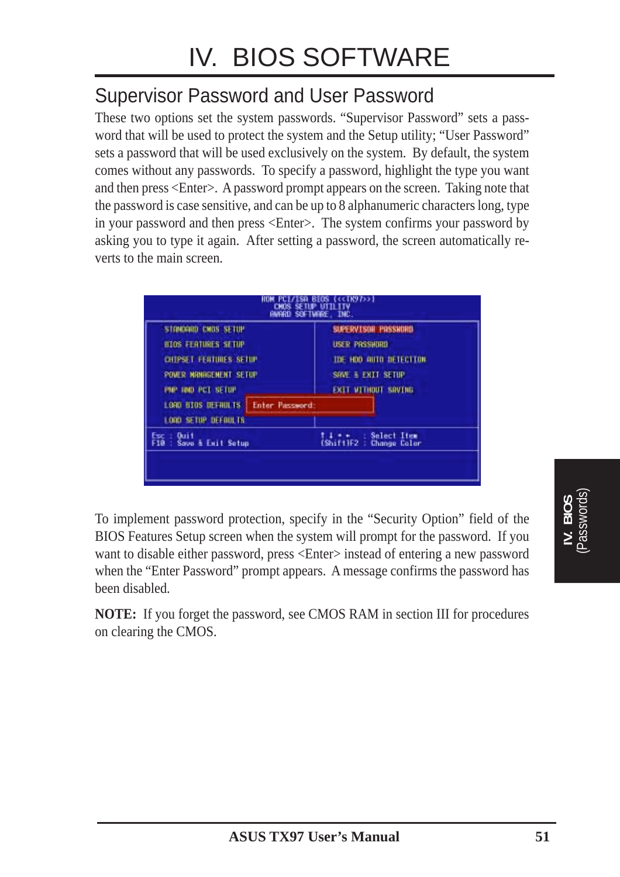# IV. BIOS SOFTWARE

## Supervisor Password and User Password

These two options set the system passwords. "Supervisor Password" sets a password that will be used to protect the system and the Setup utility; "User Password" sets a password that will be used exclusively on the system. By default, the system comes without any passwords. To specify a password, highlight the type you want and then press <Enter>. A password prompt appears on the screen. Taking note that the password is case sensitive, and can be up to 8 alphanumeric characters long, type in your password and then press <Enter>. The system confirms your password by asking you to type it again. After setting a password, the screen automatically reverts to the main screen.

```
ROM PCI/ISA BIOS (<<TX97>>)
CMOS SETUP UTILITY
AWARD SOFTWARE, INC.

STANDARD CMOS SETUP          SUPERVISOR PASSWORD
BIOS FEATURES SETUP          USER PASSWORD
CHIPSET FEATURES SETUP       IDE HDD AUTO DETECTION
POWER MANAGEMENT SETUP       SAVE & EXIT SETUP
PNP AND PCI SETUP            EXIT WITHOUT SAVING
LOAD BIOS DEFAULTS   Enter Password:
LOAD SETUP DEFAULTS

Esc : Quit                   ↑ ↓ → ←   : Select Item
F10 : Save & Exit Setup      (Shift)F2 : Change Color
```

To implement password protection, specify in the "Security Option" field of the BIOS Features Setup screen when the system will prompt for the password. If you want to disable either password, press <Enter> instead of entering a new password when the "Enter Password" prompt appears. A message confirms the password has been disabled.

**NOTE:** If you forget the password, see CMOS RAM in section III for procedures on clearing the CMOS.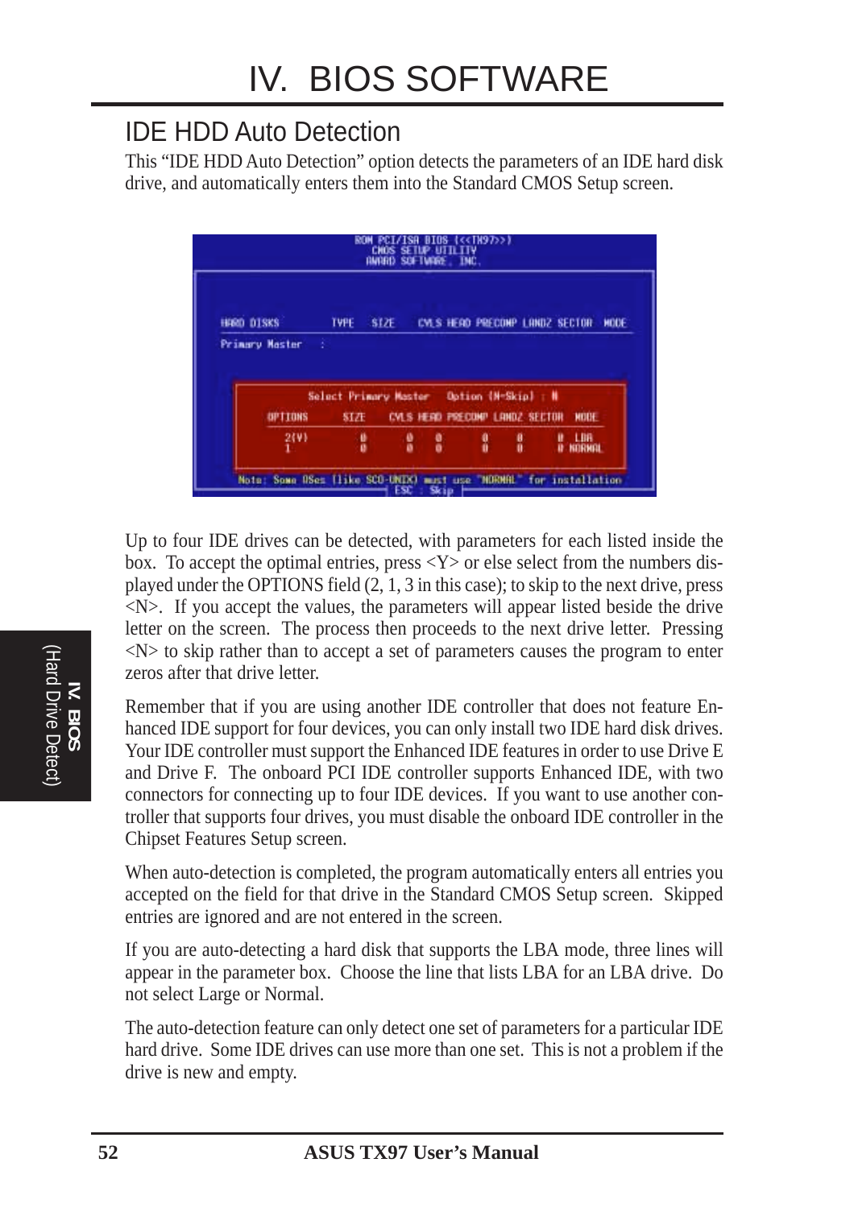# IV. BIOS SOFTWARE

## IDE HDD Auto Detection

This "IDE HDD Auto Detection" option detects the parameters of an IDE hard disk drive, and automatically enters them into the Standard CMOS Setup screen.

```
ROM PCI/ISA BIOS (<<TX97>>)
CMOS SETUP UTILITY
AWARD SOFTWARE, INC.

HARD DISKS        TYPE   SIZE    CYLS HEAD PRECOMP LANDZ SECTOR  MODE
Primary Master   :

        Select Primary Master    Option (N=Skip) : N

   OPTIONS      SIZE    CYLS HEAD PRECOMP LANDZ SECTOR  MODE
    2(Y)          0       0    0       0     0      0   LBA
    1             0       0    0       0     0      0   NORMAL

Note: Some OSes (like SCO-UNIX) must use "NORMAL" for installation
                          ESC : Skip
```

Up to four IDE drives can be detected, with parameters for each listed inside the box. To accept the optimal entries, press <Y> or else select from the numbers displayed under the OPTIONS field (2, 1, 3 in this case); to skip to the next drive, press <N>. If you accept the values, the parameters will appear listed beside the drive letter on the screen. The process then proceeds to the next drive letter. Pressing <N> to skip rather than to accept a set of parameters causes the program to enter zeros after that drive letter.

Remember that if you are using another IDE controller that does not feature Enhanced IDE support for four devices, you can only install two IDE hard disk drives. Your IDE controller must support the Enhanced IDE features in order to use Drive E and Drive F. The onboard PCI IDE controller supports Enhanced IDE, with two connectors for connecting up to four IDE devices. If you want to use another controller that supports four drives, you must disable the onboard IDE controller in the Chipset Features Setup screen.

When auto-detection is completed, the program automatically enters all entries you accepted on the field for that drive in the Standard CMOS Setup screen. Skipped entries are ignored and are not entered in the screen.

If you are auto-detecting a hard disk that supports the LBA mode, three lines will appear in the parameter box. Choose the line that lists LBA for an LBA drive. Do not select Large or Normal.

The auto-detection feature can only detect one set of parameters for a particular IDE hard drive. Some IDE drives can use more than one set. This is not a problem if the drive is new and empty.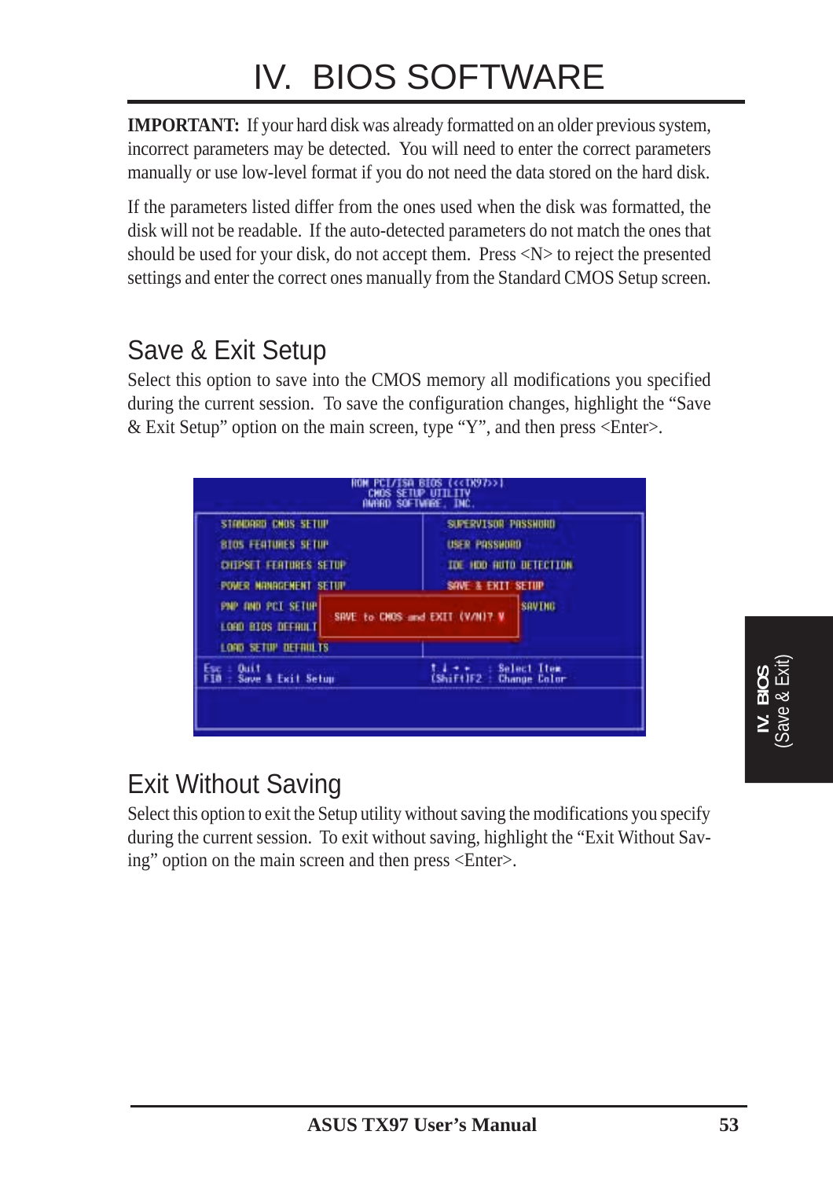# IV. BIOS SOFTWARE

**IMPORTANT:** If your hard disk was already formatted on an older previous system, incorrect parameters may be detected. You will need to enter the correct parameters manually or use low-level format if you do not need the data stored on the hard disk.

If the parameters listed differ from the ones used when the disk was formatted, the disk will not be readable. If the auto-detected parameters do not match the ones that should be used for your disk, do not accept them. Press <N> to reject the presented settings and enter the correct ones manually from the Standard CMOS Setup screen.

## Save & Exit Setup

Select this option to save into the CMOS memory all modifications you specified during the current session. To save the configuration changes, highlight the "Save & Exit Setup" option on the main screen, type "Y", and then press <Enter>.

## Exit Without Saving

Select this option to exit the Setup utility without saving the modifications you specify during the current session. To exit without saving, highlight the "Exit Without Saving" option on the main screen and then press <Enter>.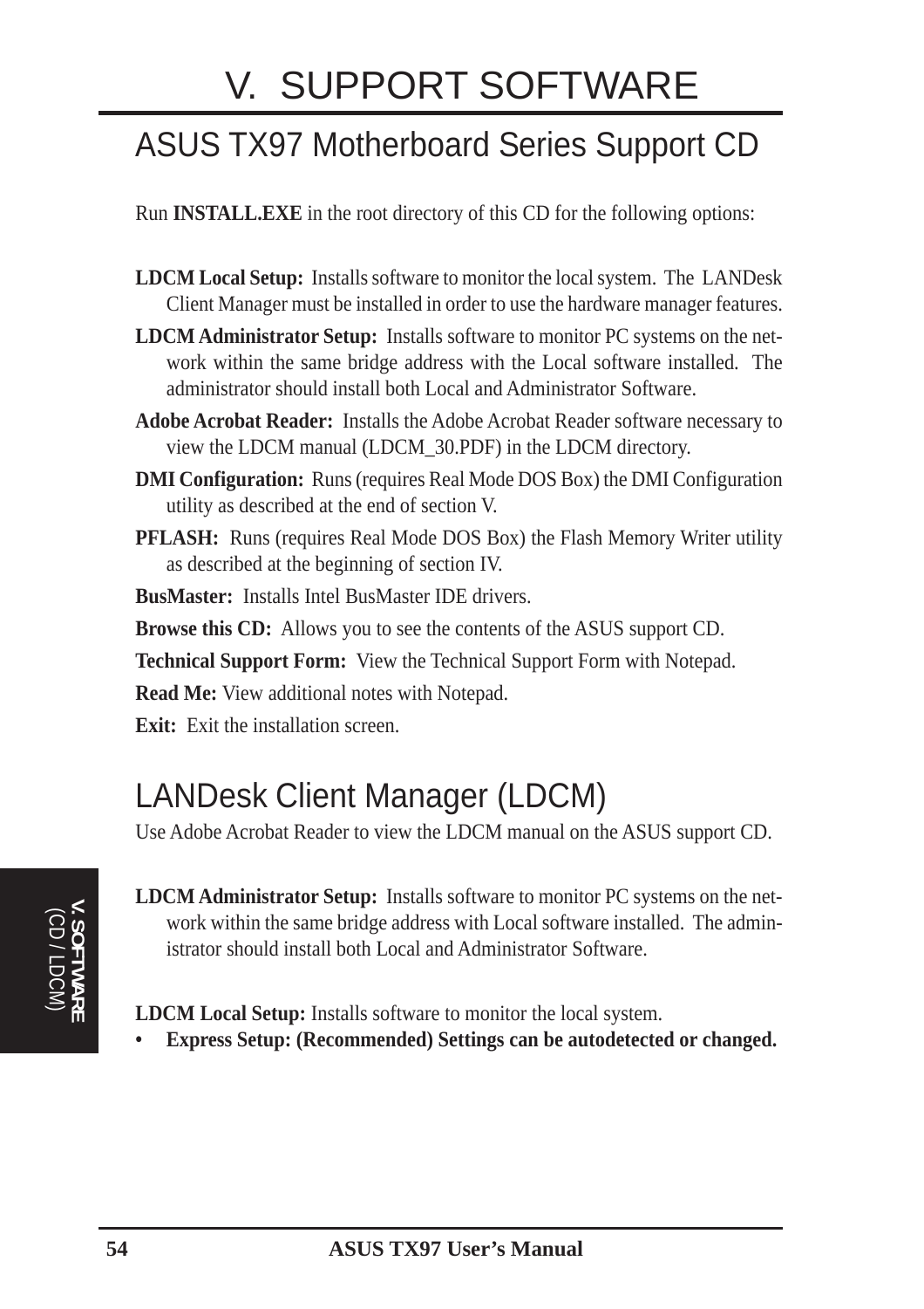# V. SUPPORT SOFTWARE

## ASUS TX97 Motherboard Series Support CD

Run **INSTALL.EXE** in the root directory of this CD for the following options:

**LDCM Local Setup:** Installs software to monitor the local system. The LANDesk Client Manager must be installed in order to use the hardware manager features.

**LDCM Administrator Setup:** Installs software to monitor PC systems on the network within the same bridge address with the Local software installed. The administrator should install both Local and Administrator Software.

**Adobe Acrobat Reader:** Installs the Adobe Acrobat Reader software necessary to view the LDCM manual (LDCM_30.PDF) in the LDCM directory.

**DMI Configuration:** Runs (requires Real Mode DOS Box) the DMI Configuration utility as described at the end of section V.

**PFLASH:** Runs (requires Real Mode DOS Box) the Flash Memory Writer utility as described at the beginning of section IV.

**BusMaster:** Installs Intel BusMaster IDE drivers.

**Browse this CD:** Allows you to see the contents of the ASUS support CD.

**Technical Support Form:** View the Technical Support Form with Notepad.

**Read Me:** View additional notes with Notepad.

**Exit:** Exit the installation screen.

## LANDesk Client Manager (LDCM)

Use Adobe Acrobat Reader to view the LDCM manual on the ASUS support CD.

**LDCM Administrator Setup:** Installs software to monitor PC systems on the network within the same bridge address with Local software installed. The administrator should install both Local and Administrator Software.

**LDCM Local Setup:** Installs software to monitor the local system.

- **Express Setup: (Recommended) Settings can be autodetected or changed.**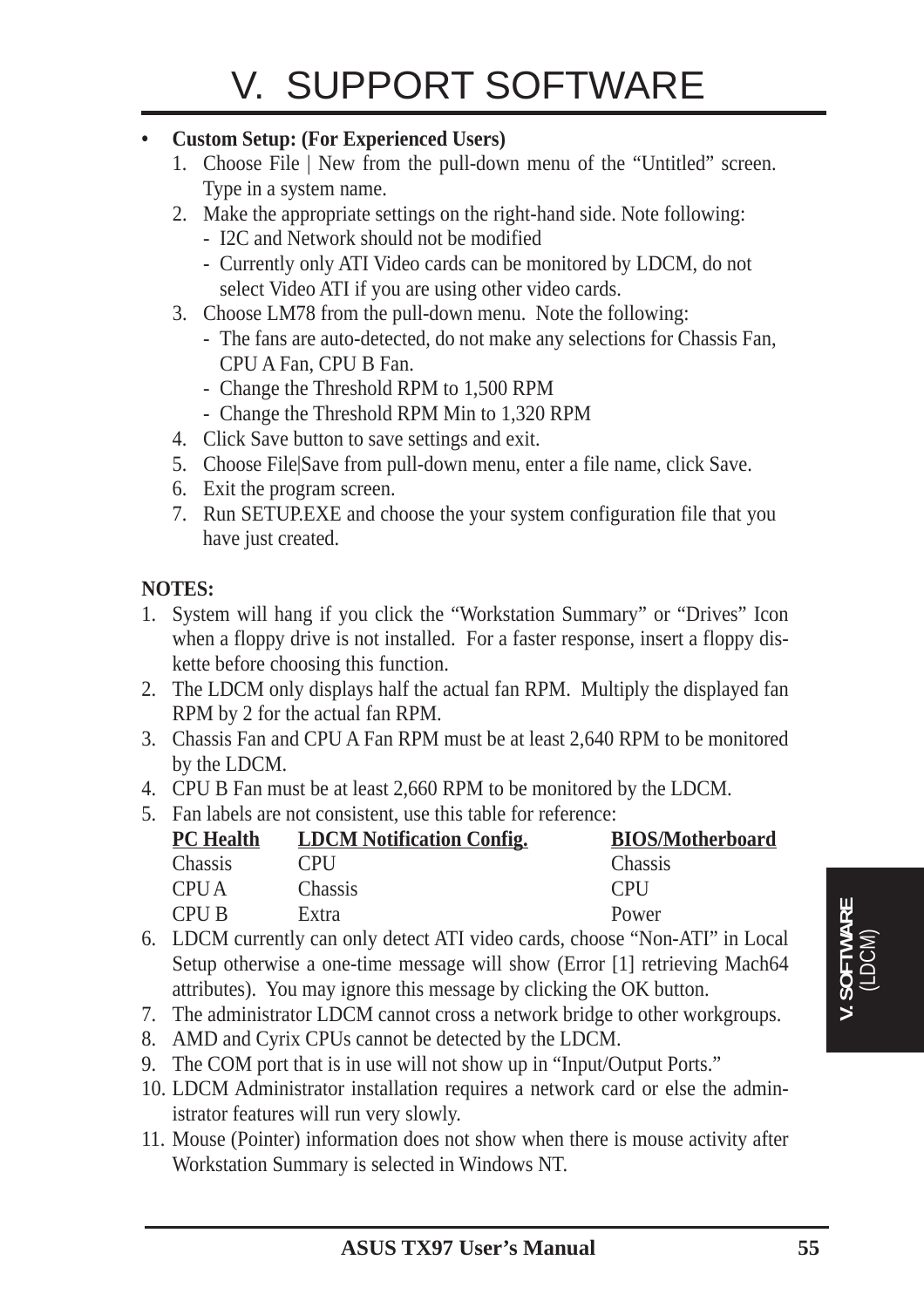# V. SUPPORT SOFTWARE

- **Custom Setup: (For Experienced Users)**
  1. Choose File | New from the pull-down menu of the "Untitled" screen. Type in a system name.
  2. Make the appropriate settings on the right-hand side. Note following:
     - I2C and Network should not be modified
     - Currently only ATI Video cards can be monitored by LDCM, do not select Video ATI if you are using other video cards.
  3. Choose LM78 from the pull-down menu. Note the following:
     - The fans are auto-detected, do not make any selections for Chassis Fan, CPU A Fan, CPU B Fan.
     - Change the Threshold RPM to 1,500 RPM
     - Change the Threshold RPM Min to 1,320 RPM
  4. Click Save button to save settings and exit.
  5. Choose File|Save from pull-down menu, enter a file name, click Save.
  6. Exit the program screen.
  7. Run SETUP.EXE and choose the your system configuration file that you have just created.

**NOTES:**

1. System will hang if you click the "Workstation Summary" or "Drives" Icon when a floppy drive is not installed. For a faster response, insert a floppy diskette before choosing this function.
2. The LDCM only displays half the actual fan RPM. Multiply the displayed fan RPM by 2 for the actual fan RPM.
3. Chassis Fan and CPU A Fan RPM must be at least 2,640 RPM to be monitored by the LDCM.
4. CPU B Fan must be at least 2,660 RPM to be monitored by the LDCM.
5. Fan labels are not consistent, use this table for reference:

| PC Health | LDCM Notification Config. | BIOS/Motherboard |
|---|---|---|
| Chassis | CPU | Chassis |
| CPU A | Chassis | CPU |
| CPU B | Extra | Power |

6. LDCM currently can only detect ATI video cards, choose "Non-ATI" in Local Setup otherwise a one-time message will show (Error [1] retrieving Mach64 attributes). You may ignore this message by clicking the OK button.
7. The administrator LDCM cannot cross a network bridge to other workgroups.
8. AMD and Cyrix CPUs cannot be detected by the LDCM.
9. The COM port that is in use will not show up in "Input/Output Ports."
10. LDCM Administrator installation requires a network card or else the administrator features will run very slowly.
11. Mouse (Pointer) information does not show when there is mouse activity after Workstation Summary is selected in Windows NT.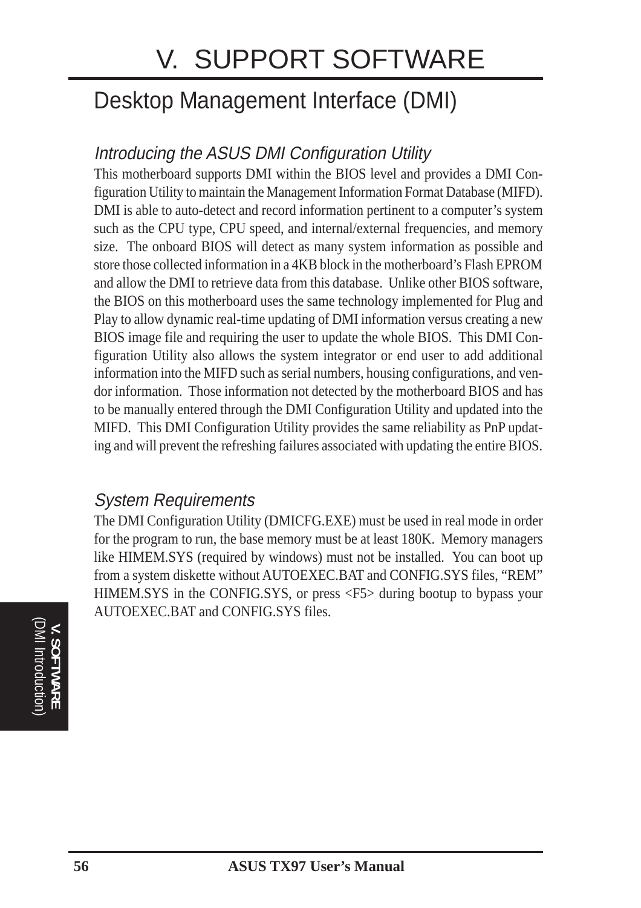# V. SUPPORT SOFTWARE

## Desktop Management Interface (DMI)

### *Introducing the ASUS DMI Configuration Utility*

This motherboard supports DMI within the BIOS level and provides a DMI Configuration Utility to maintain the Management Information Format Database (MIFD). DMI is able to auto-detect and record information pertinent to a computer's system such as the CPU type, CPU speed, and internal/external frequencies, and memory size. The onboard BIOS will detect as many system information as possible and store those collected information in a 4KB block in the motherboard's Flash EPROM and allow the DMI to retrieve data from this database. Unlike other BIOS software, the BIOS on this motherboard uses the same technology implemented for Plug and Play to allow dynamic real-time updating of DMI information versus creating a new BIOS image file and requiring the user to update the whole BIOS. This DMI Configuration Utility also allows the system integrator or end user to add additional information into the MIFD such as serial numbers, housing configurations, and vendor information. Those information not detected by the motherboard BIOS and has to be manually entered through the DMI Configuration Utility and updated into the MIFD. This DMI Configuration Utility provides the same reliability as PnP updating and will prevent the refreshing failures associated with updating the entire BIOS.

### *System Requirements*

The DMI Configuration Utility (DMICFG.EXE) must be used in real mode in order for the program to run, the base memory must be at least 180K. Memory managers like HIMEM.SYS (required by windows) must not be installed. You can boot up from a system diskette without AUTOEXEC.BAT and CONFIG.SYS files, "REM" HIMEM.SYS in the CONFIG.SYS, or press <F5> during bootup to bypass your AUTOEXEC.BAT and CONFIG.SYS files.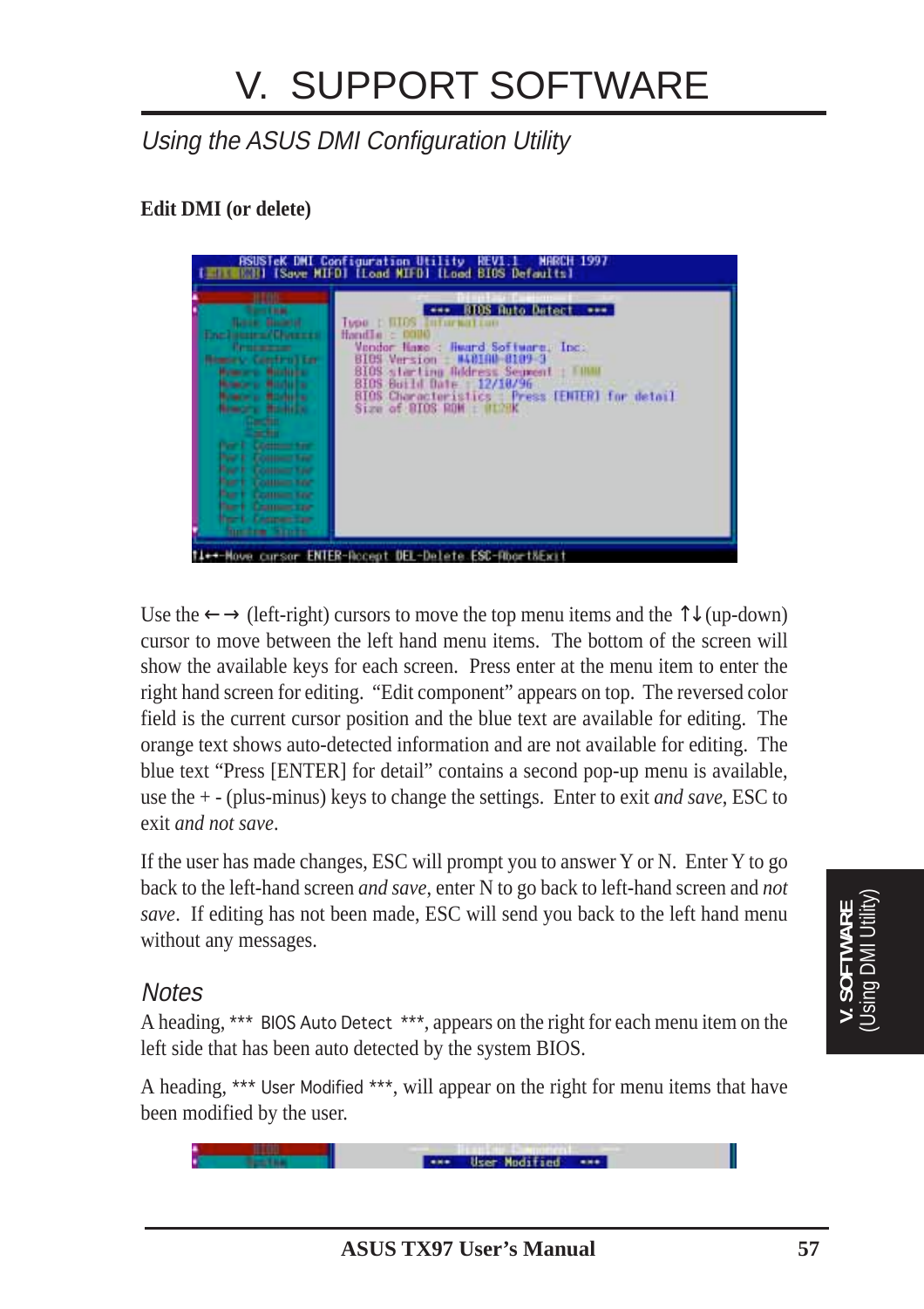// V. SUPPORT SOFTWARE

## Using the ASUS DMI Configuration Utility

**Edit DMI (or delete)**

Use the ← → (left-right) cursors to move the top menu items and the ↑↓ (up-down) cursor to move between the left hand menu items. The bottom of the screen will show the available keys for each screen. Press enter at the menu item to enter the right hand screen for editing. "Edit component" appears on top. The reversed color field is the current cursor position and the blue text are available for editing. The orange text shows auto-detected information and are not available for editing. The blue text "Press [ENTER] for detail" contains a second pop-up menu is available, use the + - (plus-minus) keys to change the settings. Enter to exit *and save*, ESC to exit *and not save*.

If the user has made changes, ESC will prompt you to answer Y or N. Enter Y to go back to the left-hand screen *and save*, enter N to go back to left-hand screen and *not save*. If editing has not been made, ESC will send you back to the left hand menu without any messages.

### Notes

A heading, *** BIOS Auto Detect ***, appears on the right for each menu item on the left side that has been auto detected by the system BIOS.

A heading, *** User Modified ***, will appear on the right for menu items that have been modified by the user.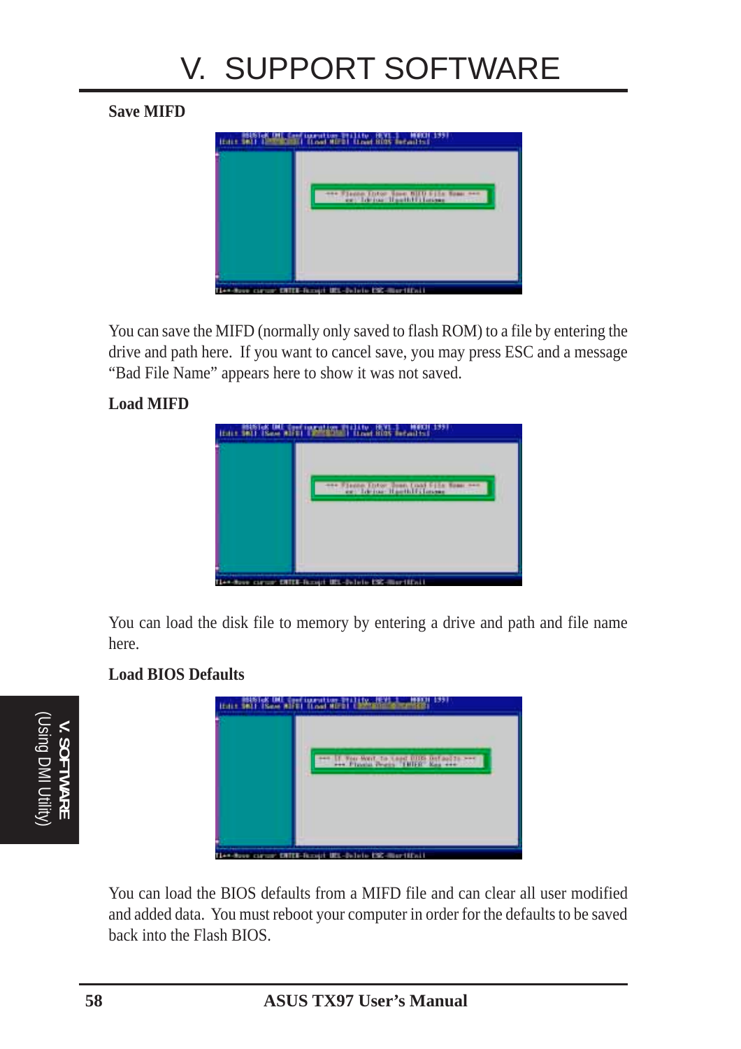# V. SUPPORT SOFTWARE

**Save MIFD**

You can save the MIFD (normally only saved to flash ROM) to a file by entering the drive and path here. If you want to cancel save, you may press ESC and a message “Bad File Name” appears here to show it was not saved.

**Load MIFD**

You can load the disk file to memory by entering a drive and path and file name here.

**Load BIOS Defaults**

You can load the BIOS defaults from a MIFD file and can clear all user modified and added data. You must reboot your computer in order for the defaults to be saved back into the Flash BIOS.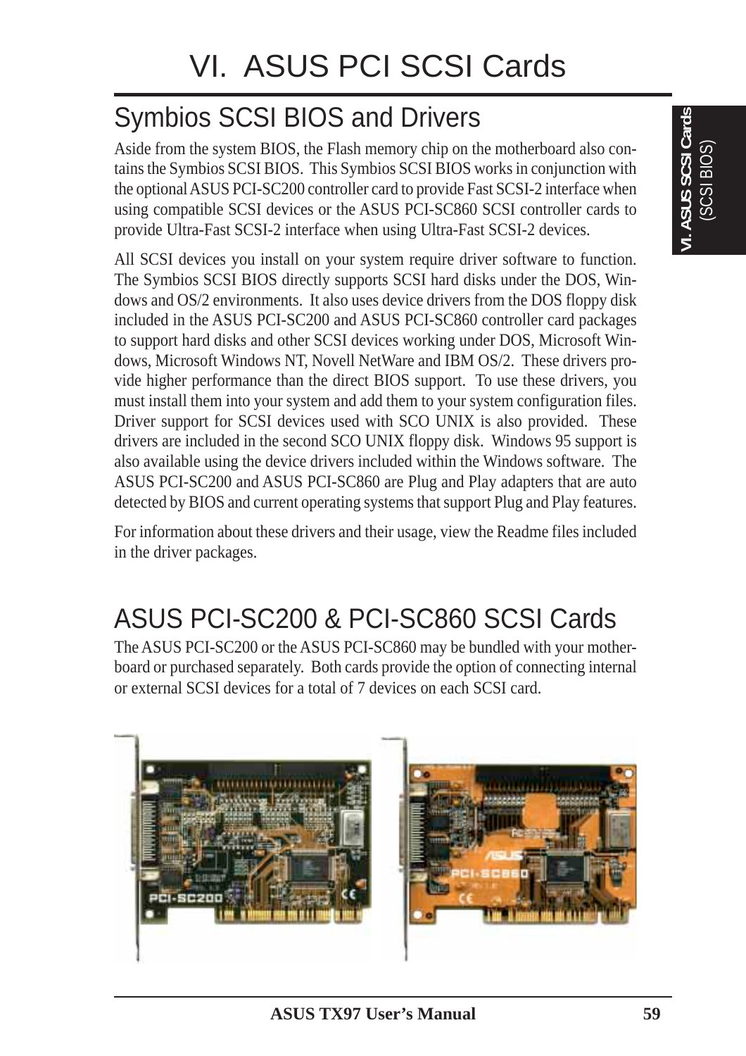# VI. ASUS PCI SCSI Cards

## Symbios SCSI BIOS and Drivers

Aside from the system BIOS, the Flash memory chip on the motherboard also contains the Symbios SCSI BIOS. This Symbios SCSI BIOS works in conjunction with the optional ASUS PCI-SC200 controller card to provide Fast SCSI-2 interface when using compatible SCSI devices or the ASUS PCI-SC860 SCSI controller cards to provide Ultra-Fast SCSI-2 interface when using Ultra-Fast SCSI-2 devices.

All SCSI devices you install on your system require driver software to function. The Symbios SCSI BIOS directly supports SCSI hard disks under the DOS, Windows and OS/2 environments. It also uses device drivers from the DOS floppy disk included in the ASUS PCI-SC200 and ASUS PCI-SC860 controller card packages to support hard disks and other SCSI devices working under DOS, Microsoft Windows, Microsoft Windows NT, Novell NetWare and IBM OS/2. These drivers provide higher performance than the direct BIOS support. To use these drivers, you must install them into your system and add them to your system configuration files. Driver support for SCSI devices used with SCO UNIX is also provided. These drivers are included in the second SCO UNIX floppy disk. Windows 95 support is also available using the device drivers included within the Windows software. The ASUS PCI-SC200 and ASUS PCI-SC860 are Plug and Play adapters that are auto detected by BIOS and current operating systems that support Plug and Play features.

For information about these drivers and their usage, view the Readme files included in the driver packages.

## ASUS PCI-SC200 & PCI-SC860 SCSI Cards

The ASUS PCI-SC200 or the ASUS PCI-SC860 may be bundled with your motherboard or purchased separately. Both cards provide the option of connecting internal or external SCSI devices for a total of 7 devices on each SCSI card.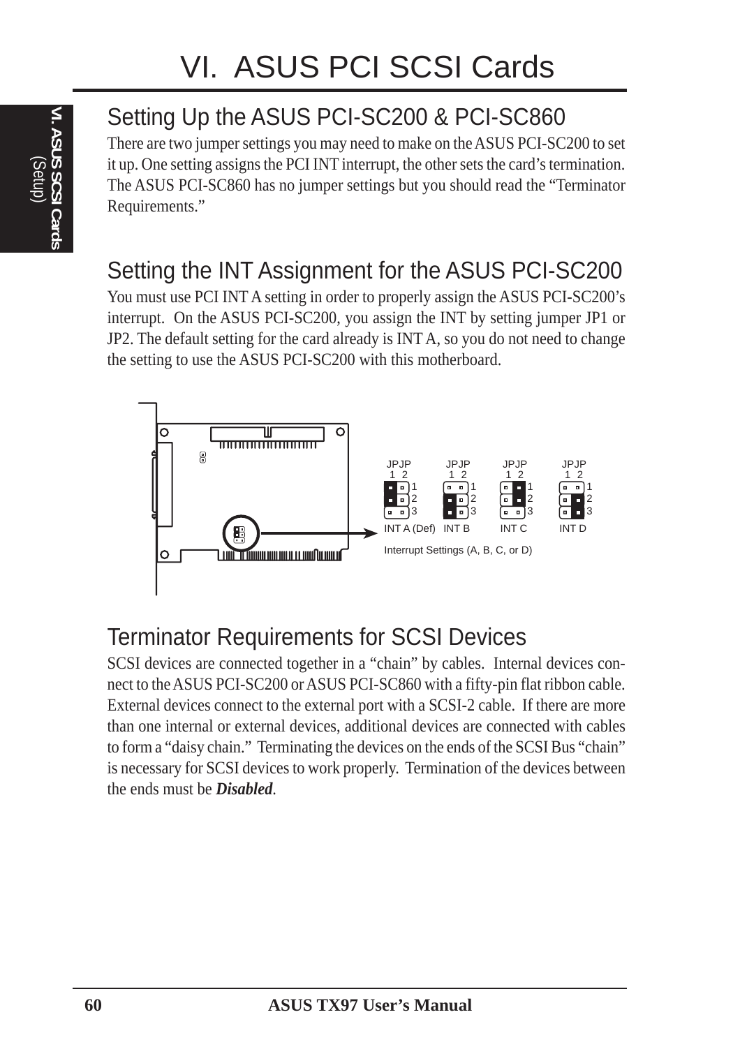# VI. ASUS PCI SCSI Cards

## Setting Up the ASUS PCI-SC200 & PCI-SC860

There are two jumper settings you may need to make on the ASUS PCI-SC200 to set it up. One setting assigns the PCI INT interrupt, the other sets the card's termination. The ASUS PCI-SC860 has no jumper settings but you should read the "Terminator Requirements."

## Setting the INT Assignment for the ASUS PCI-SC200

You must use PCI INT A setting in order to properly assign the ASUS PCI-SC200's interrupt. On the ASUS PCI-SC200, you assign the INT by setting jumper JP1 or JP2. The default setting for the card already is INT A, so you do not need to change the setting to use the ASUS PCI-SC200 with this motherboard.

JPJP 1 2 — INT A (Def) | INT B | INT C | INT D

Interrupt Settings (A, B, C, or D)

## Terminator Requirements for SCSI Devices

SCSI devices are connected together in a "chain" by cables. Internal devices connect to the ASUS PCI-SC200 or ASUS PCI-SC860 with a fifty-pin flat ribbon cable. External devices connect to the external port with a SCSI-2 cable. If there are more than one internal or external devices, additional devices are connected with cables to form a "daisy chain." Terminating the devices on the ends of the SCSI Bus "chain" is necessary for SCSI devices to work properly. Termination of the devices between the ends must be ***Disabled***.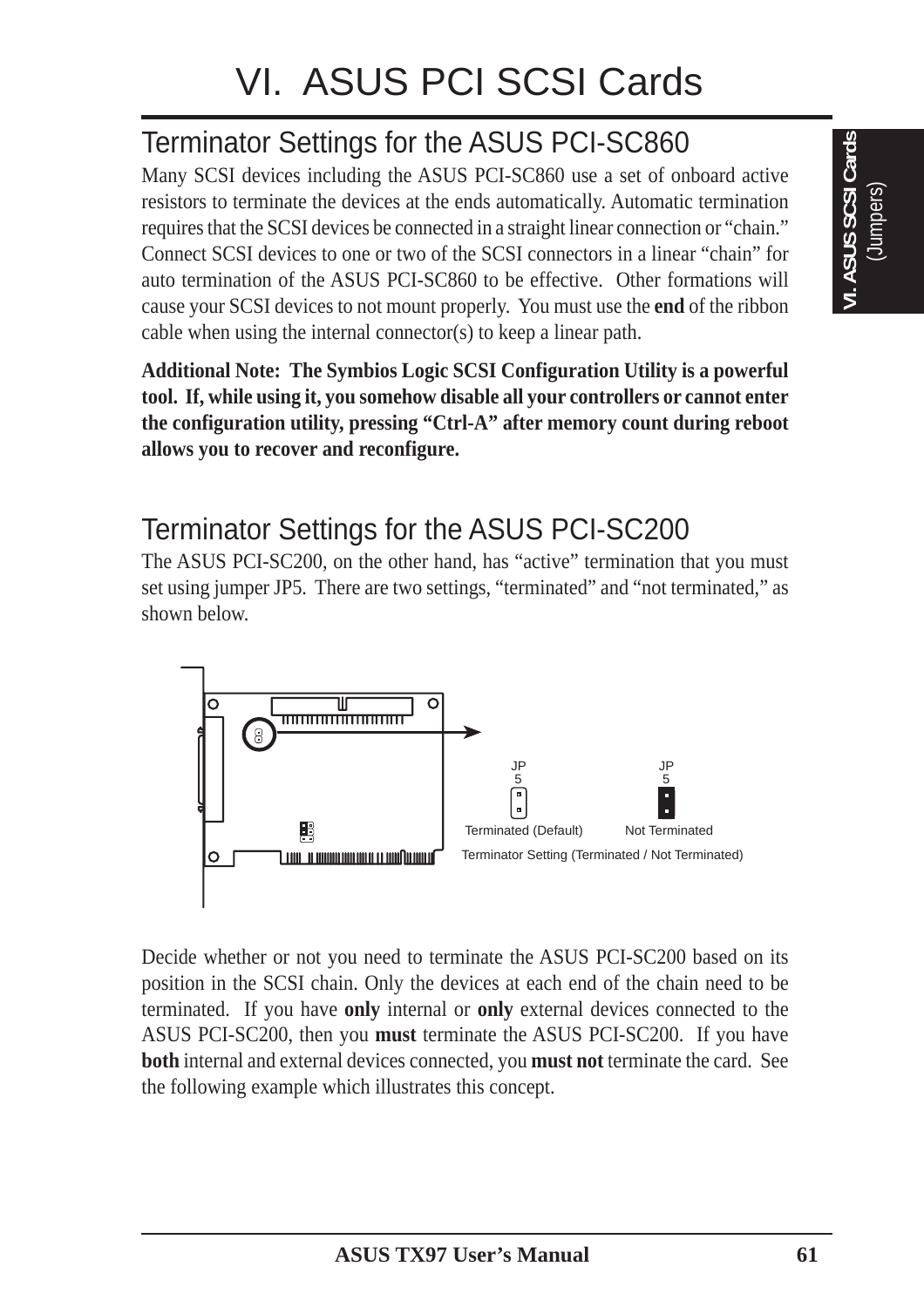# VI. ASUS PCI SCSI Cards

## Terminator Settings for the ASUS PCI-SC860

Many SCSI devices including the ASUS PCI-SC860 use a set of onboard active resistors to terminate the devices at the ends automatically. Automatic termination requires that the SCSI devices be connected in a straight linear connection or "chain." Connect SCSI devices to one or two of the SCSI connectors in a linear "chain" for auto termination of the ASUS PCI-SC860 to be effective. Other formations will cause your SCSI devices to not mount properly. You must use the **end** of the ribbon cable when using the internal connector(s) to keep a linear path.

**Additional Note: The Symbios Logic SCSI Configuration Utility is a powerful tool. If, while using it, you somehow disable all your controllers or cannot enter the configuration utility, pressing "Ctrl-A" after memory count during reboot allows you to recover and reconfigure.**

## Terminator Settings for the ASUS PCI-SC200

The ASUS PCI-SC200, on the other hand, has "active" termination that you must set using jumper JP5. There are two settings, "terminated" and "not terminated," as shown below.

JP5 — Terminated (Default) | JP5 — Not Terminated

Terminator Setting (Terminated / Not Terminated)

Decide whether or not you need to terminate the ASUS PCI-SC200 based on its position in the SCSI chain. Only the devices at each end of the chain need to be terminated. If you have **only** internal or **only** external devices connected to the ASUS PCI-SC200, then you **must** terminate the ASUS PCI-SC200. If you have **both** internal and external devices connected, you **must not** terminate the card. See the following example which illustrates this concept.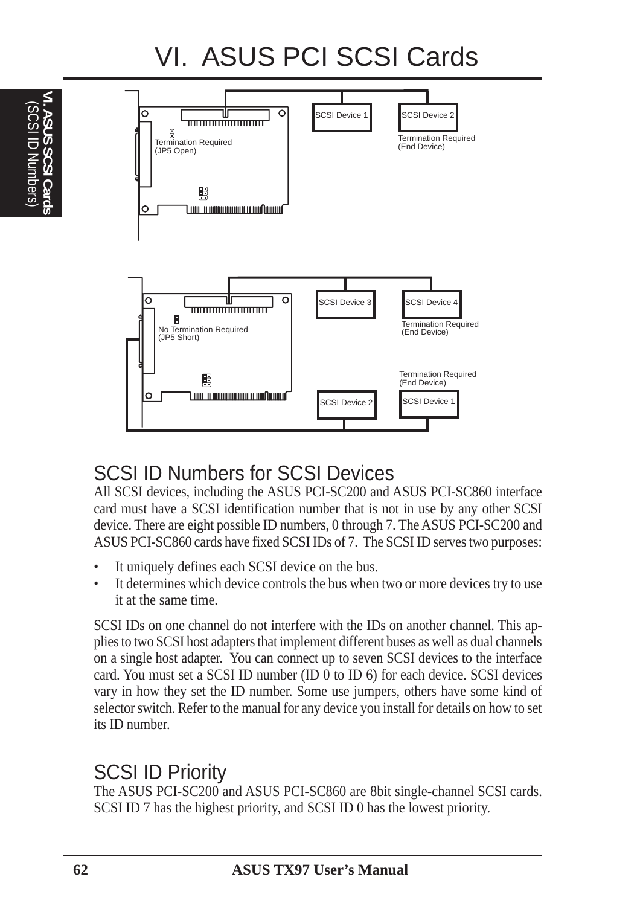# VI. ASUS PCI SCSI Cards

SCSI Device 1

SCSI Device 2

Termination Required (JP5 Open)

Termination Required (End Device)

SCSI Device 3

SCSI Device 4

No Termination Required (JP5 Short)

Termination Required (End Device)

Termination Required (End Device)

SCSI Device 2

SCSI Device 1

## SCSI ID Numbers for SCSI Devices

All SCSI devices, including the ASUS PCI-SC200 and ASUS PCI-SC860 interface card must have a SCSI identification number that is not in use by any other SCSI device. There are eight possible ID numbers, 0 through 7. The ASUS PCI-SC200 and ASUS PCI-SC860 cards have fixed SCSI IDs of 7. The SCSI ID serves two purposes:

- It uniquely defines each SCSI device on the bus.
- It determines which device controls the bus when two or more devices try to use it at the same time.

SCSI IDs on one channel do not interfere with the IDs on another channel. This applies to two SCSI host adapters that implement different buses as well as dual channels on a single host adapter. You can connect up to seven SCSI devices to the interface card. You must set a SCSI ID number (ID 0 to ID 6) for each device. SCSI devices vary in how they set the ID number. Some use jumpers, others have some kind of selector switch. Refer to the manual for any device you install for details on how to set its ID number.

## SCSI ID Priority

The ASUS PCI-SC200 and ASUS PCI-SC860 are 8bit single-channel SCSI cards. SCSI ID 7 has the highest priority, and SCSI ID 0 has the lowest priority.